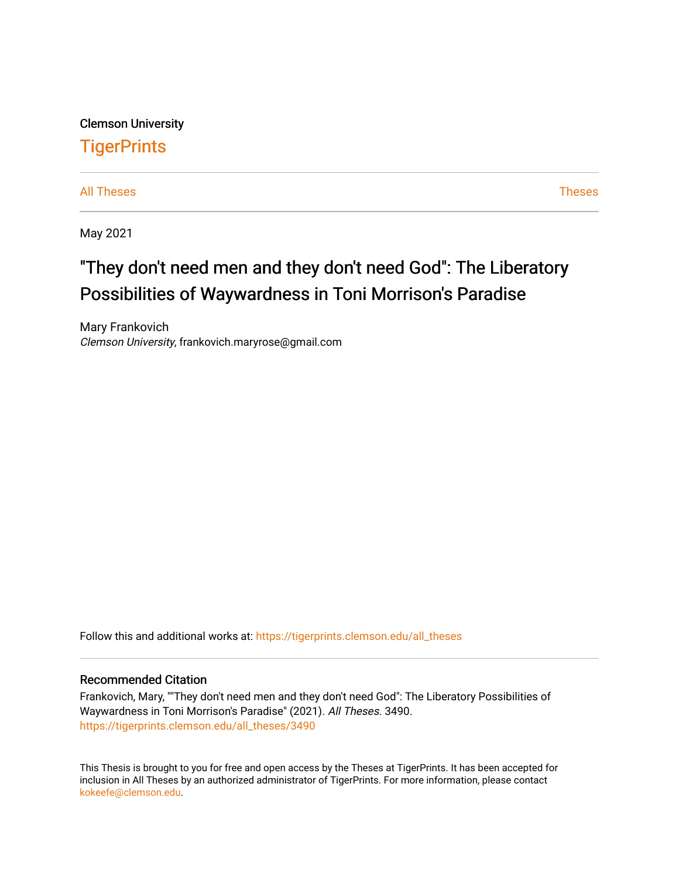Clemson University

# TigerPrints

All Theses | Theses

May 2021

# "They don't need men and they don't need God": The Liberatory Possibilities of Waywardness in Toni Morrison's Paradise

Mary Frankovich
*Clemson University*, frankovich.maryrose@gmail.com

Follow this and additional works at: https://tigerprints.clemson.edu/all_theses

## Recommended Citation

Frankovich, Mary, ""They don't need men and they don't need God": The Liberatory Possibilities of Waywardness in Toni Morrison's Paradise" (2021). *All Theses*. 3490.
https://tigerprints.clemson.edu/all_theses/3490

This Thesis is brought to you for free and open access by the Theses at TigerPrints. It has been accepted for inclusion in All Theses by an authorized administrator of TigerPrints. For more information, please contact kokeefe@clemson.edu.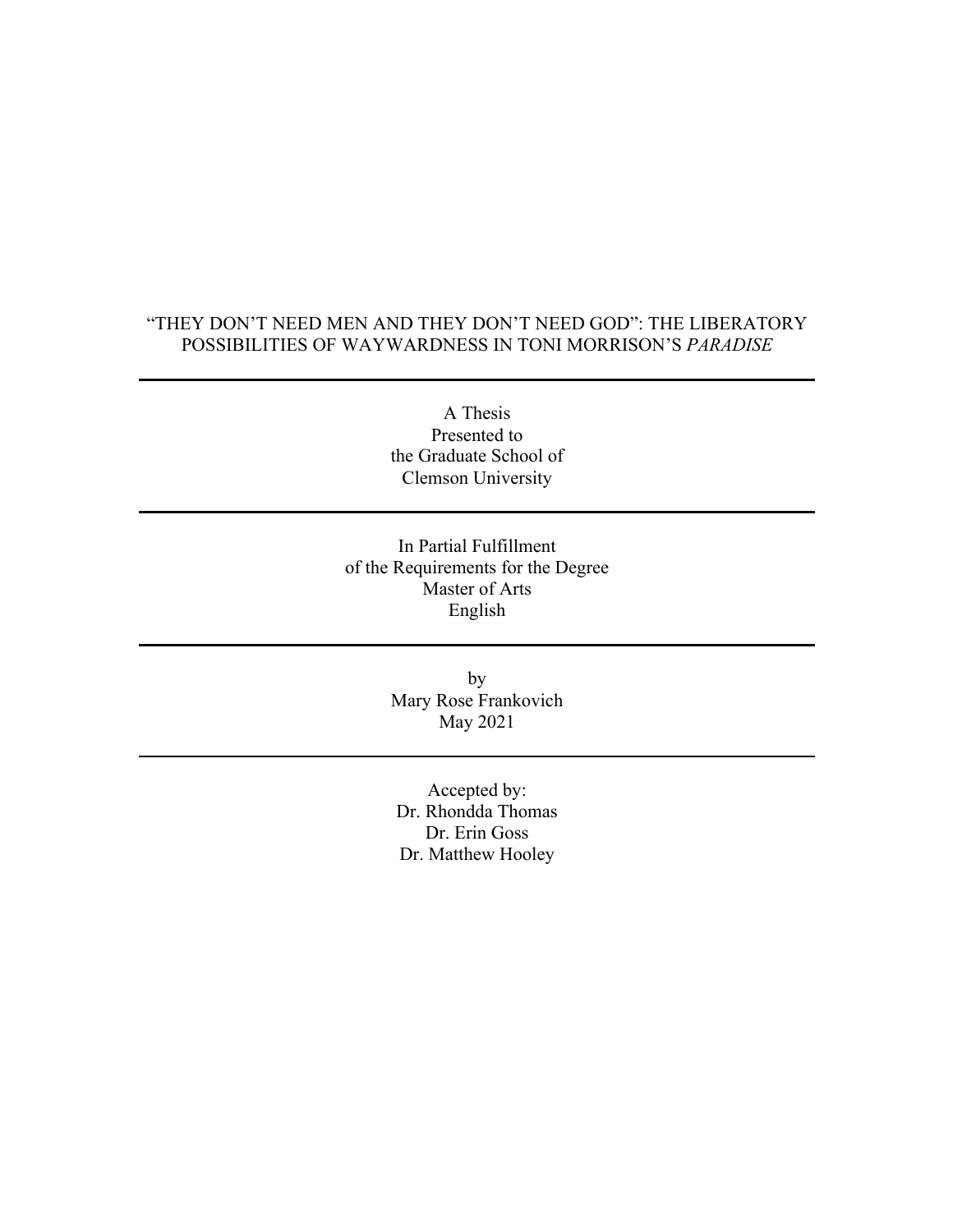# "THEY DON'T NEED MEN AND THEY DON'T NEED GOD": THE LIBERATORY POSSIBILITIES OF WAYWARDNESS IN TONI MORRISON'S *PARADISE*

---

A Thesis
Presented to
the Graduate School of
Clemson University

---

In Partial Fulfillment
of the Requirements for the Degree
Master of Arts
English

---

by
Mary Rose Frankovich
May 2021

---

Accepted by:
Dr. Rhondda Thomas
Dr. Erin Goss
Dr. Matthew Hooley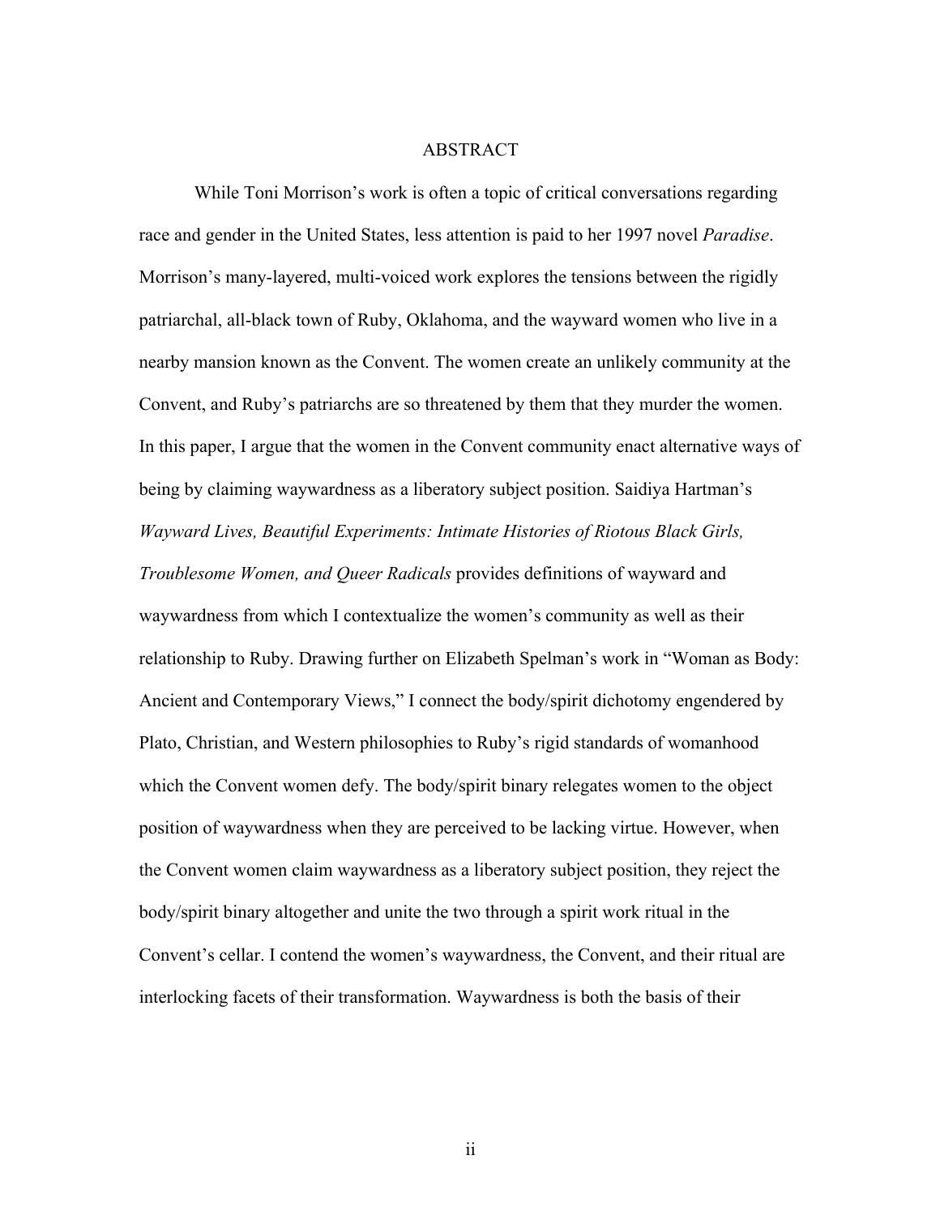# ABSTRACT

While Toni Morrison's work is often a topic of critical conversations regarding race and gender in the United States, less attention is paid to her 1997 novel *Paradise*. Morrison's many-layered, multi-voiced work explores the tensions between the rigidly patriarchal, all-black town of Ruby, Oklahoma, and the wayward women who live in a nearby mansion known as the Convent. The women create an unlikely community at the Convent, and Ruby's patriarchs are so threatened by them that they murder the women. In this paper, I argue that the women in the Convent community enact alternative ways of being by claiming waywardness as a liberatory subject position. Saidiya Hartman's *Wayward Lives, Beautiful Experiments: Intimate Histories of Riotous Black Girls, Troublesome Women, and Queer Radicals* provides definitions of wayward and waywardness from which I contextualize the women's community as well as their relationship to Ruby. Drawing further on Elizabeth Spelman's work in "Woman as Body: Ancient and Contemporary Views," I connect the body/spirit dichotomy engendered by Plato, Christian, and Western philosophies to Ruby's rigid standards of womanhood which the Convent women defy. The body/spirit binary relegates women to the object position of waywardness when they are perceived to be lacking virtue. However, when the Convent women claim waywardness as a liberatory subject position, they reject the body/spirit binary altogether and unite the two through a spirit work ritual in the Convent's cellar. I contend the women's waywardness, the Convent, and their ritual are interlocking facets of their transformation. Waywardness is both the basis of their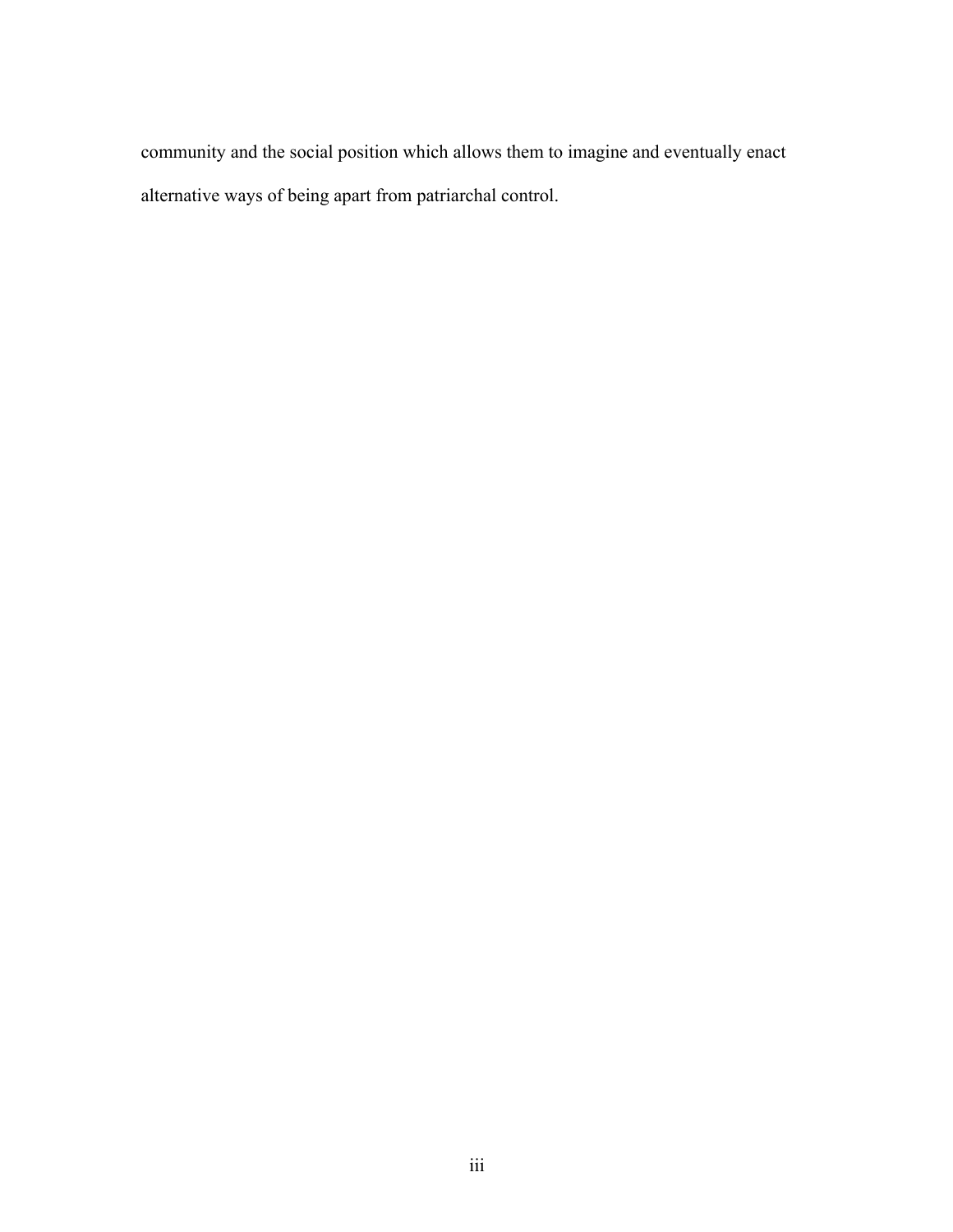community and the social position which allows them to imagine and eventually enact alternative ways of being apart from patriarchal control.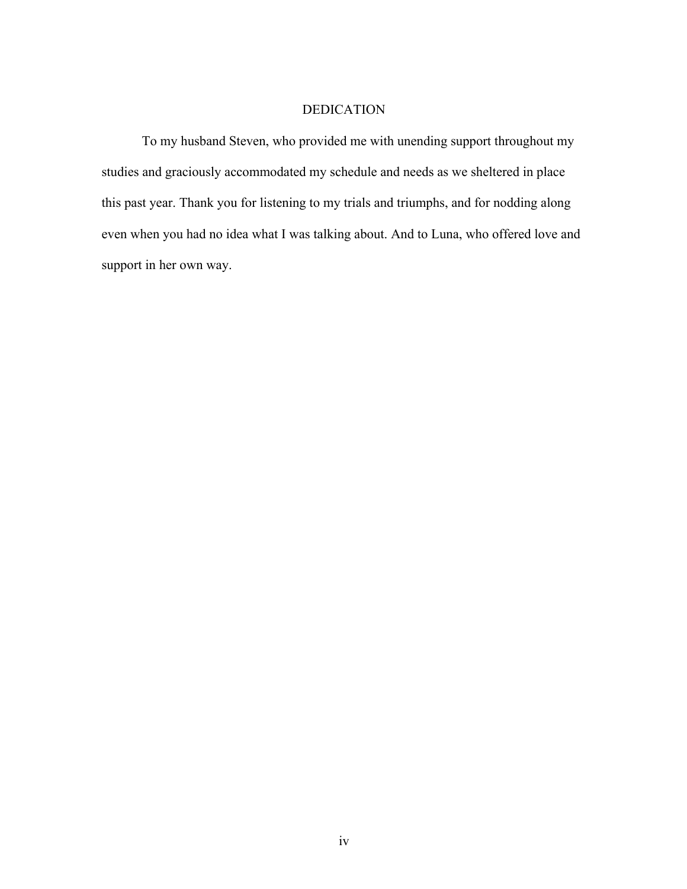# DEDICATION

To my husband Steven, who provided me with unending support throughout my studies and graciously accommodated my schedule and needs as we sheltered in place this past year. Thank you for listening to my trials and triumphs, and for nodding along even when you had no idea what I was talking about. And to Luna, who offered love and support in her own way.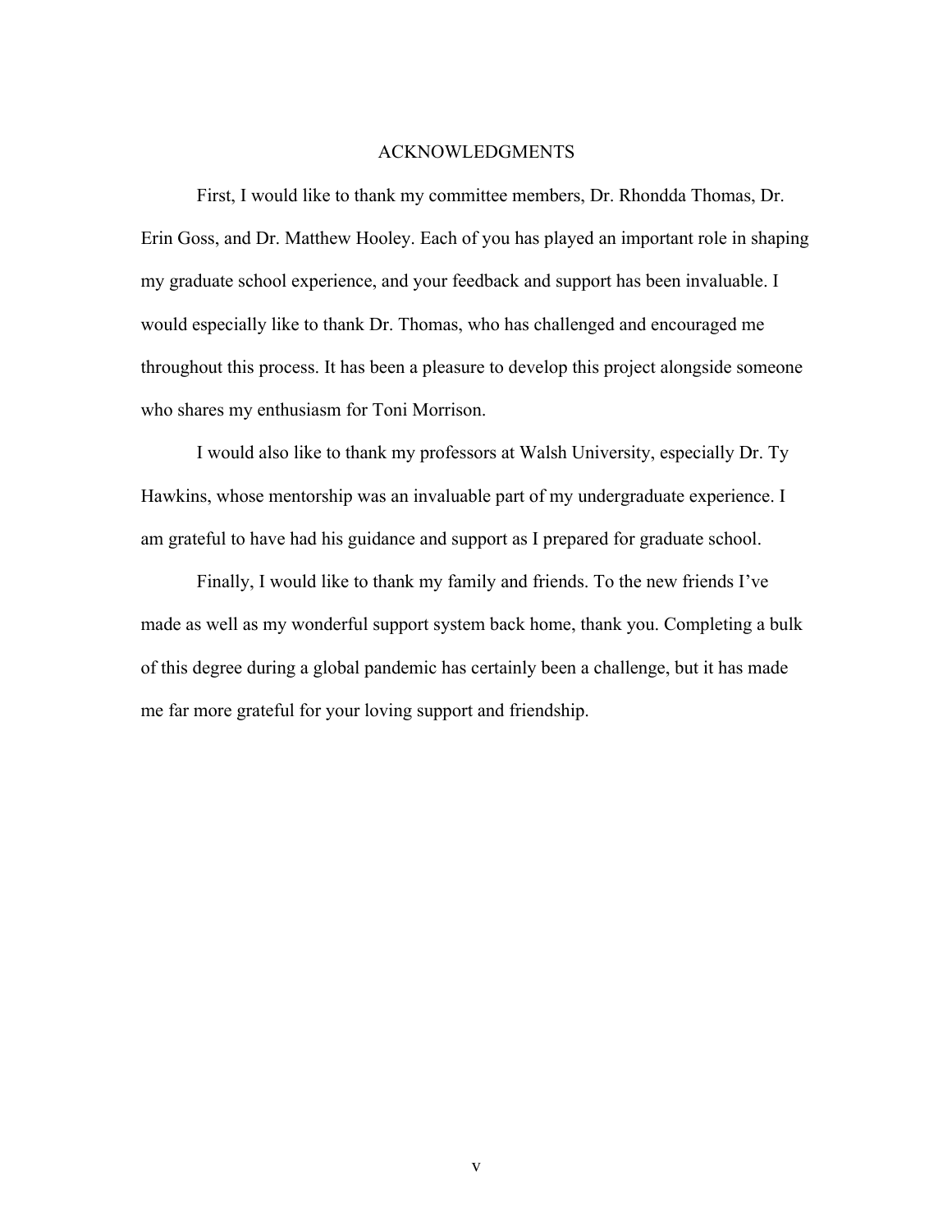# ACKNOWLEDGMENTS

First, I would like to thank my committee members, Dr. Rhondda Thomas, Dr. Erin Goss, and Dr. Matthew Hooley. Each of you has played an important role in shaping my graduate school experience, and your feedback and support has been invaluable. I would especially like to thank Dr. Thomas, who has challenged and encouraged me throughout this process. It has been a pleasure to develop this project alongside someone who shares my enthusiasm for Toni Morrison.

I would also like to thank my professors at Walsh University, especially Dr. Ty Hawkins, whose mentorship was an invaluable part of my undergraduate experience. I am grateful to have had his guidance and support as I prepared for graduate school.

Finally, I would like to thank my family and friends. To the new friends I've made as well as my wonderful support system back home, thank you. Completing a bulk of this degree during a global pandemic has certainly been a challenge, but it has made me far more grateful for your loving support and friendship.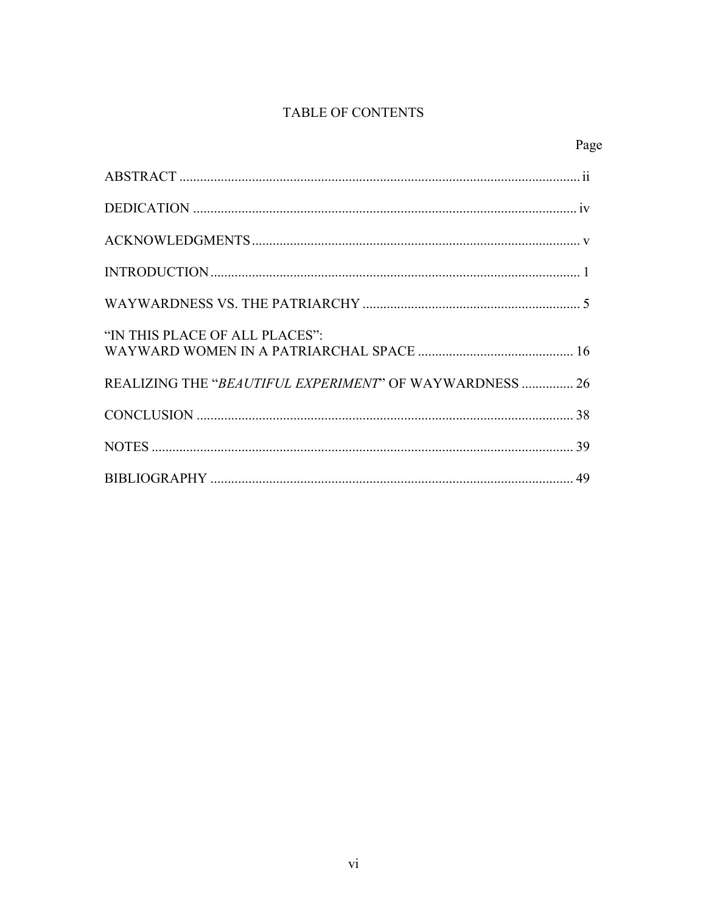# TABLE OF CONTENTS

| | Page |
|---|---|
| ABSTRACT | ii |
| DEDICATION | iv |
| ACKNOWLEDGMENTS | v |
| INTRODUCTION | 1 |
| WAYWARDNESS VS. THE PATRIARCHY | 5 |
| "IN THIS PLACE OF ALL PLACES": WAYWARD WOMEN IN A PATRIARCHAL SPACE | 16 |
| REALIZING THE "*BEAUTIFUL EXPERIMENT*" OF WAYWARDNESS | 26 |
| CONCLUSION | 38 |
| NOTES | 39 |
| BIBLIOGRAPHY | 49 |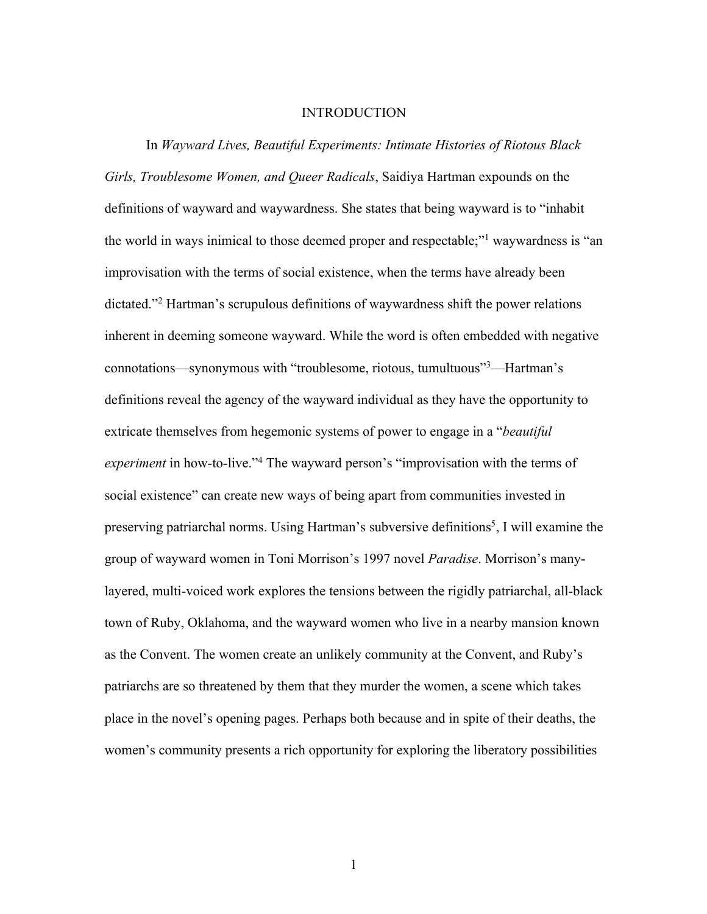# INTRODUCTION

In *Wayward Lives, Beautiful Experiments: Intimate Histories of Riotous Black Girls, Troublesome Women, and Queer Radicals*, Saidiya Hartman expounds on the definitions of wayward and waywardness. She states that being wayward is to "inhabit the world in ways inimical to those deemed proper and respectable;"[1] waywardness is "an improvisation with the terms of social existence, when the terms have already been dictated."[2] Hartman's scrupulous definitions of waywardness shift the power relations inherent in deeming someone wayward. While the word is often embedded with negative connotations—synonymous with "troublesome, riotous, tumultuous"[3]—Hartman's definitions reveal the agency of the wayward individual as they have the opportunity to extricate themselves from hegemonic systems of power to engage in a "*beautiful experiment* in how-to-live."[4] The wayward person's "improvisation with the terms of social existence" can create new ways of being apart from communities invested in preserving patriarchal norms. Using Hartman's subversive definitions[5], I will examine the group of wayward women in Toni Morrison's 1997 novel *Paradise*. Morrison's many-layered, multi-voiced work explores the tensions between the rigidly patriarchal, all-black town of Ruby, Oklahoma, and the wayward women who live in a nearby mansion known as the Convent. The women create an unlikely community at the Convent, and Ruby's patriarchs are so threatened by them that they murder the women, a scene which takes place in the novel's opening pages. Perhaps both because and in spite of their deaths, the women's community presents a rich opportunity for exploring the liberatory possibilities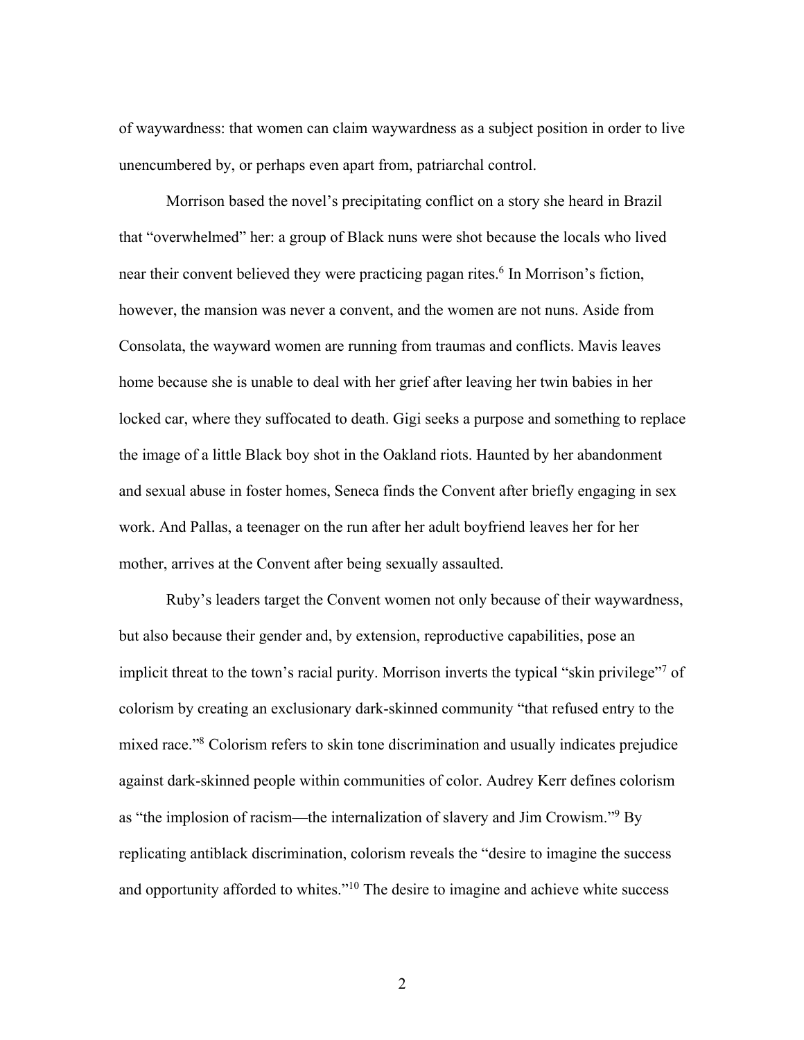of waywardness: that women can claim waywardness as a subject position in order to live unencumbered by, or perhaps even apart from, patriarchal control.

Morrison based the novel's precipitating conflict on a story she heard in Brazil that "overwhelmed" her: a group of Black nuns were shot because the locals who lived near their convent believed they were practicing pagan rites.[6] In Morrison's fiction, however, the mansion was never a convent, and the women are not nuns. Aside from Consolata, the wayward women are running from traumas and conflicts. Mavis leaves home because she is unable to deal with her grief after leaving her twin babies in her locked car, where they suffocated to death. Gigi seeks a purpose and something to replace the image of a little Black boy shot in the Oakland riots. Haunted by her abandonment and sexual abuse in foster homes, Seneca finds the Convent after briefly engaging in sex work. And Pallas, a teenager on the run after her adult boyfriend leaves her for her mother, arrives at the Convent after being sexually assaulted.

Ruby's leaders target the Convent women not only because of their waywardness, but also because their gender and, by extension, reproductive capabilities, pose an implicit threat to the town's racial purity. Morrison inverts the typical "skin privilege"[7] of colorism by creating an exclusionary dark-skinned community "that refused entry to the mixed race."[8] Colorism refers to skin tone discrimination and usually indicates prejudice against dark-skinned people within communities of color. Audrey Kerr defines colorism as "the implosion of racism—the internalization of slavery and Jim Crowism."[9] By replicating antiblack discrimination, colorism reveals the "desire to imagine the success and opportunity afforded to whites."[10] The desire to imagine and achieve white success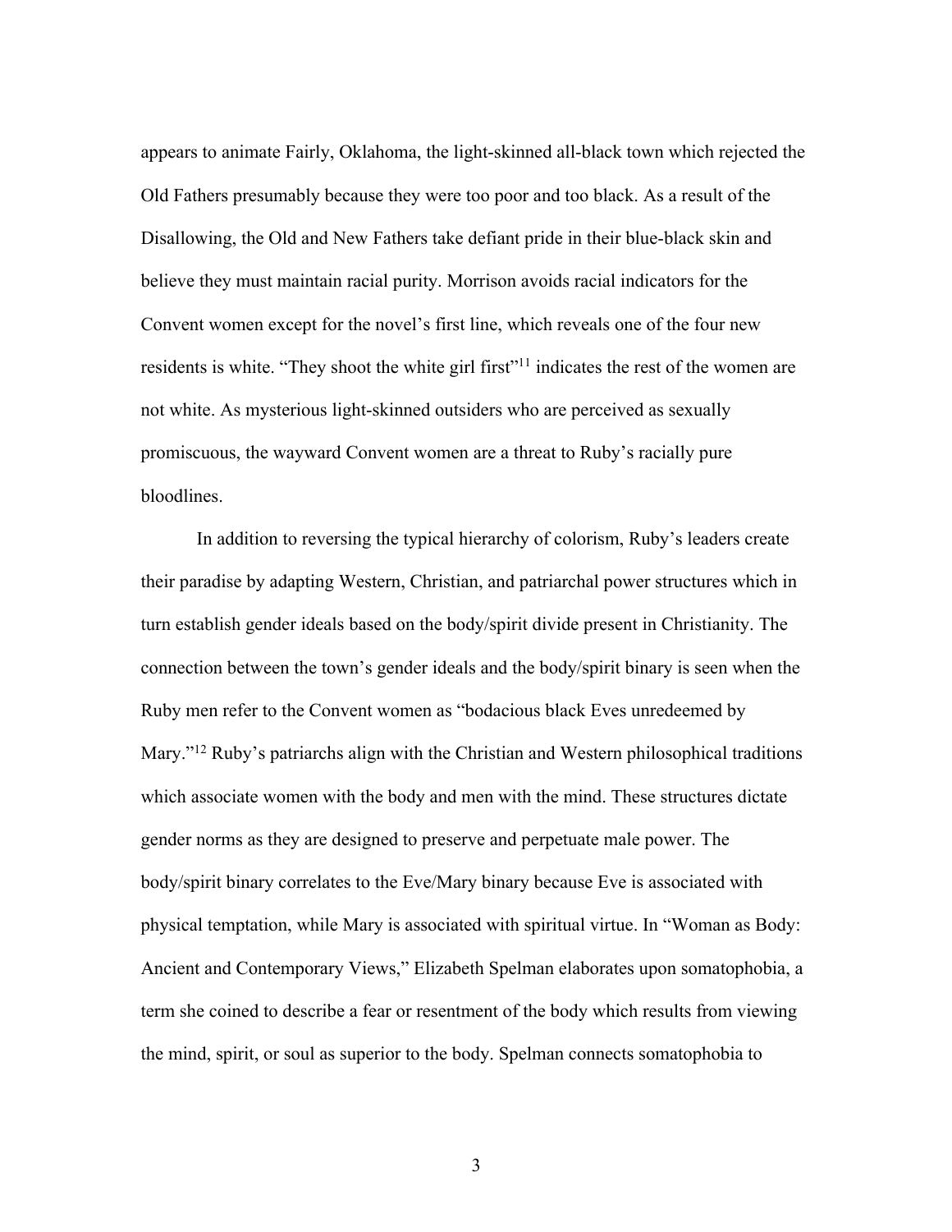appears to animate Fairly, Oklahoma, the light-skinned all-black town which rejected the Old Fathers presumably because they were too poor and too black. As a result of the Disallowing, the Old and New Fathers take defiant pride in their blue-black skin and believe they must maintain racial purity. Morrison avoids racial indicators for the Convent women except for the novel's first line, which reveals one of the four new residents is white. "They shoot the white girl first"[11] indicates the rest of the women are not white. As mysterious light-skinned outsiders who are perceived as sexually promiscuous, the wayward Convent women are a threat to Ruby's racially pure bloodlines.

In addition to reversing the typical hierarchy of colorism, Ruby's leaders create their paradise by adapting Western, Christian, and patriarchal power structures which in turn establish gender ideals based on the body/spirit divide present in Christianity. The connection between the town's gender ideals and the body/spirit binary is seen when the Ruby men refer to the Convent women as "bodacious black Eves unredeemed by Mary."[12] Ruby's patriarchs align with the Christian and Western philosophical traditions which associate women with the body and men with the mind. These structures dictate gender norms as they are designed to preserve and perpetuate male power. The body/spirit binary correlates to the Eve/Mary binary because Eve is associated with physical temptation, while Mary is associated with spiritual virtue. In "Woman as Body: Ancient and Contemporary Views," Elizabeth Spelman elaborates upon somatophobia, a term she coined to describe a fear or resentment of the body which results from viewing the mind, spirit, or soul as superior to the body. Spelman connects somatophobia to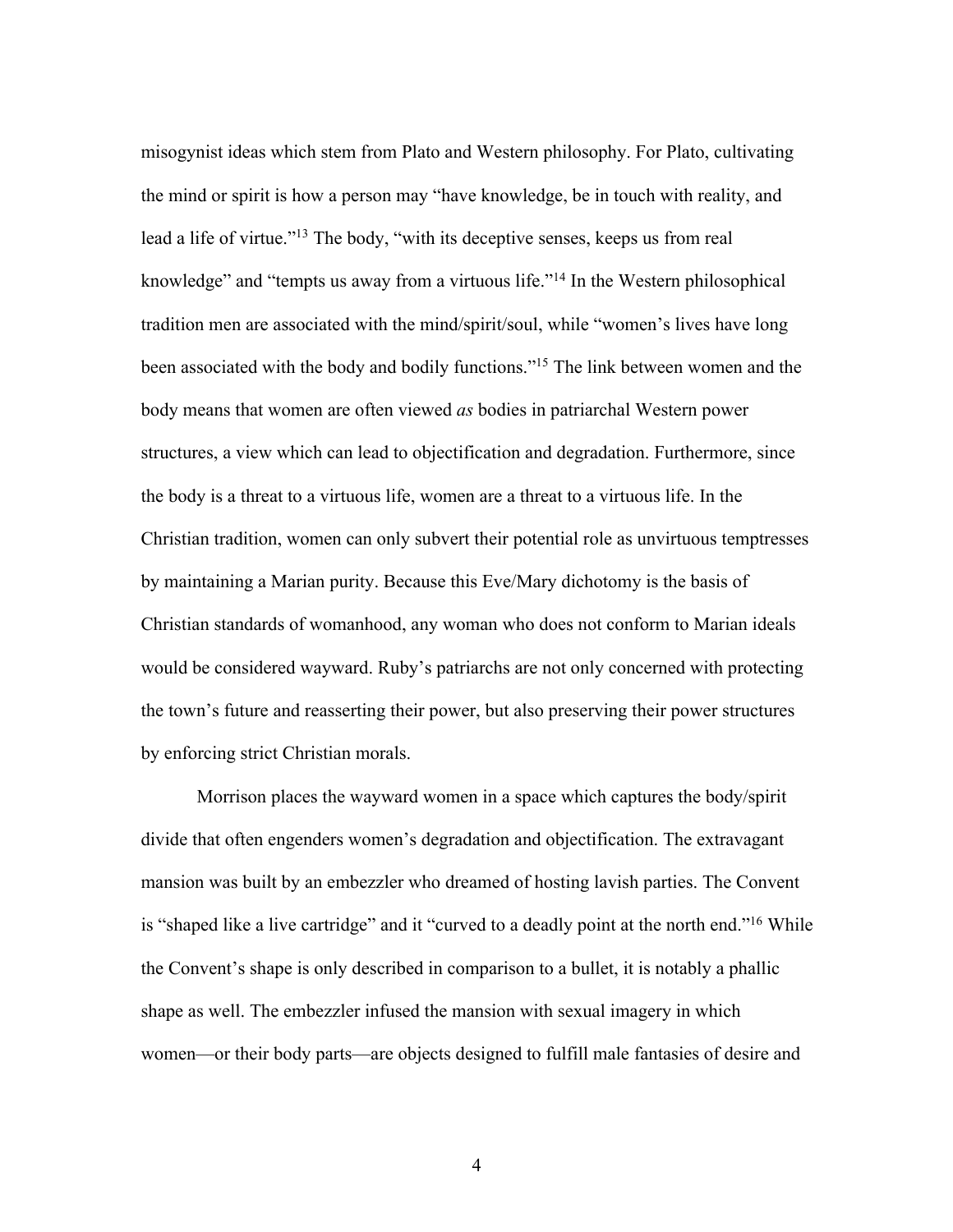misogynist ideas which stem from Plato and Western philosophy. For Plato, cultivating the mind or spirit is how a person may "have knowledge, be in touch with reality, and lead a life of virtue."[13] The body, "with its deceptive senses, keeps us from real knowledge" and "tempts us away from a virtuous life."[14] In the Western philosophical tradition men are associated with the mind/spirit/soul, while "women's lives have long been associated with the body and bodily functions."[15] The link between women and the body means that women are often viewed *as* bodies in patriarchal Western power structures, a view which can lead to objectification and degradation. Furthermore, since the body is a threat to a virtuous life, women are a threat to a virtuous life. In the Christian tradition, women can only subvert their potential role as unvirtuous temptresses by maintaining a Marian purity. Because this Eve/Mary dichotomy is the basis of Christian standards of womanhood, any woman who does not conform to Marian ideals would be considered wayward. Ruby's patriarchs are not only concerned with protecting the town's future and reasserting their power, but also preserving their power structures by enforcing strict Christian morals.

Morrison places the wayward women in a space which captures the body/spirit divide that often engenders women's degradation and objectification. The extravagant mansion was built by an embezzler who dreamed of hosting lavish parties. The Convent is "shaped like a live cartridge" and it "curved to a deadly point at the north end."[16] While the Convent's shape is only described in comparison to a bullet, it is notably a phallic shape as well. The embezzler infused the mansion with sexual imagery in which women—or their body parts—are objects designed to fulfill male fantasies of desire and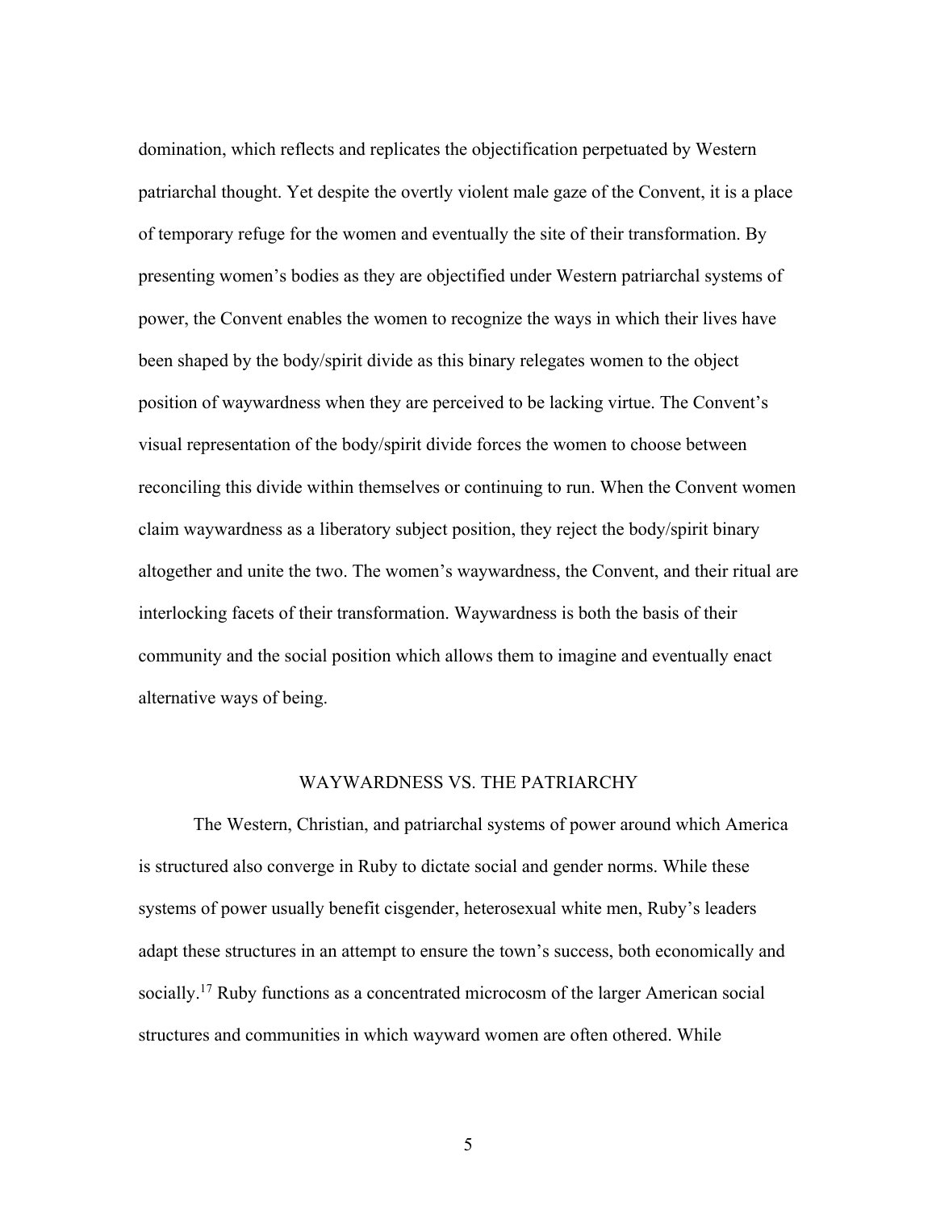domination, which reflects and replicates the objectification perpetuated by Western patriarchal thought. Yet despite the overtly violent male gaze of the Convent, it is a place of temporary refuge for the women and eventually the site of their transformation. By presenting women's bodies as they are objectified under Western patriarchal systems of power, the Convent enables the women to recognize the ways in which their lives have been shaped by the body/spirit divide as this binary relegates women to the object position of waywardness when they are perceived to be lacking virtue. The Convent's visual representation of the body/spirit divide forces the women to choose between reconciling this divide within themselves or continuing to run. When the Convent women claim waywardness as a liberatory subject position, they reject the body/spirit binary altogether and unite the two. The women's waywardness, the Convent, and their ritual are interlocking facets of their transformation. Waywardness is both the basis of their community and the social position which allows them to imagine and eventually enact alternative ways of being.

## WAYWARDNESS VS. THE PATRIARCHY

The Western, Christian, and patriarchal systems of power around which America is structured also converge in Ruby to dictate social and gender norms. While these systems of power usually benefit cisgender, heterosexual white men, Ruby's leaders adapt these structures in an attempt to ensure the town's success, both economically and socially.[17] Ruby functions as a concentrated microcosm of the larger American social structures and communities in which wayward women are often othered. While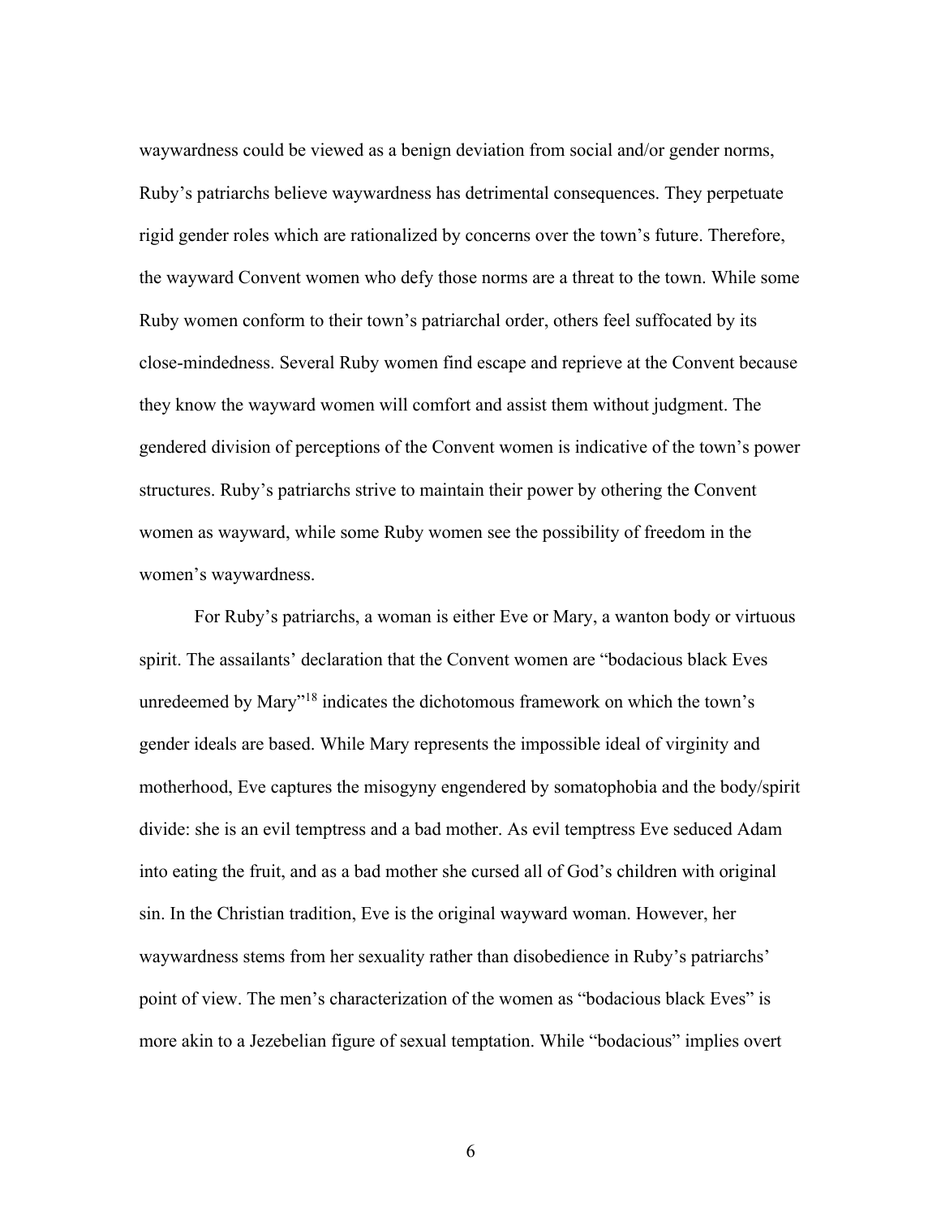waywardness could be viewed as a benign deviation from social and/or gender norms, Ruby's patriarchs believe waywardness has detrimental consequences. They perpetuate rigid gender roles which are rationalized by concerns over the town's future. Therefore, the wayward Convent women who defy those norms are a threat to the town. While some Ruby women conform to their town's patriarchal order, others feel suffocated by its close-mindedness. Several Ruby women find escape and reprieve at the Convent because they know the wayward women will comfort and assist them without judgment. The gendered division of perceptions of the Convent women is indicative of the town's power structures. Ruby's patriarchs strive to maintain their power by othering the Convent women as wayward, while some Ruby women see the possibility of freedom in the women's waywardness.

For Ruby's patriarchs, a woman is either Eve or Mary, a wanton body or virtuous spirit. The assailants' declaration that the Convent women are "bodacious black Eves unredeemed by Mary"[18] indicates the dichotomous framework on which the town's gender ideals are based. While Mary represents the impossible ideal of virginity and motherhood, Eve captures the misogyny engendered by somatophobia and the body/spirit divide: she is an evil temptress and a bad mother. As evil temptress Eve seduced Adam into eating the fruit, and as a bad mother she cursed all of God's children with original sin. In the Christian tradition, Eve is the original wayward woman. However, her waywardness stems from her sexuality rather than disobedience in Ruby's patriarchs' point of view. The men's characterization of the women as "bodacious black Eves" is more akin to a Jezebelian figure of sexual temptation. While "bodacious" implies overt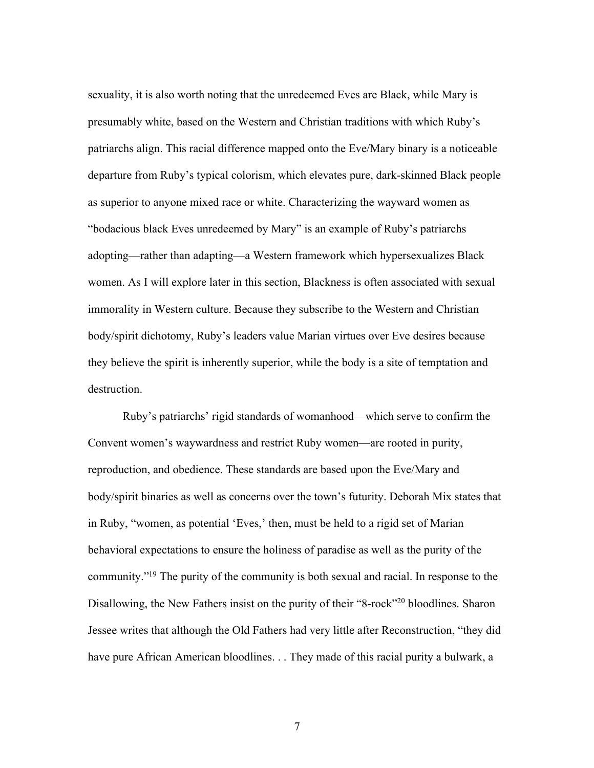sexuality, it is also worth noting that the unredeemed Eves are Black, while Mary is presumably white, based on the Western and Christian traditions with which Ruby's patriarchs align. This racial difference mapped onto the Eve/Mary binary is a noticeable departure from Ruby's typical colorism, which elevates pure, dark-skinned Black people as superior to anyone mixed race or white. Characterizing the wayward women as "bodacious black Eves unredeemed by Mary" is an example of Ruby's patriarchs adopting—rather than adapting—a Western framework which hypersexualizes Black women. As I will explore later in this section, Blackness is often associated with sexual immorality in Western culture. Because they subscribe to the Western and Christian body/spirit dichotomy, Ruby's leaders value Marian virtues over Eve desires because they believe the spirit is inherently superior, while the body is a site of temptation and destruction.

Ruby's patriarchs' rigid standards of womanhood—which serve to confirm the Convent women's waywardness and restrict Ruby women—are rooted in purity, reproduction, and obedience. These standards are based upon the Eve/Mary and body/spirit binaries as well as concerns over the town's futurity. Deborah Mix states that in Ruby, "women, as potential 'Eves,' then, must be held to a rigid set of Marian behavioral expectations to ensure the holiness of paradise as well as the purity of the community."[19] The purity of the community is both sexual and racial. In response to the Disallowing, the New Fathers insist on the purity of their "8-rock"[20] bloodlines. Sharon Jessee writes that although the Old Fathers had very little after Reconstruction, "they did have pure African American bloodlines. . . They made of this racial purity a bulwark, a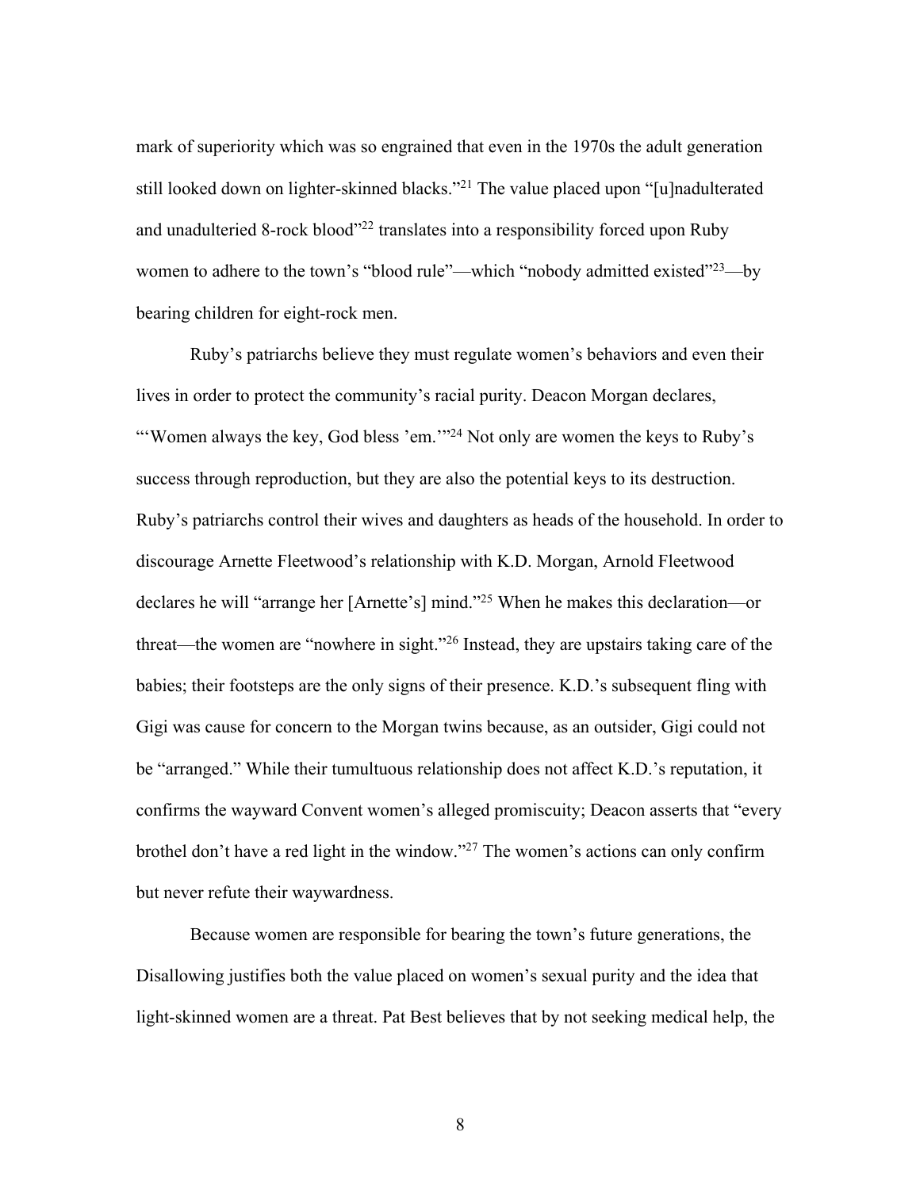mark of superiority which was so engrained that even in the 1970s the adult generation still looked down on lighter-skinned blacks."[21] The value placed upon "[u]nadulterated and unadulteried 8-rock blood"[22] translates into a responsibility forced upon Ruby women to adhere to the town's "blood rule"—which "nobody admitted existed"[23]—by bearing children for eight-rock men.

Ruby's patriarchs believe they must regulate women's behaviors and even their lives in order to protect the community's racial purity. Deacon Morgan declares, "'Women always the key, God bless 'em.'"[24] Not only are women the keys to Ruby's success through reproduction, but they are also the potential keys to its destruction. Ruby's patriarchs control their wives and daughters as heads of the household. In order to discourage Arnette Fleetwood's relationship with K.D. Morgan, Arnold Fleetwood declares he will "arrange her [Arnette's] mind."[25] When he makes this declaration—or threat—the women are "nowhere in sight."[26] Instead, they are upstairs taking care of the babies; their footsteps are the only signs of their presence. K.D.'s subsequent fling with Gigi was cause for concern to the Morgan twins because, as an outsider, Gigi could not be "arranged." While their tumultuous relationship does not affect K.D.'s reputation, it confirms the wayward Convent women's alleged promiscuity; Deacon asserts that "every brothel don't have a red light in the window."[27] The women's actions can only confirm but never refute their waywardness.

Because women are responsible for bearing the town's future generations, the Disallowing justifies both the value placed on women's sexual purity and the idea that light-skinned women are a threat. Pat Best believes that by not seeking medical help, the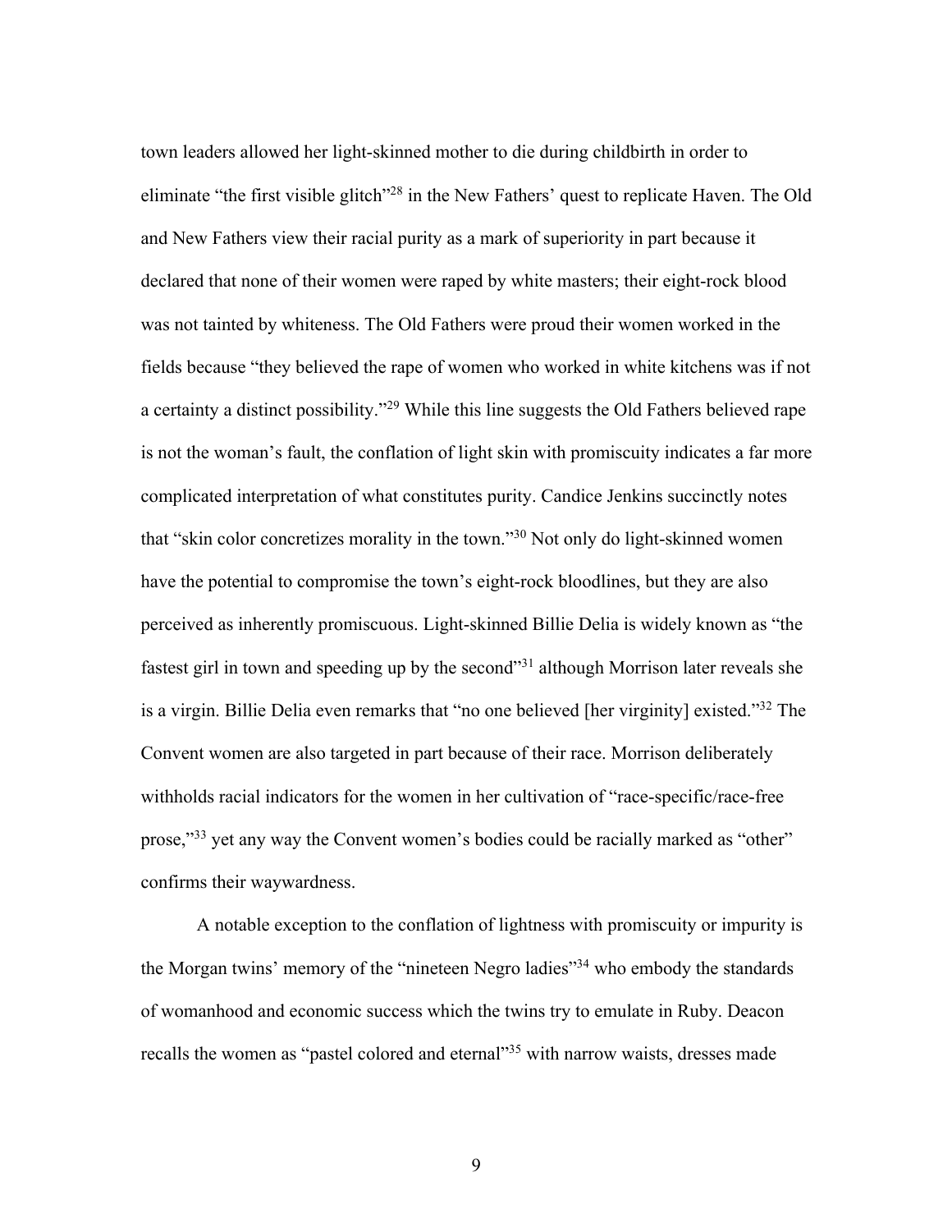town leaders allowed her light-skinned mother to die during childbirth in order to eliminate "the first visible glitch"[28] in the New Fathers' quest to replicate Haven. The Old and New Fathers view their racial purity as a mark of superiority in part because it declared that none of their women were raped by white masters; their eight-rock blood was not tainted by whiteness. The Old Fathers were proud their women worked in the fields because "they believed the rape of women who worked in white kitchens was if not a certainty a distinct possibility."[29] While this line suggests the Old Fathers believed rape is not the woman's fault, the conflation of light skin with promiscuity indicates a far more complicated interpretation of what constitutes purity. Candice Jenkins succinctly notes that "skin color concretizes morality in the town."[30] Not only do light-skinned women have the potential to compromise the town's eight-rock bloodlines, but they are also perceived as inherently promiscuous. Light-skinned Billie Delia is widely known as "the fastest girl in town and speeding up by the second"[31] although Morrison later reveals she is a virgin. Billie Delia even remarks that "no one believed [her virginity] existed."[32] The Convent women are also targeted in part because of their race. Morrison deliberately withholds racial indicators for the women in her cultivation of "race-specific/race-free prose,"[33] yet any way the Convent women's bodies could be racially marked as "other" confirms their waywardness.

A notable exception to the conflation of lightness with promiscuity or impurity is the Morgan twins' memory of the "nineteen Negro ladies"[34] who embody the standards of womanhood and economic success which the twins try to emulate in Ruby. Deacon recalls the women as "pastel colored and eternal"[35] with narrow waists, dresses made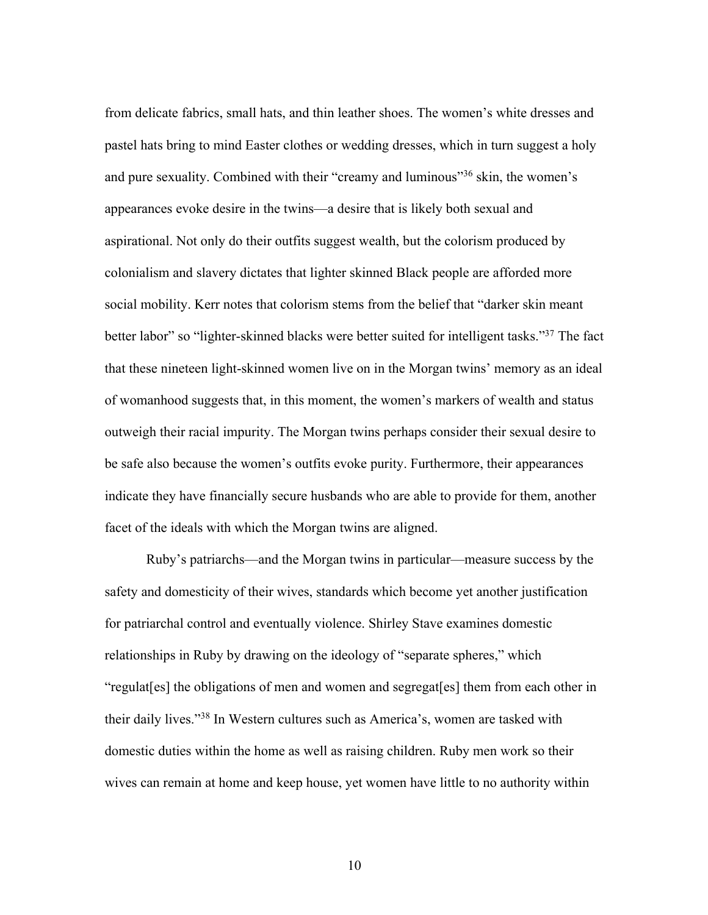from delicate fabrics, small hats, and thin leather shoes. The women's white dresses and pastel hats bring to mind Easter clothes or wedding dresses, which in turn suggest a holy and pure sexuality. Combined with their "creamy and luminous"[36] skin, the women's appearances evoke desire in the twins—a desire that is likely both sexual and aspirational. Not only do their outfits suggest wealth, but the colorism produced by colonialism and slavery dictates that lighter skinned Black people are afforded more social mobility. Kerr notes that colorism stems from the belief that "darker skin meant better labor" so "lighter-skinned blacks were better suited for intelligent tasks."[37] The fact that these nineteen light-skinned women live on in the Morgan twins' memory as an ideal of womanhood suggests that, in this moment, the women's markers of wealth and status outweigh their racial impurity. The Morgan twins perhaps consider their sexual desire to be safe also because the women's outfits evoke purity. Furthermore, their appearances indicate they have financially secure husbands who are able to provide for them, another facet of the ideals with which the Morgan twins are aligned.

Ruby's patriarchs—and the Morgan twins in particular—measure success by the safety and domesticity of their wives, standards which become yet another justification for patriarchal control and eventually violence. Shirley Stave examines domestic relationships in Ruby by drawing on the ideology of "separate spheres," which "regulat[es] the obligations of men and women and segregat[es] them from each other in their daily lives."[38] In Western cultures such as America's, women are tasked with domestic duties within the home as well as raising children. Ruby men work so their wives can remain at home and keep house, yet women have little to no authority within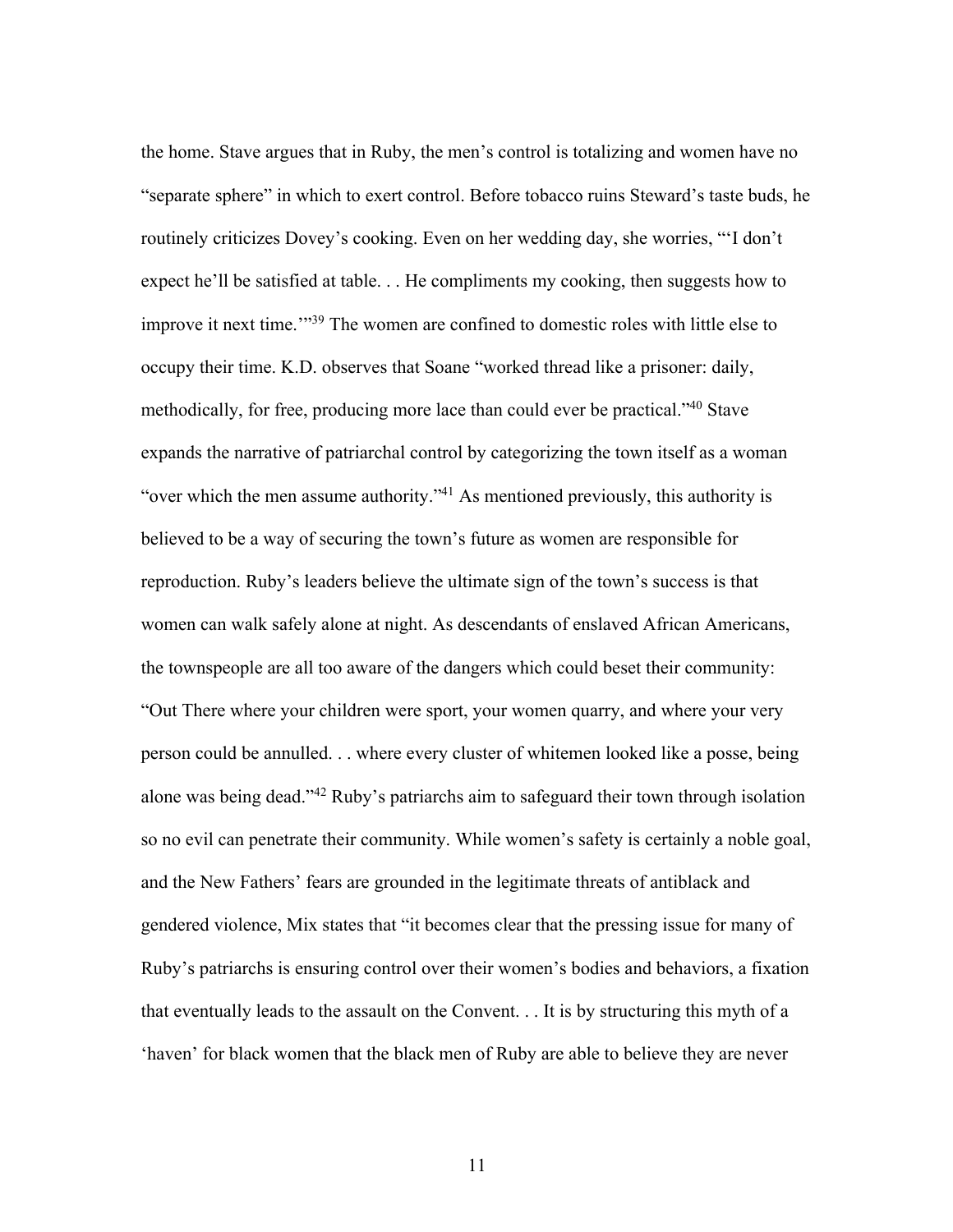the home. Stave argues that in Ruby, the men's control is totalizing and women have no "separate sphere" in which to exert control. Before tobacco ruins Steward's taste buds, he routinely criticizes Dovey's cooking. Even on her wedding day, she worries, "'I don't expect he'll be satisfied at table. . . He compliments my cooking, then suggests how to improve it next time.'"[39] The women are confined to domestic roles with little else to occupy their time. K.D. observes that Soane "worked thread like a prisoner: daily, methodically, for free, producing more lace than could ever be practical."[40] Stave expands the narrative of patriarchal control by categorizing the town itself as a woman "over which the men assume authority."[41] As mentioned previously, this authority is believed to be a way of securing the town's future as women are responsible for reproduction. Ruby's leaders believe the ultimate sign of the town's success is that women can walk safely alone at night. As descendants of enslaved African Americans, the townspeople are all too aware of the dangers which could beset their community: "Out There where your children were sport, your women quarry, and where your very person could be annulled. . . where every cluster of whitemen looked like a posse, being alone was being dead."[42] Ruby's patriarchs aim to safeguard their town through isolation so no evil can penetrate their community. While women's safety is certainly a noble goal, and the New Fathers' fears are grounded in the legitimate threats of antiblack and gendered violence, Mix states that "it becomes clear that the pressing issue for many of Ruby's patriarchs is ensuring control over their women's bodies and behaviors, a fixation that eventually leads to the assault on the Convent. . . It is by structuring this myth of a 'haven' for black women that the black men of Ruby are able to believe they are never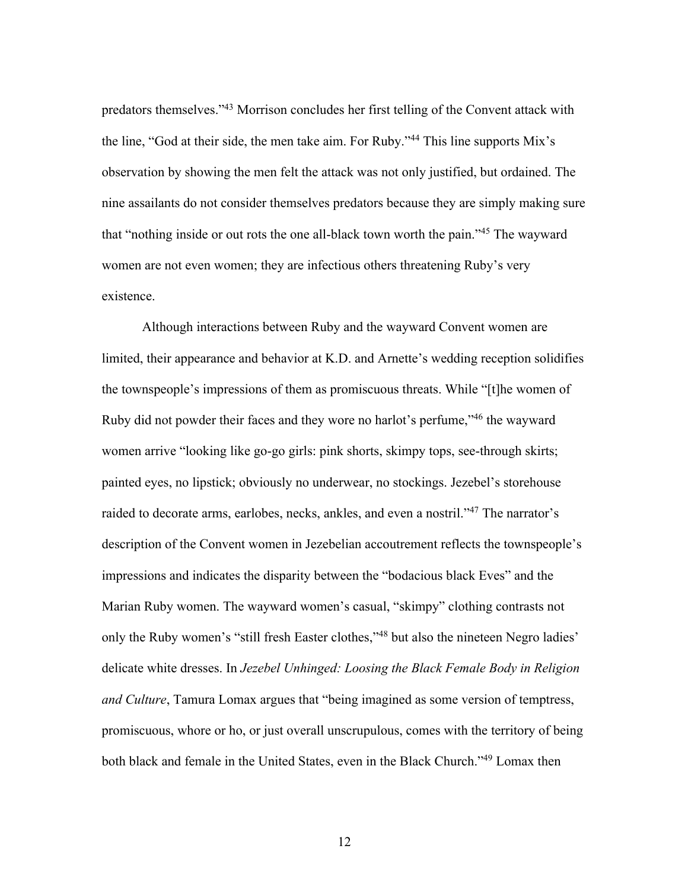predators themselves."[43] Morrison concludes her first telling of the Convent attack with the line, "God at their side, the men take aim. For Ruby."[44] This line supports Mix's observation by showing the men felt the attack was not only justified, but ordained. The nine assailants do not consider themselves predators because they are simply making sure that "nothing inside or out rots the one all-black town worth the pain."[45] The wayward women are not even women; they are infectious others threatening Ruby's very existence.

Although interactions between Ruby and the wayward Convent women are limited, their appearance and behavior at K.D. and Arnette's wedding reception solidifies the townspeople's impressions of them as promiscuous threats. While "[t]he women of Ruby did not powder their faces and they wore no harlot's perfume,"[46] the wayward women arrive "looking like go-go girls: pink shorts, skimpy tops, see-through skirts; painted eyes, no lipstick; obviously no underwear, no stockings. Jezebel's storehouse raided to decorate arms, earlobes, necks, ankles, and even a nostril."[47] The narrator's description of the Convent women in Jezebelian accoutrement reflects the townspeople's impressions and indicates the disparity between the "bodacious black Eves" and the Marian Ruby women. The wayward women's casual, "skimpy" clothing contrasts not only the Ruby women's "still fresh Easter clothes,"[48] but also the nineteen Negro ladies' delicate white dresses. In *Jezebel Unhinged: Loosing the Black Female Body in Religion and Culture*, Tamura Lomax argues that "being imagined as some version of temptress, promiscuous, whore or ho, or just overall unscrupulous, comes with the territory of being both black and female in the United States, even in the Black Church."[49] Lomax then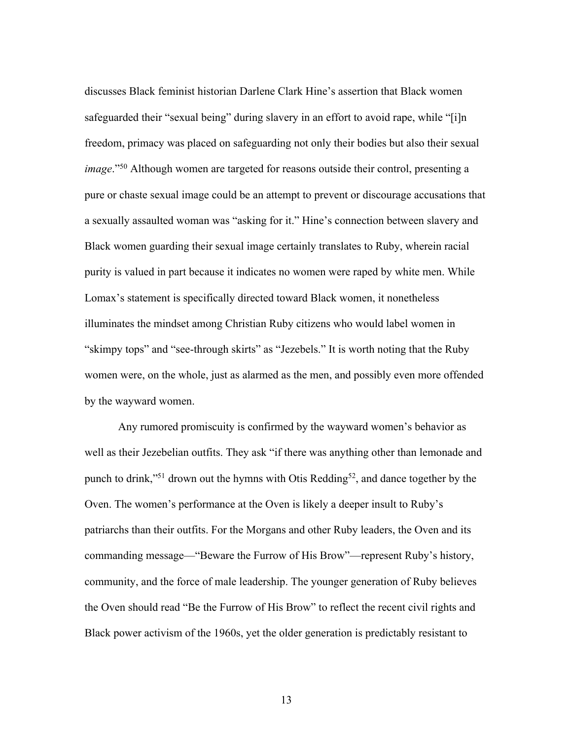discusses Black feminist historian Darlene Clark Hine's assertion that Black women safeguarded their "sexual being" during slavery in an effort to avoid rape, while "[i]n freedom, primacy was placed on safeguarding not only their bodies but also their sexual *image*."[50] Although women are targeted for reasons outside their control, presenting a pure or chaste sexual image could be an attempt to prevent or discourage accusations that a sexually assaulted woman was "asking for it." Hine's connection between slavery and Black women guarding their sexual image certainly translates to Ruby, wherein racial purity is valued in part because it indicates no women were raped by white men. While Lomax's statement is specifically directed toward Black women, it nonetheless illuminates the mindset among Christian Ruby citizens who would label women in "skimpy tops" and "see-through skirts" as "Jezebels." It is worth noting that the Ruby women were, on the whole, just as alarmed as the men, and possibly even more offended by the wayward women.

Any rumored promiscuity is confirmed by the wayward women's behavior as well as their Jezebelian outfits. They ask "if there was anything other than lemonade and punch to drink,"[51] drown out the hymns with Otis Redding[52], and dance together by the Oven. The women's performance at the Oven is likely a deeper insult to Ruby's patriarchs than their outfits. For the Morgans and other Ruby leaders, the Oven and its commanding message—"Beware the Furrow of His Brow"—represent Ruby's history, community, and the force of male leadership. The younger generation of Ruby believes the Oven should read "Be the Furrow of His Brow" to reflect the recent civil rights and Black power activism of the 1960s, yet the older generation is predictably resistant to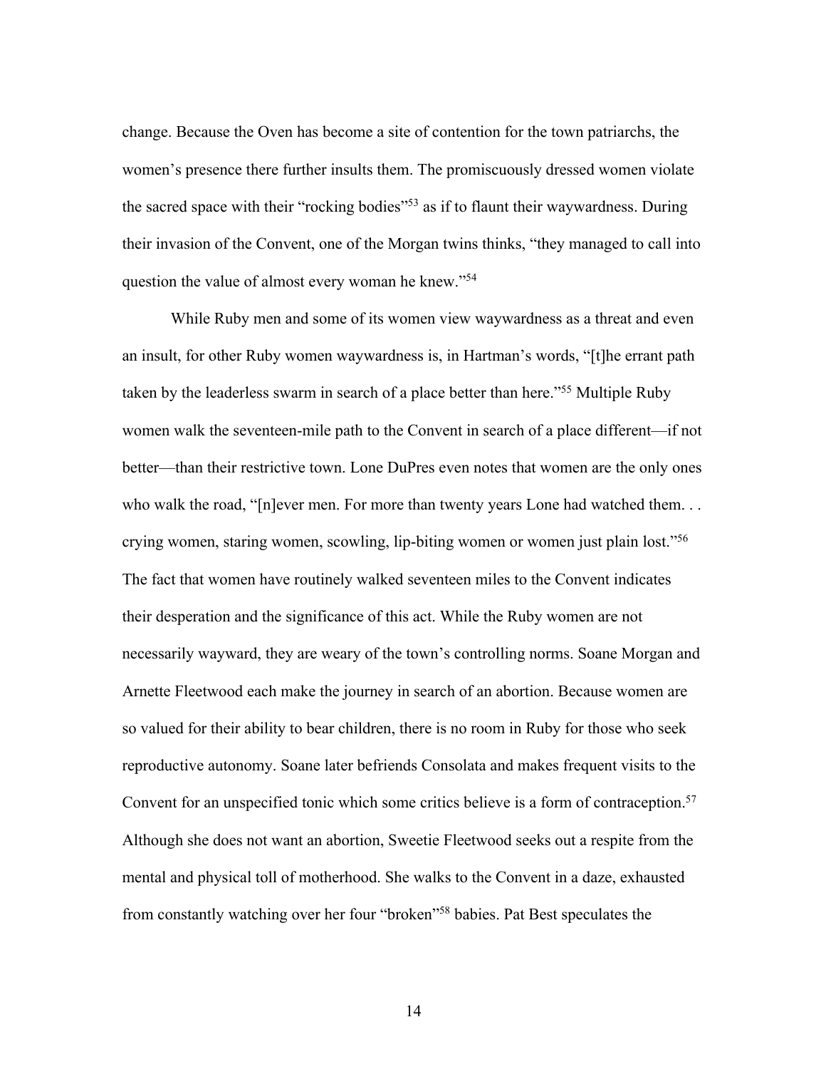change. Because the Oven has become a site of contention for the town patriarchs, the women's presence there further insults them. The promiscuously dressed women violate the sacred space with their "rocking bodies"[53] as if to flaunt their waywardness. During their invasion of the Convent, one of the Morgan twins thinks, "they managed to call into question the value of almost every woman he knew."[54]

While Ruby men and some of its women view waywardness as a threat and even an insult, for other Ruby women waywardness is, in Hartman's words, "[t]he errant path taken by the leaderless swarm in search of a place better than here."[55] Multiple Ruby women walk the seventeen-mile path to the Convent in search of a place different—if not better—than their restrictive town. Lone DuPres even notes that women are the only ones who walk the road, "[n]ever men. For more than twenty years Lone had watched them. . . crying women, staring women, scowling, lip-biting women or women just plain lost."[56] The fact that women have routinely walked seventeen miles to the Convent indicates their desperation and the significance of this act. While the Ruby women are not necessarily wayward, they are weary of the town's controlling norms. Soane Morgan and Arnette Fleetwood each make the journey in search of an abortion. Because women are so valued for their ability to bear children, there is no room in Ruby for those who seek reproductive autonomy. Soane later befriends Consolata and makes frequent visits to the Convent for an unspecified tonic which some critics believe is a form of contraception.[57] Although she does not want an abortion, Sweetie Fleetwood seeks out a respite from the mental and physical toll of motherhood. She walks to the Convent in a daze, exhausted from constantly watching over her four "broken"[58] babies. Pat Best speculates the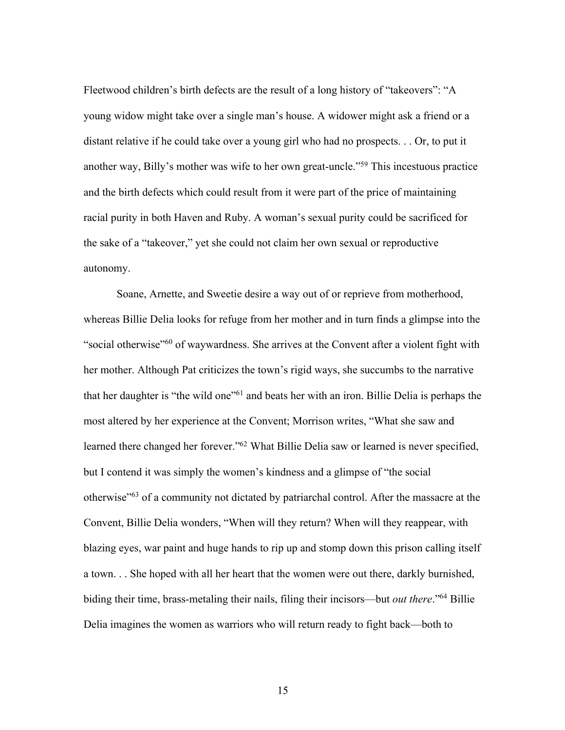Fleetwood children's birth defects are the result of a long history of "takeovers": "A young widow might take over a single man's house. A widower might ask a friend or a distant relative if he could take over a young girl who had no prospects. . . Or, to put it another way, Billy's mother was wife to her own great-uncle."[59] This incestuous practice and the birth defects which could result from it were part of the price of maintaining racial purity in both Haven and Ruby. A woman's sexual purity could be sacrificed for the sake of a "takeover," yet she could not claim her own sexual or reproductive autonomy.

Soane, Arnette, and Sweetie desire a way out of or reprieve from motherhood, whereas Billie Delia looks for refuge from her mother and in turn finds a glimpse into the "social otherwise"[60] of waywardness. She arrives at the Convent after a violent fight with her mother. Although Pat criticizes the town's rigid ways, she succumbs to the narrative that her daughter is "the wild one"[61] and beats her with an iron. Billie Delia is perhaps the most altered by her experience at the Convent; Morrison writes, "What she saw and learned there changed her forever."[62] What Billie Delia saw or learned is never specified, but I contend it was simply the women's kindness and a glimpse of "the social otherwise"[63] of a community not dictated by patriarchal control. After the massacre at the Convent, Billie Delia wonders, "When will they return? When will they reappear, with blazing eyes, war paint and huge hands to rip up and stomp down this prison calling itself a town. . . She hoped with all her heart that the women were out there, darkly burnished, biding their time, brass-metaling their nails, filing their incisors—but *out there*."[64] Billie Delia imagines the women as warriors who will return ready to fight back—both to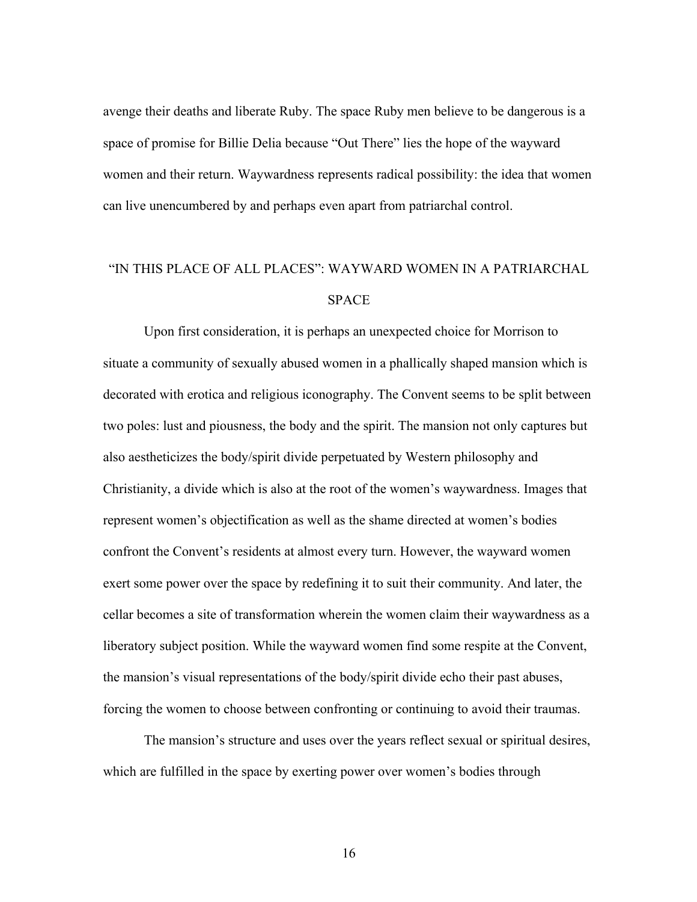avenge their deaths and liberate Ruby. The space Ruby men believe to be dangerous is a space of promise for Billie Delia because "Out There" lies the hope of the wayward women and their return. Waywardness represents radical possibility: the idea that women can live unencumbered by and perhaps even apart from patriarchal control.

## "IN THIS PLACE OF ALL PLACES": WAYWARD WOMEN IN A PATRIARCHAL SPACE

Upon first consideration, it is perhaps an unexpected choice for Morrison to situate a community of sexually abused women in a phallically shaped mansion which is decorated with erotica and religious iconography. The Convent seems to be split between two poles: lust and piousness, the body and the spirit. The mansion not only captures but also aestheticizes the body/spirit divide perpetuated by Western philosophy and Christianity, a divide which is also at the root of the women's waywardness. Images that represent women's objectification as well as the shame directed at women's bodies confront the Convent's residents at almost every turn. However, the wayward women exert some power over the space by redefining it to suit their community. And later, the cellar becomes a site of transformation wherein the women claim their waywardness as a liberatory subject position. While the wayward women find some respite at the Convent, the mansion's visual representations of the body/spirit divide echo their past abuses, forcing the women to choose between confronting or continuing to avoid their traumas.

The mansion's structure and uses over the years reflect sexual or spiritual desires, which are fulfilled in the space by exerting power over women's bodies through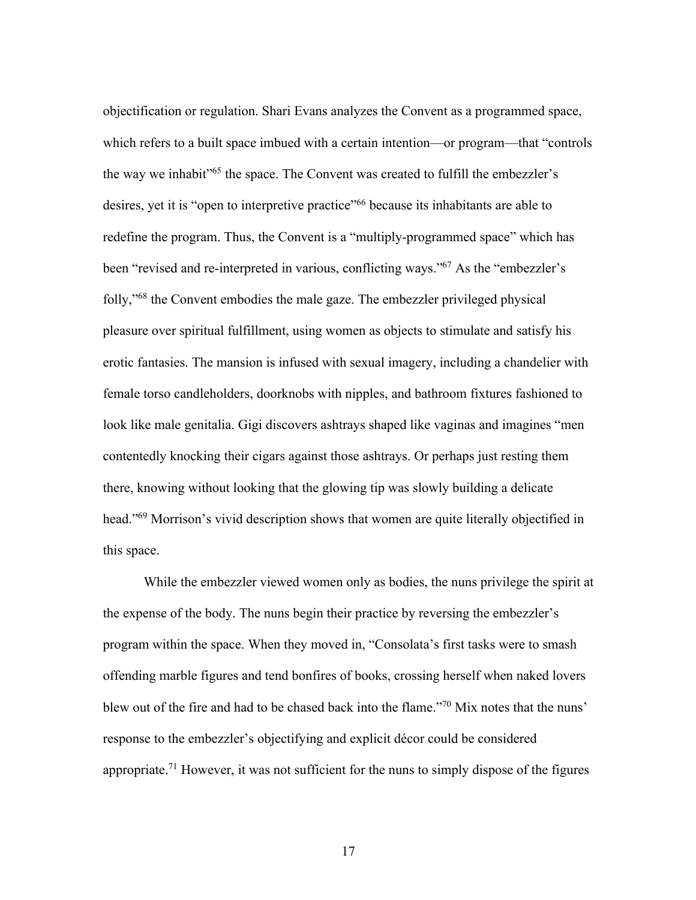objectification or regulation. Shari Evans analyzes the Convent as a programmed space, which refers to a built space imbued with a certain intention—or program—that "controls the way we inhabit"[65] the space. The Convent was created to fulfill the embezzler's desires, yet it is "open to interpretive practice"[66] because its inhabitants are able to redefine the program. Thus, the Convent is a "multiply-programmed space" which has been "revised and re-interpreted in various, conflicting ways."[67] As the "embezzler's folly,"[68] the Convent embodies the male gaze. The embezzler privileged physical pleasure over spiritual fulfillment, using women as objects to stimulate and satisfy his erotic fantasies. The mansion is infused with sexual imagery, including a chandelier with female torso candleholders, doorknobs with nipples, and bathroom fixtures fashioned to look like male genitalia. Gigi discovers ashtrays shaped like vaginas and imagines "men contentedly knocking their cigars against those ashtrays. Or perhaps just resting them there, knowing without looking that the glowing tip was slowly building a delicate head."[69] Morrison's vivid description shows that women are quite literally objectified in this space.

While the embezzler viewed women only as bodies, the nuns privilege the spirit at the expense of the body. The nuns begin their practice by reversing the embezzler's program within the space. When they moved in, "Consolata's first tasks were to smash offending marble figures and tend bonfires of books, crossing herself when naked lovers blew out of the fire and had to be chased back into the flame."[70] Mix notes that the nuns' response to the embezzler's objectifying and explicit décor could be considered appropriate.[71] However, it was not sufficient for the nuns to simply dispose of the figures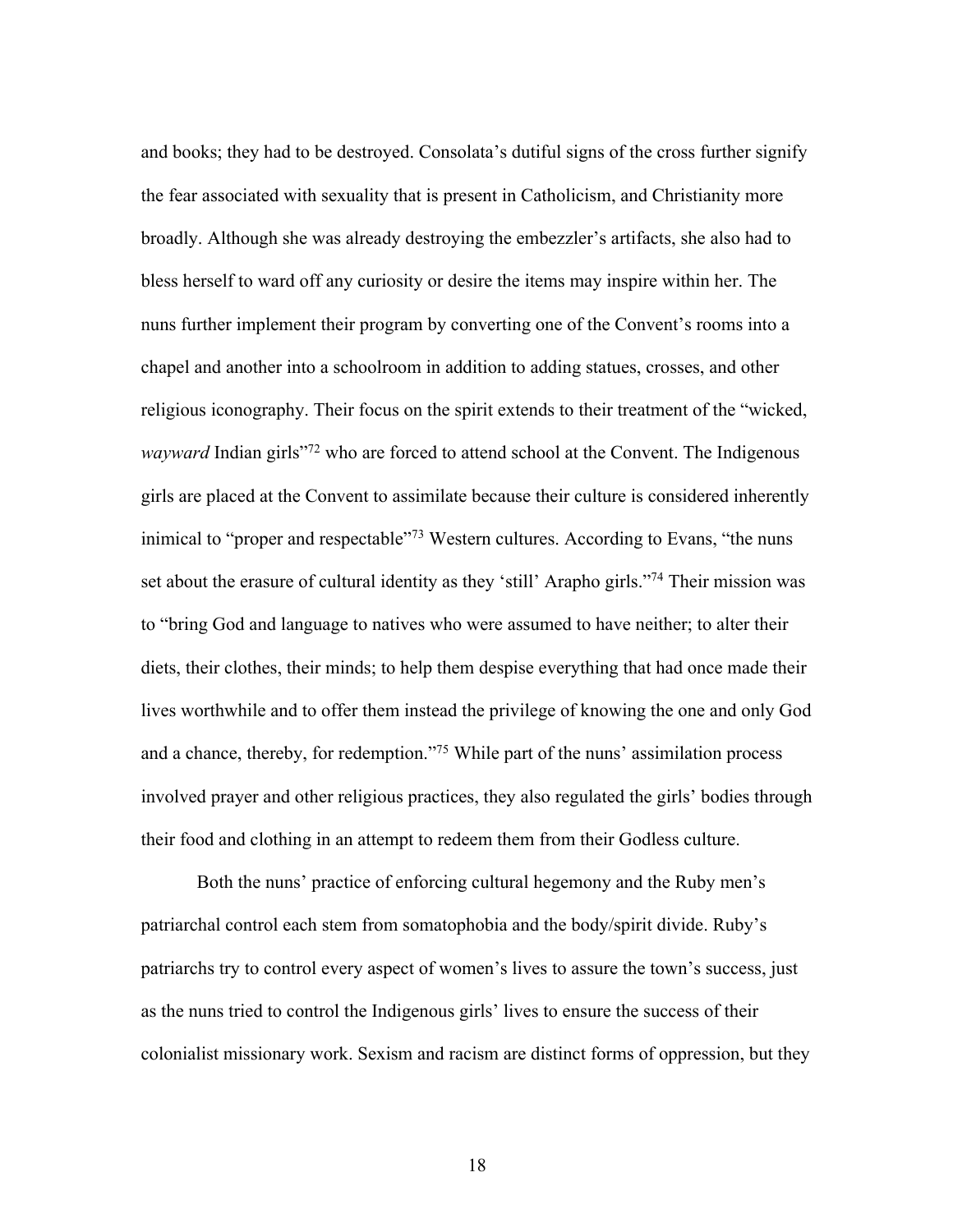and books; they had to be destroyed. Consolata's dutiful signs of the cross further signify the fear associated with sexuality that is present in Catholicism, and Christianity more broadly. Although she was already destroying the embezzler's artifacts, she also had to bless herself to ward off any curiosity or desire the items may inspire within her. The nuns further implement their program by converting one of the Convent's rooms into a chapel and another into a schoolroom in addition to adding statues, crosses, and other religious iconography. Their focus on the spirit extends to their treatment of the "wicked, *wayward* Indian girls"[72] who are forced to attend school at the Convent. The Indigenous girls are placed at the Convent to assimilate because their culture is considered inherently inimical to "proper and respectable"[73] Western cultures. According to Evans, "the nuns set about the erasure of cultural identity as they 'still' Arapho girls."[74] Their mission was to "bring God and language to natives who were assumed to have neither; to alter their diets, their clothes, their minds; to help them despise everything that had once made their lives worthwhile and to offer them instead the privilege of knowing the one and only God and a chance, thereby, for redemption."[75] While part of the nuns' assimilation process involved prayer and other religious practices, they also regulated the girls' bodies through their food and clothing in an attempt to redeem them from their Godless culture.

Both the nuns' practice of enforcing cultural hegemony and the Ruby men's patriarchal control each stem from somatophobia and the body/spirit divide. Ruby's patriarchs try to control every aspect of women's lives to assure the town's success, just as the nuns tried to control the Indigenous girls' lives to ensure the success of their colonialist missionary work. Sexism and racism are distinct forms of oppression, but they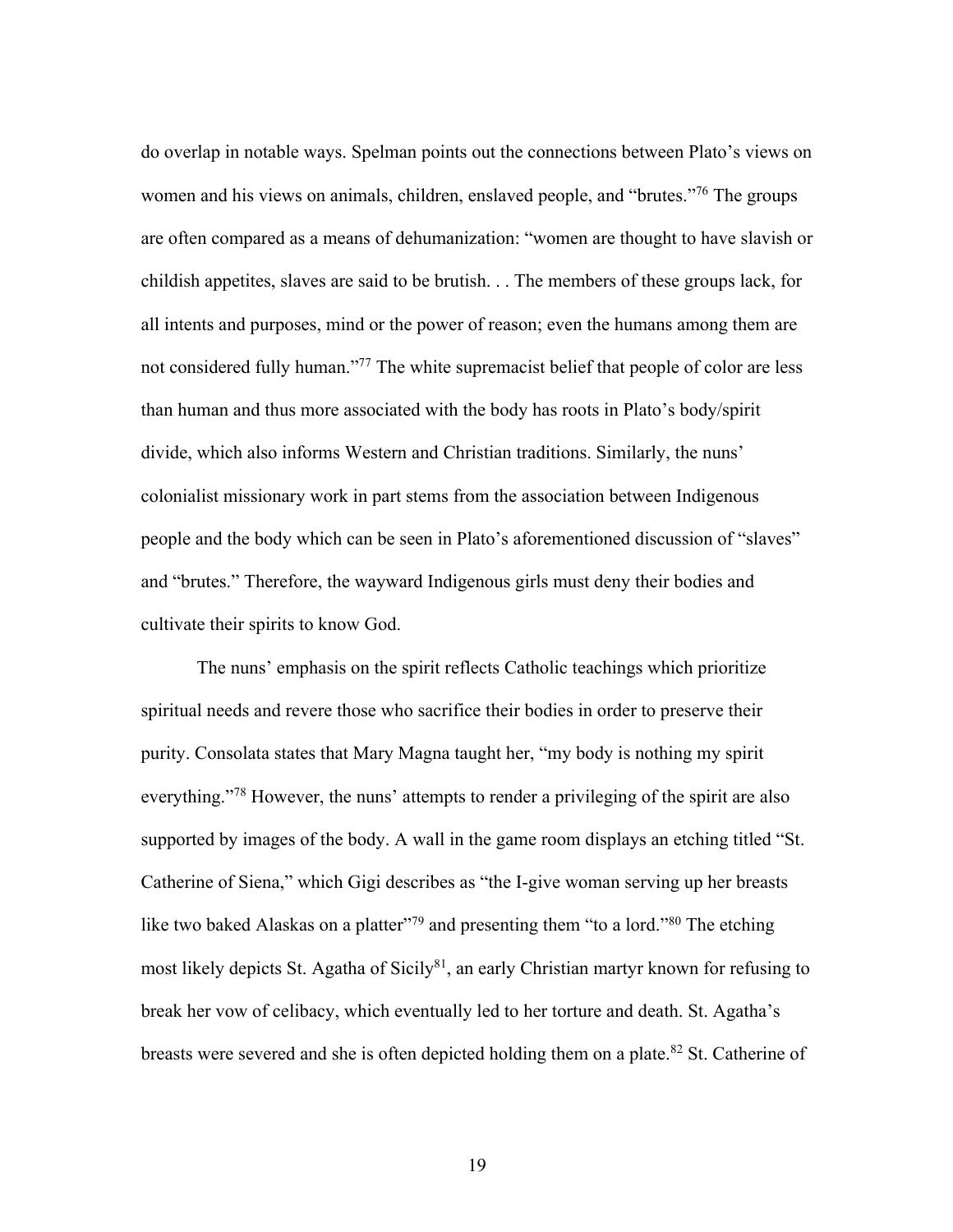do overlap in notable ways. Spelman points out the connections between Plato's views on women and his views on animals, children, enslaved people, and "brutes."[76] The groups are often compared as a means of dehumanization: "women are thought to have slavish or childish appetites, slaves are said to be brutish. . . The members of these groups lack, for all intents and purposes, mind or the power of reason; even the humans among them are not considered fully human."[77] The white supremacist belief that people of color are less than human and thus more associated with the body has roots in Plato's body/spirit divide, which also informs Western and Christian traditions. Similarly, the nuns' colonialist missionary work in part stems from the association between Indigenous people and the body which can be seen in Plato's aforementioned discussion of "slaves" and "brutes." Therefore, the wayward Indigenous girls must deny their bodies and cultivate their spirits to know God.

The nuns' emphasis on the spirit reflects Catholic teachings which prioritize spiritual needs and revere those who sacrifice their bodies in order to preserve their purity. Consolata states that Mary Magna taught her, "my body is nothing my spirit everything."[78] However, the nuns' attempts to render a privileging of the spirit are also supported by images of the body. A wall in the game room displays an etching titled "St. Catherine of Siena," which Gigi describes as "the I-give woman serving up her breasts like two baked Alaskas on a platter"[79] and presenting them "to a lord."[80] The etching most likely depicts St. Agatha of Sicily[81], an early Christian martyr known for refusing to break her vow of celibacy, which eventually led to her torture and death. St. Agatha's breasts were severed and she is often depicted holding them on a plate.[82] St. Catherine of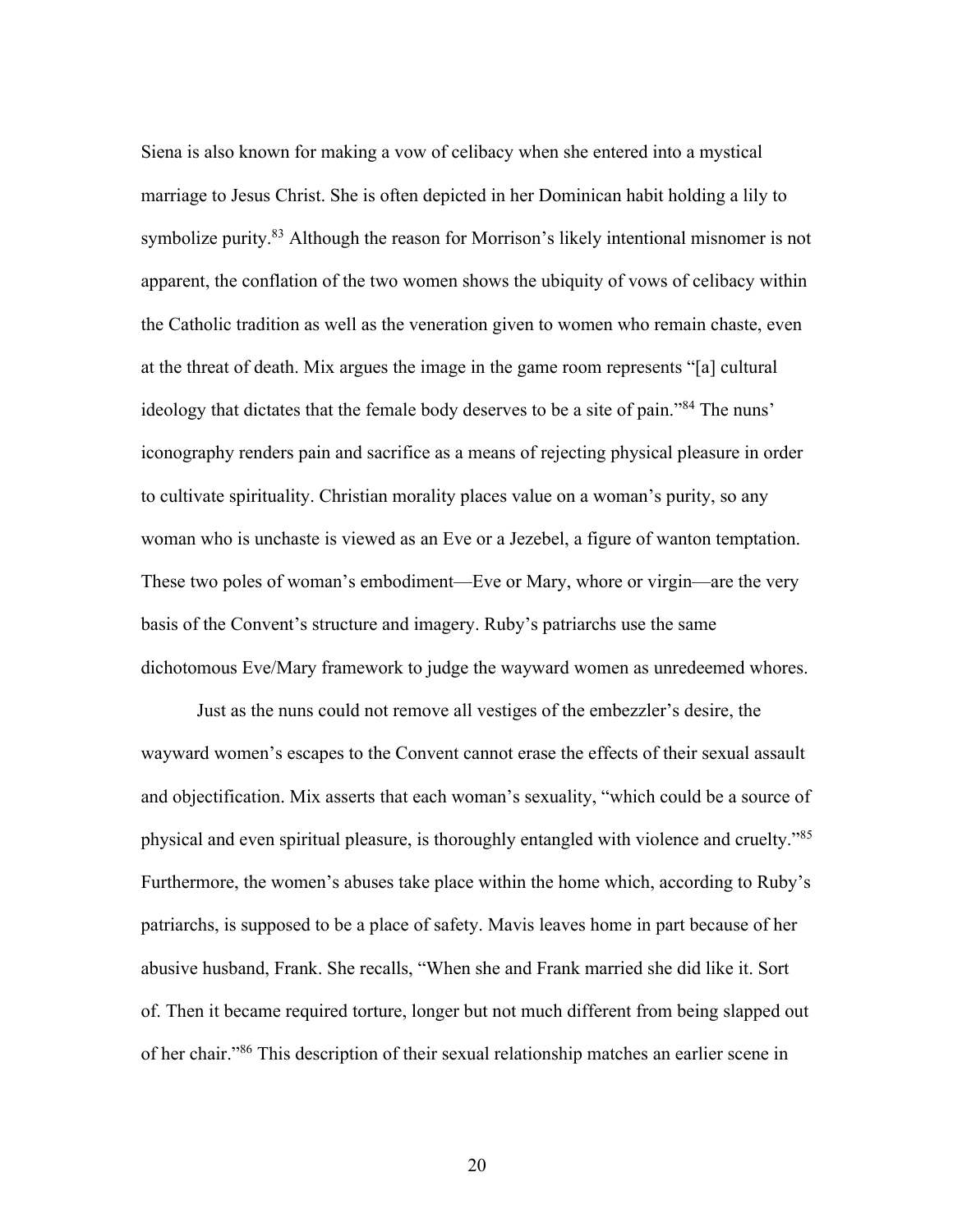Siena is also known for making a vow of celibacy when she entered into a mystical marriage to Jesus Christ. She is often depicted in her Dominican habit holding a lily to symbolize purity.[83] Although the reason for Morrison's likely intentional misnomer is not apparent, the conflation of the two women shows the ubiquity of vows of celibacy within the Catholic tradition as well as the veneration given to women who remain chaste, even at the threat of death. Mix argues the image in the game room represents "[a] cultural ideology that dictates that the female body deserves to be a site of pain."[84] The nuns' iconography renders pain and sacrifice as a means of rejecting physical pleasure in order to cultivate spirituality. Christian morality places value on a woman's purity, so any woman who is unchaste is viewed as an Eve or a Jezebel, a figure of wanton temptation. These two poles of woman's embodiment—Eve or Mary, whore or virgin—are the very basis of the Convent's structure and imagery. Ruby's patriarchs use the same dichotomous Eve/Mary framework to judge the wayward women as unredeemed whores.

Just as the nuns could not remove all vestiges of the embezzler's desire, the wayward women's escapes to the Convent cannot erase the effects of their sexual assault and objectification. Mix asserts that each woman's sexuality, "which could be a source of physical and even spiritual pleasure, is thoroughly entangled with violence and cruelty."[85] Furthermore, the women's abuses take place within the home which, according to Ruby's patriarchs, is supposed to be a place of safety. Mavis leaves home in part because of her abusive husband, Frank. She recalls, "When she and Frank married she did like it. Sort of. Then it became required torture, longer but not much different from being slapped out of her chair."[86] This description of their sexual relationship matches an earlier scene in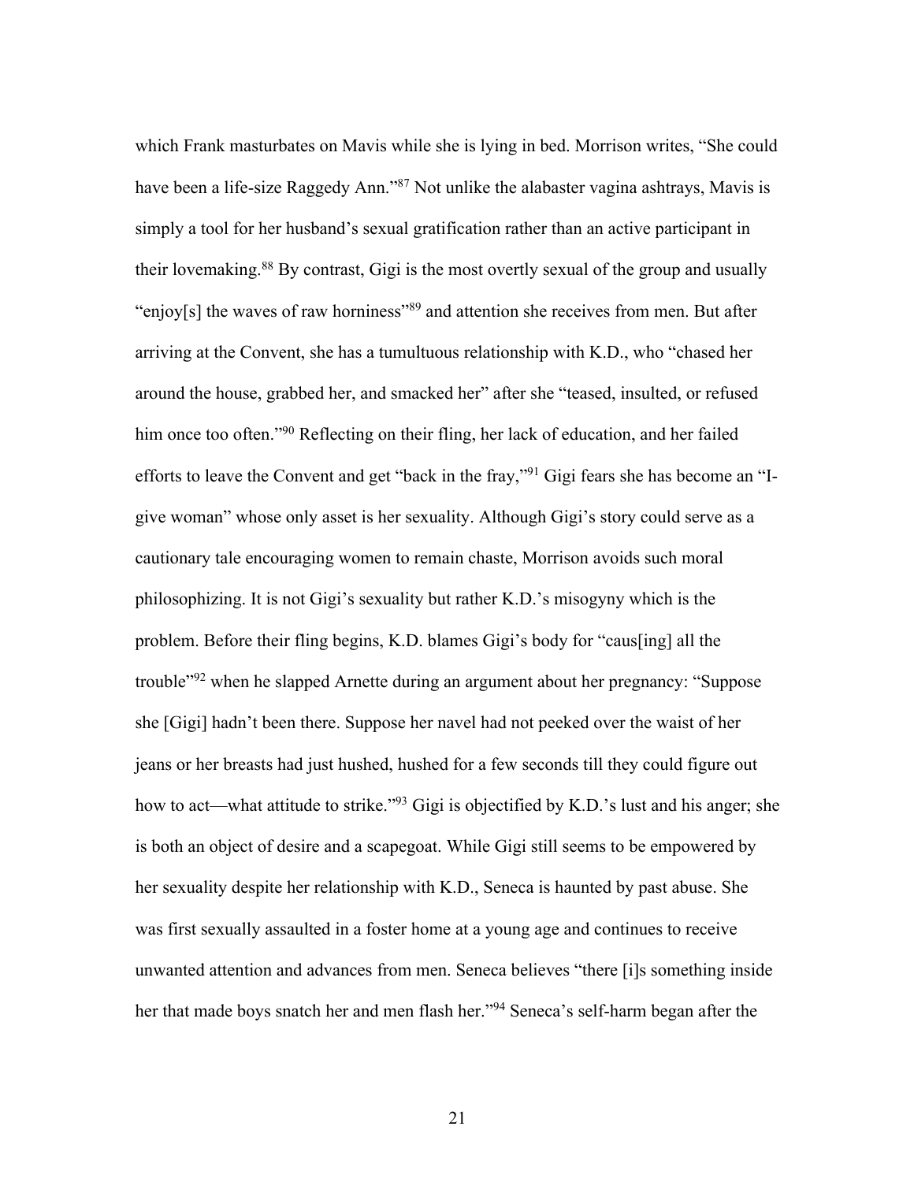which Frank masturbates on Mavis while she is lying in bed. Morrison writes, "She could have been a life-size Raggedy Ann."[87] Not unlike the alabaster vagina ashtrays, Mavis is simply a tool for her husband's sexual gratification rather than an active participant in their lovemaking.[88] By contrast, Gigi is the most overtly sexual of the group and usually "enjoy[s] the waves of raw horniness"[89] and attention she receives from men. But after arriving at the Convent, she has a tumultuous relationship with K.D., who "chased her around the house, grabbed her, and smacked her" after she "teased, insulted, or refused him once too often."[90] Reflecting on their fling, her lack of education, and her failed efforts to leave the Convent and get "back in the fray,"[91] Gigi fears she has become an "I-give woman" whose only asset is her sexuality. Although Gigi's story could serve as a cautionary tale encouraging women to remain chaste, Morrison avoids such moral philosophizing. It is not Gigi's sexuality but rather K.D.'s misogyny which is the problem. Before their fling begins, K.D. blames Gigi's body for "caus[ing] all the trouble"[92] when he slapped Arnette during an argument about her pregnancy: "Suppose she [Gigi] hadn't been there. Suppose her navel had not peeked over the waist of her jeans or her breasts had just hushed, hushed for a few seconds till they could figure out how to act—what attitude to strike."[93] Gigi is objectified by K.D.'s lust and his anger; she is both an object of desire and a scapegoat. While Gigi still seems to be empowered by her sexuality despite her relationship with K.D., Seneca is haunted by past abuse. She was first sexually assaulted in a foster home at a young age and continues to receive unwanted attention and advances from men. Seneca believes "there [i]s something inside her that made boys snatch her and men flash her."[94] Seneca's self-harm began after the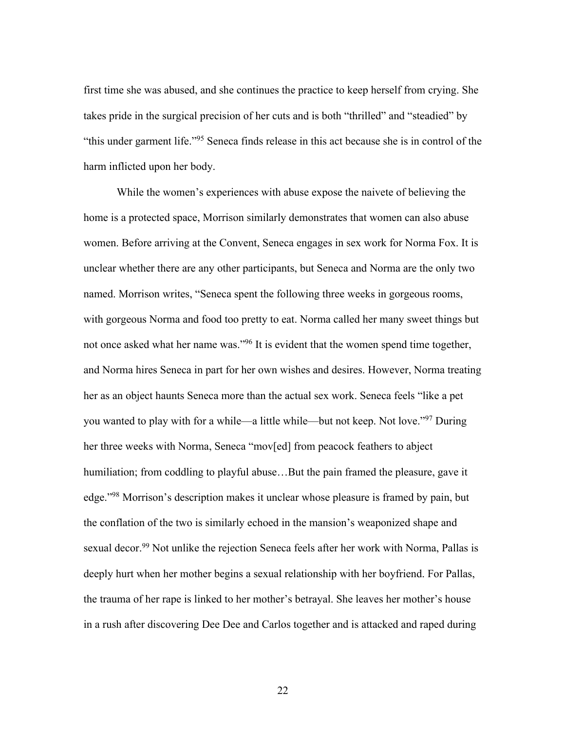first time she was abused, and she continues the practice to keep herself from crying. She takes pride in the surgical precision of her cuts and is both "thrilled" and "steadied" by "this under garment life."[95] Seneca finds release in this act because she is in control of the harm inflicted upon her body.

While the women's experiences with abuse expose the naivete of believing the home is a protected space, Morrison similarly demonstrates that women can also abuse women. Before arriving at the Convent, Seneca engages in sex work for Norma Fox. It is unclear whether there are any other participants, but Seneca and Norma are the only two named. Morrison writes, "Seneca spent the following three weeks in gorgeous rooms, with gorgeous Norma and food too pretty to eat. Norma called her many sweet things but not once asked what her name was."[96] It is evident that the women spend time together, and Norma hires Seneca in part for her own wishes and desires. However, Norma treating her as an object haunts Seneca more than the actual sex work. Seneca feels "like a pet you wanted to play with for a while—a little while—but not keep. Not love."[97] During her three weeks with Norma, Seneca "mov[ed] from peacock feathers to abject humiliation; from coddling to playful abuse…But the pain framed the pleasure, gave it edge."[98] Morrison's description makes it unclear whose pleasure is framed by pain, but the conflation of the two is similarly echoed in the mansion's weaponized shape and sexual decor.[99] Not unlike the rejection Seneca feels after her work with Norma, Pallas is deeply hurt when her mother begins a sexual relationship with her boyfriend. For Pallas, the trauma of her rape is linked to her mother's betrayal. She leaves her mother's house in a rush after discovering Dee Dee and Carlos together and is attacked and raped during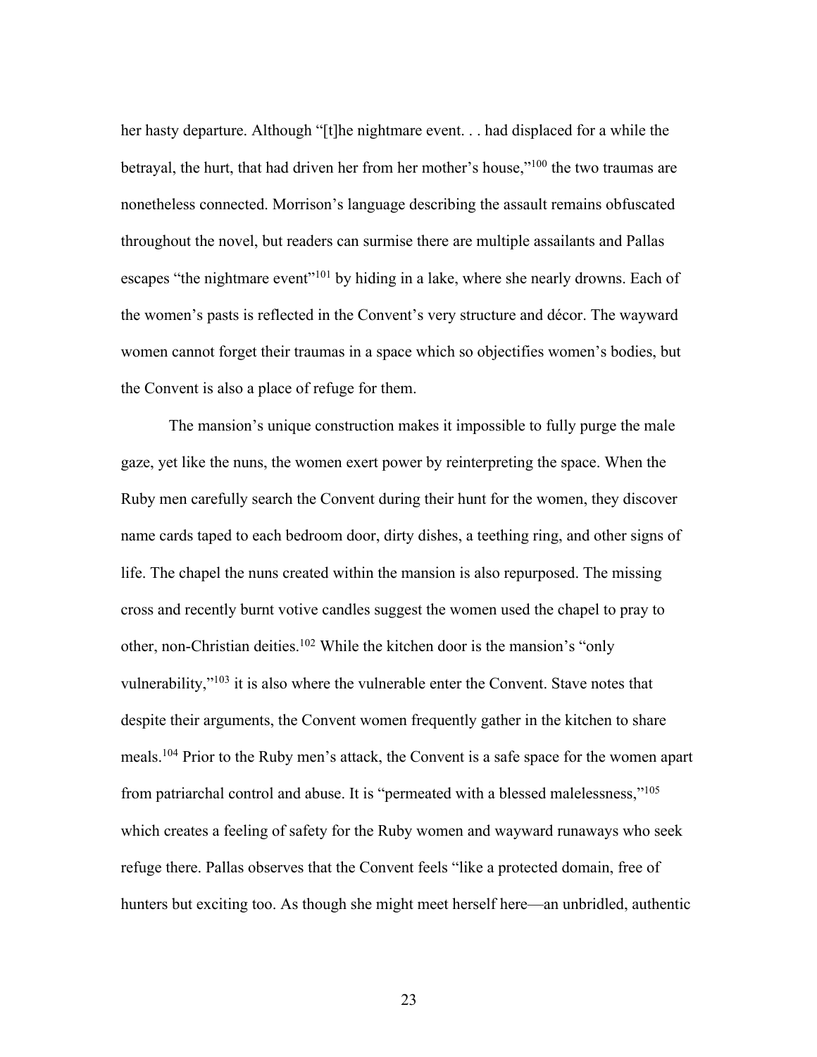her hasty departure. Although "[t]he nightmare event. . . had displaced for a while the betrayal, the hurt, that had driven her from her mother's house,"[100] the two traumas are nonetheless connected. Morrison's language describing the assault remains obfuscated throughout the novel, but readers can surmise there are multiple assailants and Pallas escapes "the nightmare event"[101] by hiding in a lake, where she nearly drowns. Each of the women's pasts is reflected in the Convent's very structure and décor. The wayward women cannot forget their traumas in a space which so objectifies women's bodies, but the Convent is also a place of refuge for them.

The mansion's unique construction makes it impossible to fully purge the male gaze, yet like the nuns, the women exert power by reinterpreting the space. When the Ruby men carefully search the Convent during their hunt for the women, they discover name cards taped to each bedroom door, dirty dishes, a teething ring, and other signs of life. The chapel the nuns created within the mansion is also repurposed. The missing cross and recently burnt votive candles suggest the women used the chapel to pray to other, non-Christian deities.[102] While the kitchen door is the mansion's "only vulnerability,"[103] it is also where the vulnerable enter the Convent. Stave notes that despite their arguments, the Convent women frequently gather in the kitchen to share meals.[104] Prior to the Ruby men's attack, the Convent is a safe space for the women apart from patriarchal control and abuse. It is "permeated with a blessed malelessness,"[105] which creates a feeling of safety for the Ruby women and wayward runaways who seek refuge there. Pallas observes that the Convent feels "like a protected domain, free of hunters but exciting too. As though she might meet herself here—an unbridled, authentic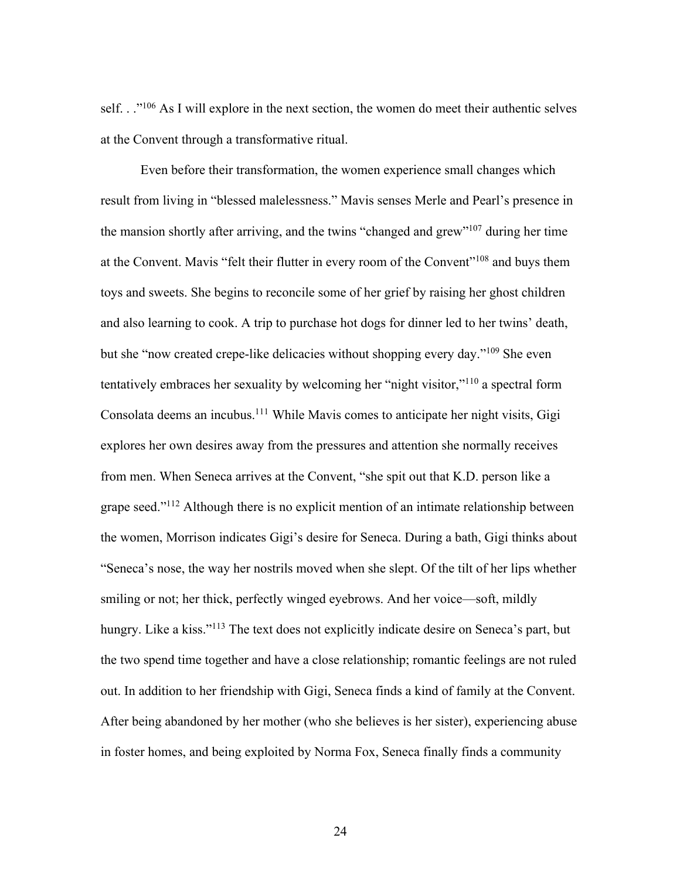self. . ."[106] As I will explore in the next section, the women do meet their authentic selves at the Convent through a transformative ritual.

Even before their transformation, the women experience small changes which result from living in "blessed malelessness." Mavis senses Merle and Pearl's presence in the mansion shortly after arriving, and the twins "changed and grew"[107] during her time at the Convent. Mavis "felt their flutter in every room of the Convent"[108] and buys them toys and sweets. She begins to reconcile some of her grief by raising her ghost children and also learning to cook. A trip to purchase hot dogs for dinner led to her twins' death, but she "now created crepe-like delicacies without shopping every day."[109] She even tentatively embraces her sexuality by welcoming her "night visitor,"[110] a spectral form Consolata deems an incubus.[111] While Mavis comes to anticipate her night visits, Gigi explores her own desires away from the pressures and attention she normally receives from men. When Seneca arrives at the Convent, "she spit out that K.D. person like a grape seed."[112] Although there is no explicit mention of an intimate relationship between the women, Morrison indicates Gigi's desire for Seneca. During a bath, Gigi thinks about "Seneca's nose, the way her nostrils moved when she slept. Of the tilt of her lips whether smiling or not; her thick, perfectly winged eyebrows. And her voice—soft, mildly hungry. Like a kiss."[113] The text does not explicitly indicate desire on Seneca's part, but the two spend time together and have a close relationship; romantic feelings are not ruled out. In addition to her friendship with Gigi, Seneca finds a kind of family at the Convent. After being abandoned by her mother (who she believes is her sister), experiencing abuse in foster homes, and being exploited by Norma Fox, Seneca finally finds a community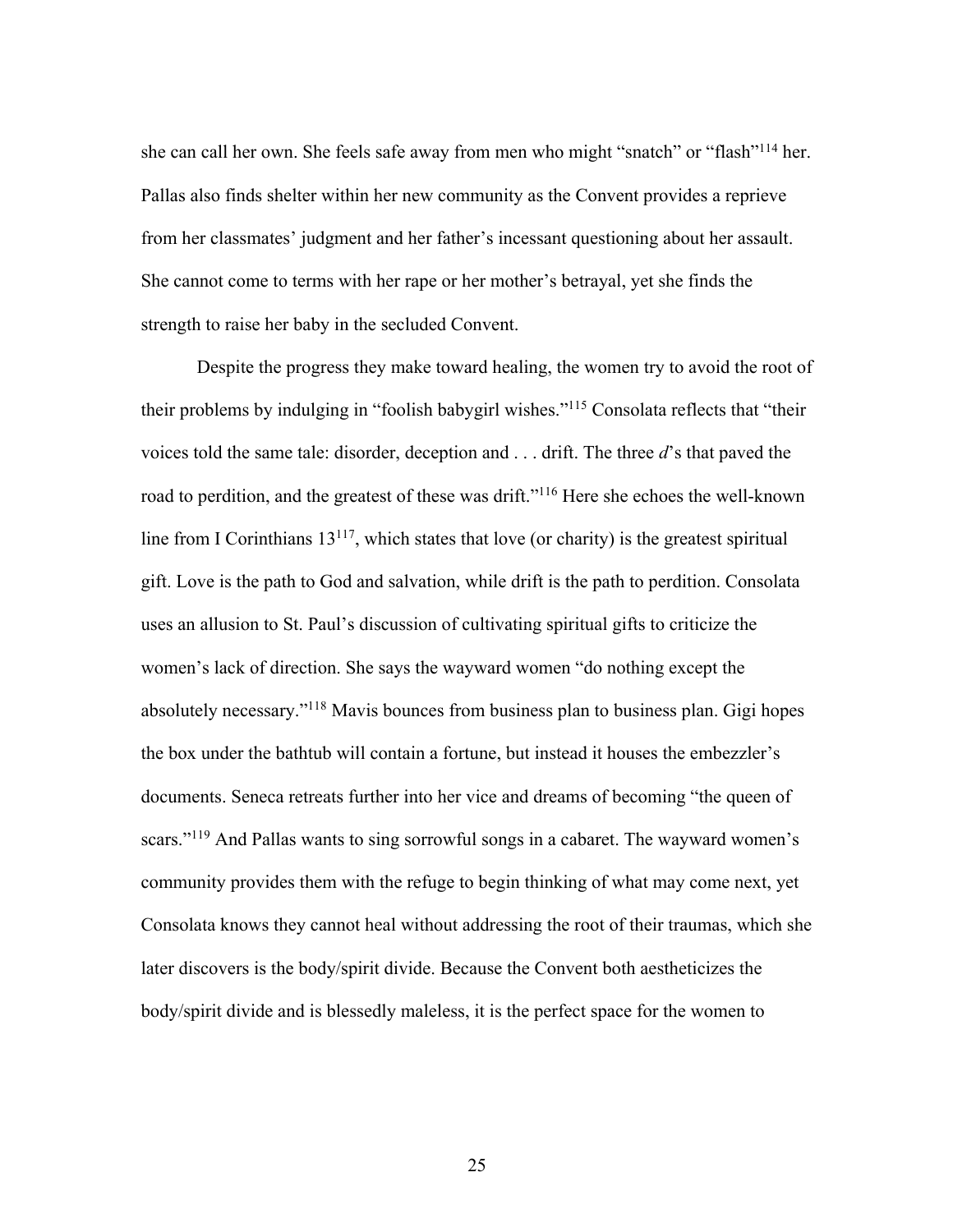she can call her own. She feels safe away from men who might "snatch" or "flash"[114] her. Pallas also finds shelter within her new community as the Convent provides a reprieve from her classmates' judgment and her father's incessant questioning about her assault. She cannot come to terms with her rape or her mother's betrayal, yet she finds the strength to raise her baby in the secluded Convent.

Despite the progress they make toward healing, the women try to avoid the root of their problems by indulging in "foolish babygirl wishes."[115] Consolata reflects that "their voices told the same tale: disorder, deception and . . . drift. The three *d*'s that paved the road to perdition, and the greatest of these was drift."[116] Here she echoes the well-known line from I Corinthians 13[117], which states that love (or charity) is the greatest spiritual gift. Love is the path to God and salvation, while drift is the path to perdition. Consolata uses an allusion to St. Paul's discussion of cultivating spiritual gifts to criticize the women's lack of direction. She says the wayward women "do nothing except the absolutely necessary."[118] Mavis bounces from business plan to business plan. Gigi hopes the box under the bathtub will contain a fortune, but instead it houses the embezzler's documents. Seneca retreats further into her vice and dreams of becoming "the queen of scars."[119] And Pallas wants to sing sorrowful songs in a cabaret. The wayward women's community provides them with the refuge to begin thinking of what may come next, yet Consolata knows they cannot heal without addressing the root of their traumas, which she later discovers is the body/spirit divide. Because the Convent both aestheticizes the body/spirit divide and is blessedly maleless, it is the perfect space for the women to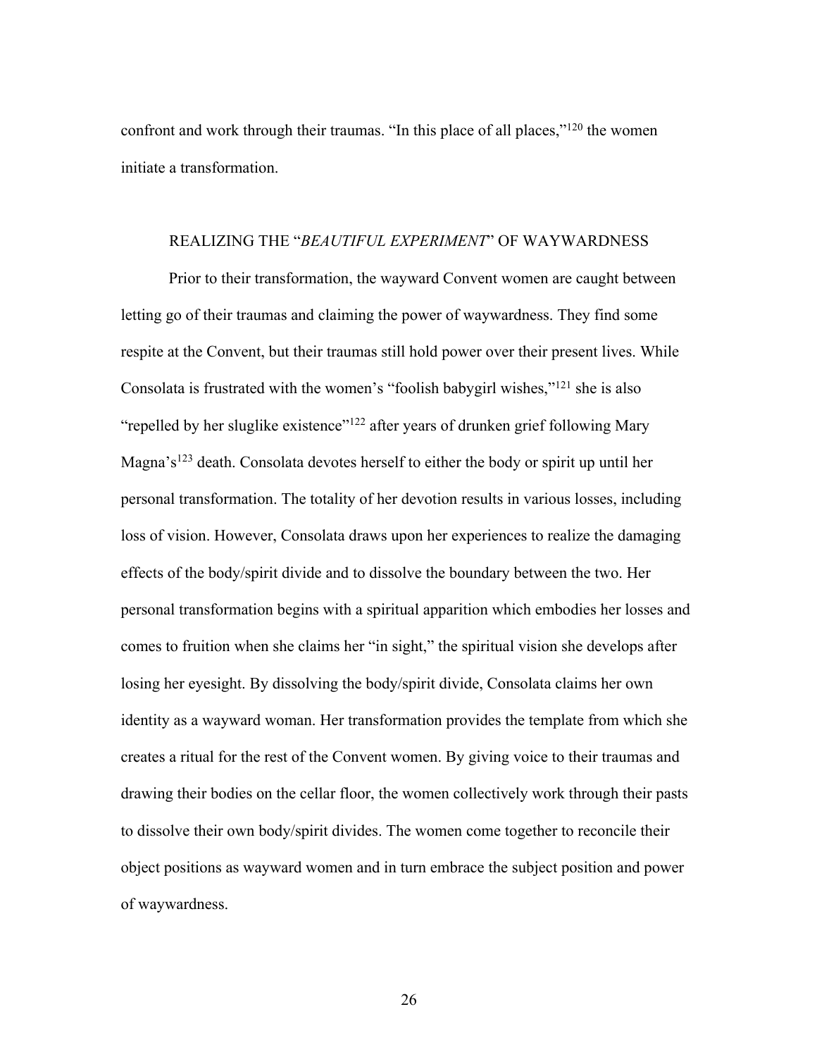confront and work through their traumas. "In this place of all places,"[120] the women initiate a transformation.

## REALIZING THE "*BEAUTIFUL EXPERIMENT*" OF WAYWARDNESS

Prior to their transformation, the wayward Convent women are caught between letting go of their traumas and claiming the power of waywardness. They find some respite at the Convent, but their traumas still hold power over their present lives. While Consolata is frustrated with the women's "foolish babygirl wishes,"[121] she is also "repelled by her sluglike existence"[122] after years of drunken grief following Mary Magna's[123] death. Consolata devotes herself to either the body or spirit up until her personal transformation. The totality of her devotion results in various losses, including loss of vision. However, Consolata draws upon her experiences to realize the damaging effects of the body/spirit divide and to dissolve the boundary between the two. Her personal transformation begins with a spiritual apparition which embodies her losses and comes to fruition when she claims her "in sight," the spiritual vision she develops after losing her eyesight. By dissolving the body/spirit divide, Consolata claims her own identity as a wayward woman. Her transformation provides the template from which she creates a ritual for the rest of the Convent women. By giving voice to their traumas and drawing their bodies on the cellar floor, the women collectively work through their pasts to dissolve their own body/spirit divides. The women come together to reconcile their object positions as wayward women and in turn embrace the subject position and power of waywardness.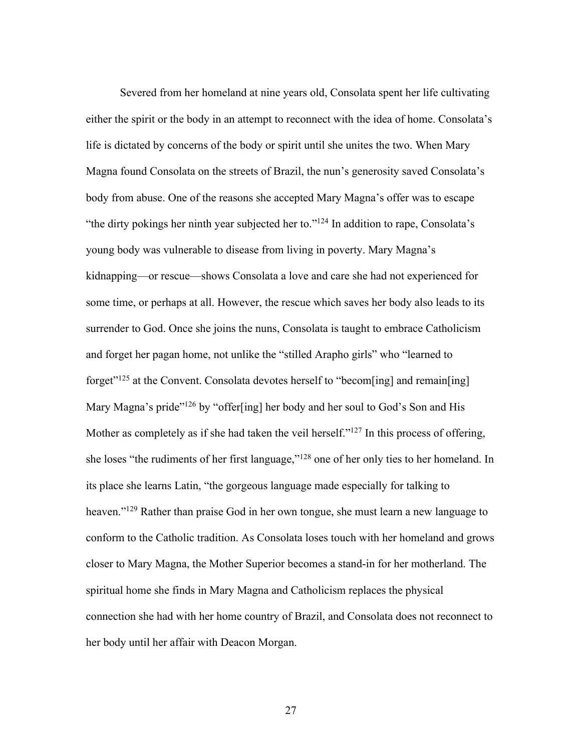Severed from her homeland at nine years old, Consolata spent her life cultivating either the spirit or the body in an attempt to reconnect with the idea of home. Consolata's life is dictated by concerns of the body or spirit until she unites the two. When Mary Magna found Consolata on the streets of Brazil, the nun's generosity saved Consolata's body from abuse. One of the reasons she accepted Mary Magna's offer was to escape "the dirty pokings her ninth year subjected her to."[124] In addition to rape, Consolata's young body was vulnerable to disease from living in poverty. Mary Magna's kidnapping—or rescue—shows Consolata a love and care she had not experienced for some time, or perhaps at all. However, the rescue which saves her body also leads to its surrender to God. Once she joins the nuns, Consolata is taught to embrace Catholicism and forget her pagan home, not unlike the "stilled Arapho girls" who "learned to forget"[125] at the Convent. Consolata devotes herself to "becom[ing] and remain[ing] Mary Magna's pride"[126] by "offer[ing] her body and her soul to God's Son and His Mother as completely as if she had taken the veil herself."[127] In this process of offering, she loses "the rudiments of her first language,"[128] one of her only ties to her homeland. In its place she learns Latin, "the gorgeous language made especially for talking to heaven."[129] Rather than praise God in her own tongue, she must learn a new language to conform to the Catholic tradition. As Consolata loses touch with her homeland and grows closer to Mary Magna, the Mother Superior becomes a stand-in for her motherland. The spiritual home she finds in Mary Magna and Catholicism replaces the physical connection she had with her home country of Brazil, and Consolata does not reconnect to her body until her affair with Deacon Morgan.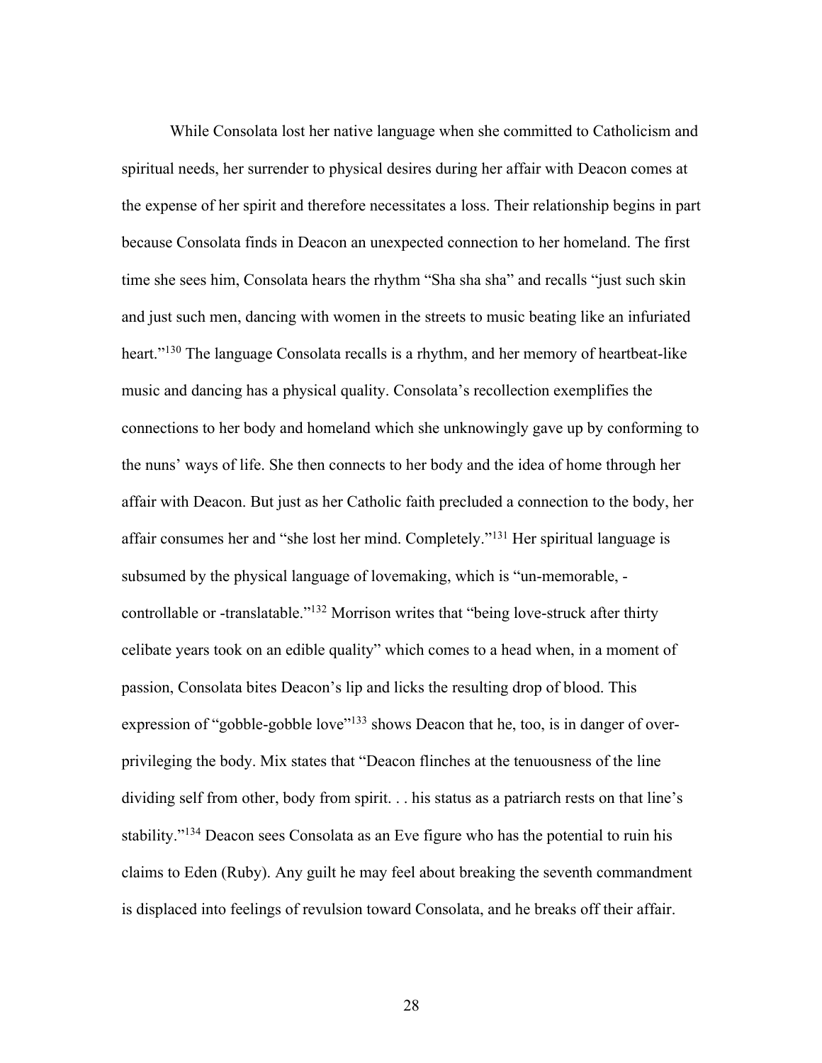While Consolata lost her native language when she committed to Catholicism and spiritual needs, her surrender to physical desires during her affair with Deacon comes at the expense of her spirit and therefore necessitates a loss. Their relationship begins in part because Consolata finds in Deacon an unexpected connection to her homeland. The first time she sees him, Consolata hears the rhythm "Sha sha sha" and recalls "just such skin and just such men, dancing with women in the streets to music beating like an infuriated heart."[130] The language Consolata recalls is a rhythm, and her memory of heartbeat-like music and dancing has a physical quality. Consolata's recollection exemplifies the connections to her body and homeland which she unknowingly gave up by conforming to the nuns' ways of life. She then connects to her body and the idea of home through her affair with Deacon. But just as her Catholic faith precluded a connection to the body, her affair consumes her and "she lost her mind. Completely."[131] Her spiritual language is subsumed by the physical language of lovemaking, which is "un-memorable, -controllable or -translatable."[132] Morrison writes that "being love-struck after thirty celibate years took on an edible quality" which comes to a head when, in a moment of passion, Consolata bites Deacon's lip and licks the resulting drop of blood. This expression of "gobble-gobble love"[133] shows Deacon that he, too, is in danger of over-privileging the body. Mix states that "Deacon flinches at the tenuousness of the line dividing self from other, body from spirit. . . his status as a patriarch rests on that line's stability."[134] Deacon sees Consolata as an Eve figure who has the potential to ruin his claims to Eden (Ruby). Any guilt he may feel about breaking the seventh commandment is displaced into feelings of revulsion toward Consolata, and he breaks off their affair.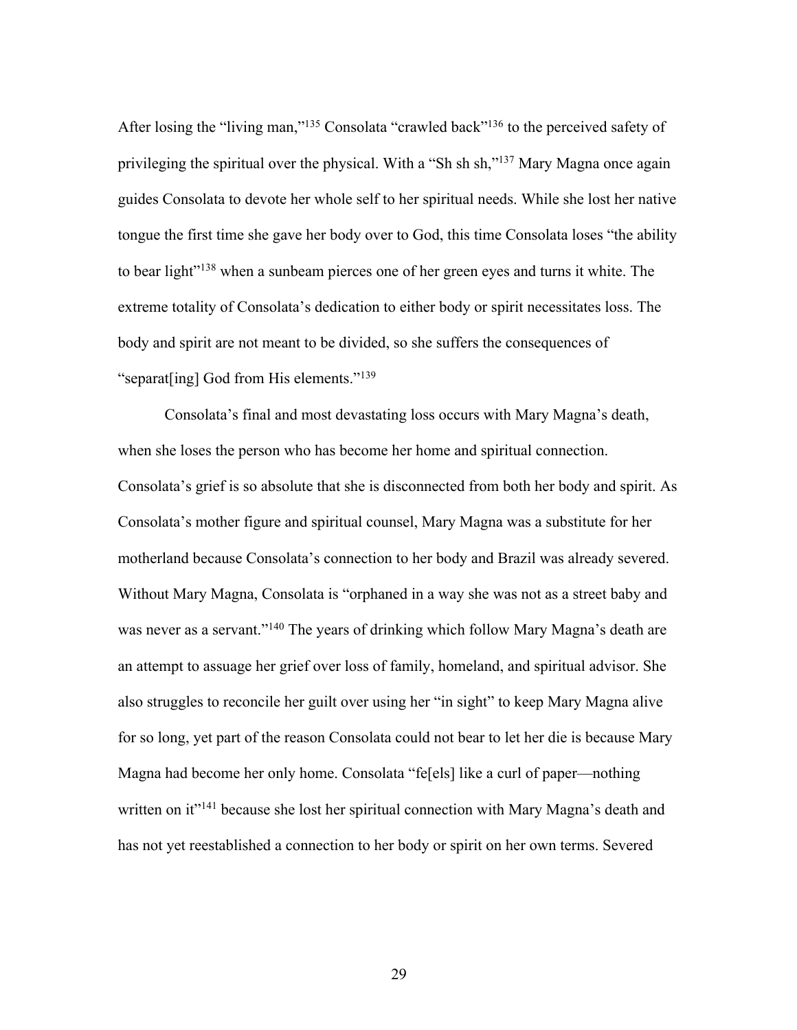After losing the "living man,"[135] Consolata "crawled back"[136] to the perceived safety of privileging the spiritual over the physical. With a "Sh sh sh,"[137] Mary Magna once again guides Consolata to devote her whole self to her spiritual needs. While she lost her native tongue the first time she gave her body over to God, this time Consolata loses "the ability to bear light"[138] when a sunbeam pierces one of her green eyes and turns it white. The extreme totality of Consolata's dedication to either body or spirit necessitates loss. The body and spirit are not meant to be divided, so she suffers the consequences of "separat[ing] God from His elements."[139]

Consolata's final and most devastating loss occurs with Mary Magna's death, when she loses the person who has become her home and spiritual connection. Consolata's grief is so absolute that she is disconnected from both her body and spirit. As Consolata's mother figure and spiritual counsel, Mary Magna was a substitute for her motherland because Consolata's connection to her body and Brazil was already severed. Without Mary Magna, Consolata is "orphaned in a way she was not as a street baby and was never as a servant."[140] The years of drinking which follow Mary Magna's death are an attempt to assuage her grief over loss of family, homeland, and spiritual advisor. She also struggles to reconcile her guilt over using her "in sight" to keep Mary Magna alive for so long, yet part of the reason Consolata could not bear to let her die is because Mary Magna had become her only home. Consolata "fe[els] like a curl of paper—nothing written on it"[141] because she lost her spiritual connection with Mary Magna's death and has not yet reestablished a connection to her body or spirit on her own terms. Severed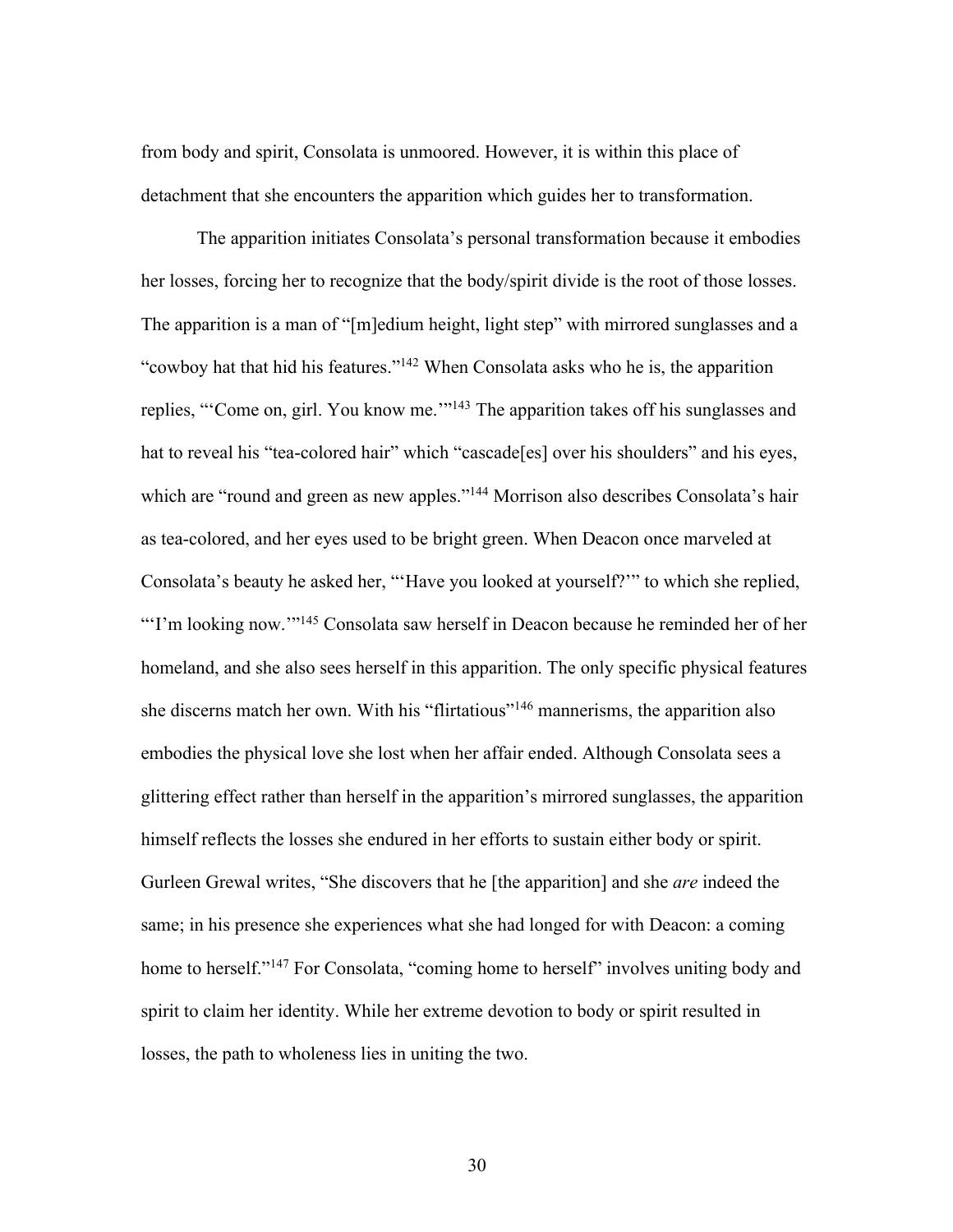from body and spirit, Consolata is unmoored. However, it is within this place of detachment that she encounters the apparition which guides her to transformation.

The apparition initiates Consolata's personal transformation because it embodies her losses, forcing her to recognize that the body/spirit divide is the root of those losses. The apparition is a man of "[m]edium height, light step" with mirrored sunglasses and a "cowboy hat that hid his features."[142] When Consolata asks who he is, the apparition replies, "'Come on, girl. You know me.'"[143] The apparition takes off his sunglasses and hat to reveal his "tea-colored hair" which "cascade[es] over his shoulders" and his eyes, which are "round and green as new apples."[144] Morrison also describes Consolata's hair as tea-colored, and her eyes used to be bright green. When Deacon once marveled at Consolata's beauty he asked her, "'Have you looked at yourself?'" to which she replied, "'I'm looking now.'"[145] Consolata saw herself in Deacon because he reminded her of her homeland, and she also sees herself in this apparition. The only specific physical features she discerns match her own. With his "flirtatious"[146] mannerisms, the apparition also embodies the physical love she lost when her affair ended. Although Consolata sees a glittering effect rather than herself in the apparition's mirrored sunglasses, the apparition himself reflects the losses she endured in her efforts to sustain either body or spirit. Gurleen Grewal writes, "She discovers that he [the apparition] and she *are* indeed the same; in his presence she experiences what she had longed for with Deacon: a coming home to herself."[147] For Consolata, "coming home to herself" involves uniting body and spirit to claim her identity. While her extreme devotion to body or spirit resulted in losses, the path to wholeness lies in uniting the two.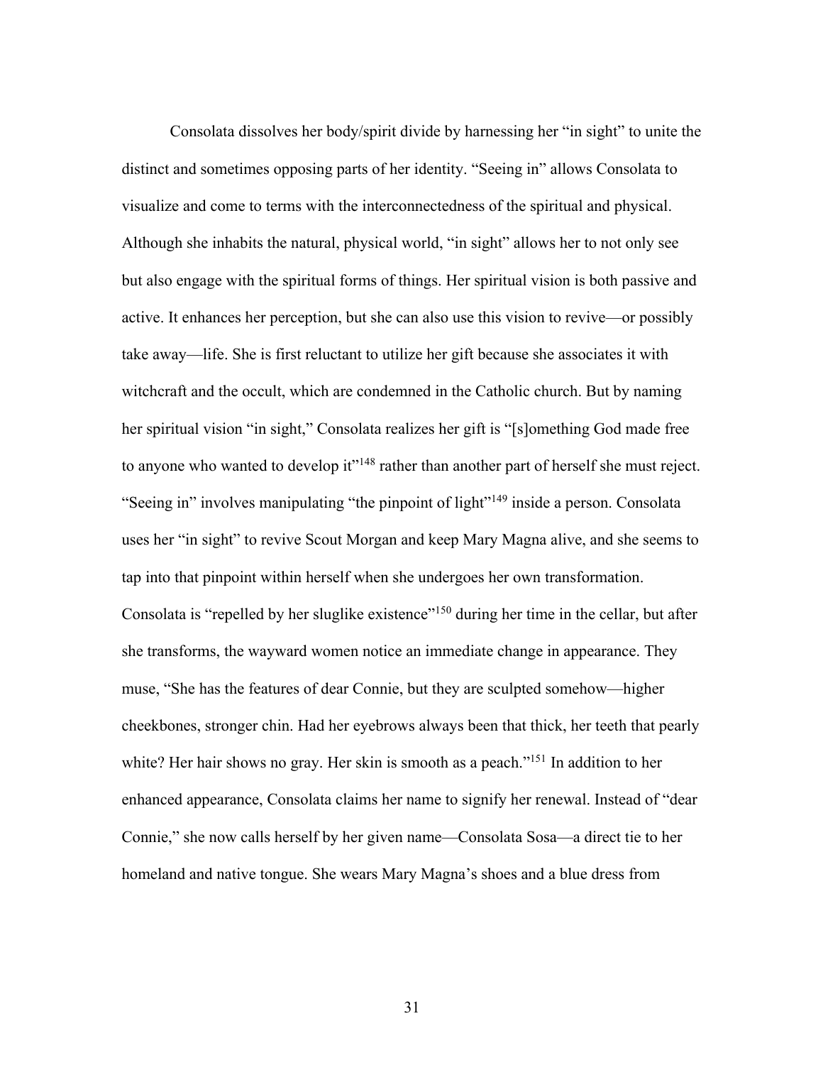Consolata dissolves her body/spirit divide by harnessing her "in sight" to unite the distinct and sometimes opposing parts of her identity. "Seeing in" allows Consolata to visualize and come to terms with the interconnectedness of the spiritual and physical. Although she inhabits the natural, physical world, "in sight" allows her to not only see but also engage with the spiritual forms of things. Her spiritual vision is both passive and active. It enhances her perception, but she can also use this vision to revive—or possibly take away—life. She is first reluctant to utilize her gift because she associates it with witchcraft and the occult, which are condemned in the Catholic church. But by naming her spiritual vision "in sight," Consolata realizes her gift is "[s]omething God made free to anyone who wanted to develop it"[148] rather than another part of herself she must reject. "Seeing in" involves manipulating "the pinpoint of light"[149] inside a person. Consolata uses her "in sight" to revive Scout Morgan and keep Mary Magna alive, and she seems to tap into that pinpoint within herself when she undergoes her own transformation. Consolata is "repelled by her sluglike existence"[150] during her time in the cellar, but after she transforms, the wayward women notice an immediate change in appearance. They muse, "She has the features of dear Connie, but they are sculpted somehow—higher cheekbones, stronger chin. Had her eyebrows always been that thick, her teeth that pearly white? Her hair shows no gray. Her skin is smooth as a peach."[151] In addition to her enhanced appearance, Consolata claims her name to signify her renewal. Instead of "dear Connie," she now calls herself by her given name—Consolata Sosa—a direct tie to her homeland and native tongue. She wears Mary Magna's shoes and a blue dress from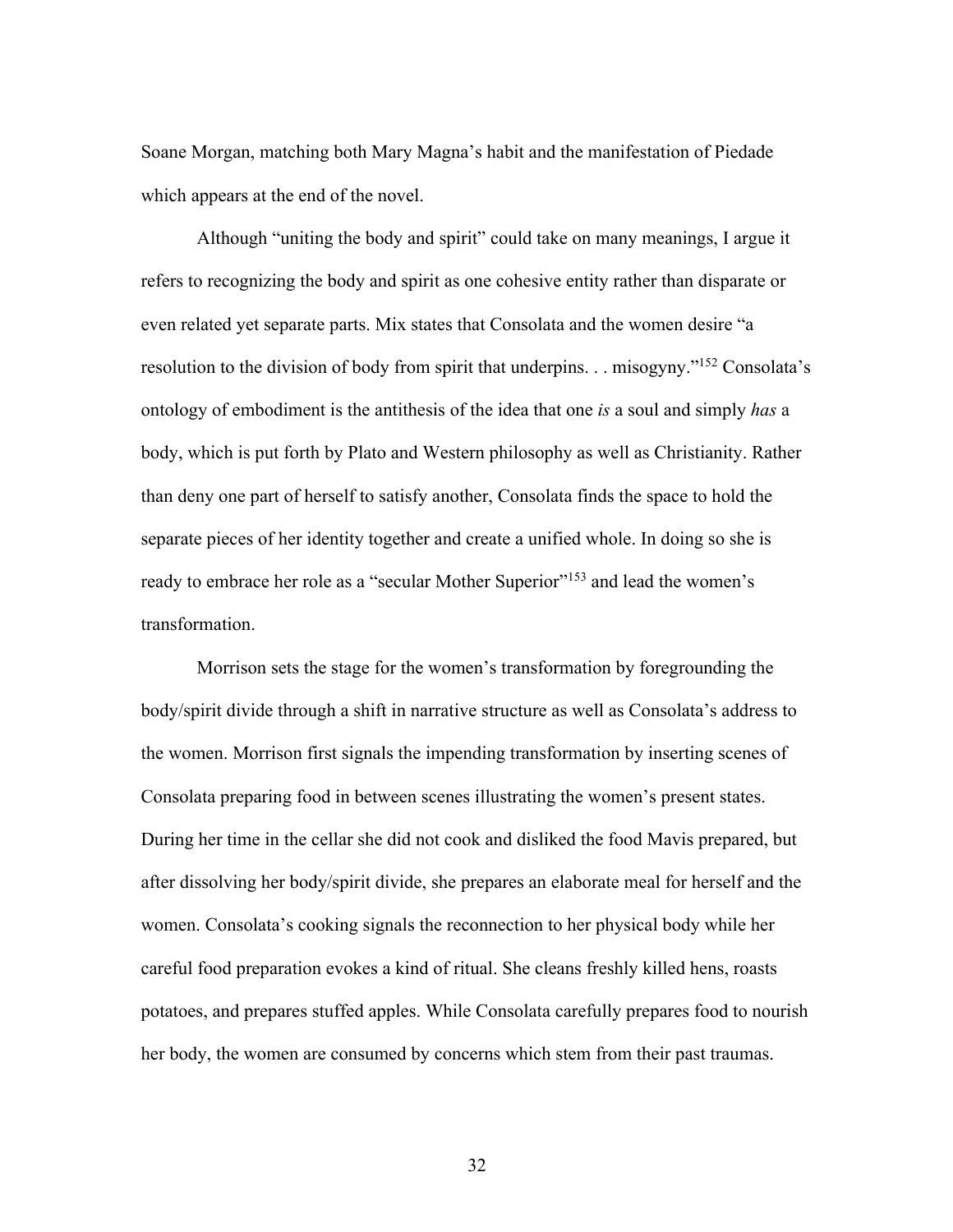Soane Morgan, matching both Mary Magna's habit and the manifestation of Piedade which appears at the end of the novel.

Although "uniting the body and spirit" could take on many meanings, I argue it refers to recognizing the body and spirit as one cohesive entity rather than disparate or even related yet separate parts. Mix states that Consolata and the women desire "a resolution to the division of body from spirit that underpins. . . misogyny."[152] Consolata's ontology of embodiment is the antithesis of the idea that one *is* a soul and simply *has* a body, which is put forth by Plato and Western philosophy as well as Christianity. Rather than deny one part of herself to satisfy another, Consolata finds the space to hold the separate pieces of her identity together and create a unified whole. In doing so she is ready to embrace her role as a "secular Mother Superior"[153] and lead the women's transformation.

Morrison sets the stage for the women's transformation by foregrounding the body/spirit divide through a shift in narrative structure as well as Consolata's address to the women. Morrison first signals the impending transformation by inserting scenes of Consolata preparing food in between scenes illustrating the women's present states. During her time in the cellar she did not cook and disliked the food Mavis prepared, but after dissolving her body/spirit divide, she prepares an elaborate meal for herself and the women. Consolata's cooking signals the reconnection to her physical body while her careful food preparation evokes a kind of ritual. She cleans freshly killed hens, roasts potatoes, and prepares stuffed apples. While Consolata carefully prepares food to nourish her body, the women are consumed by concerns which stem from their past traumas.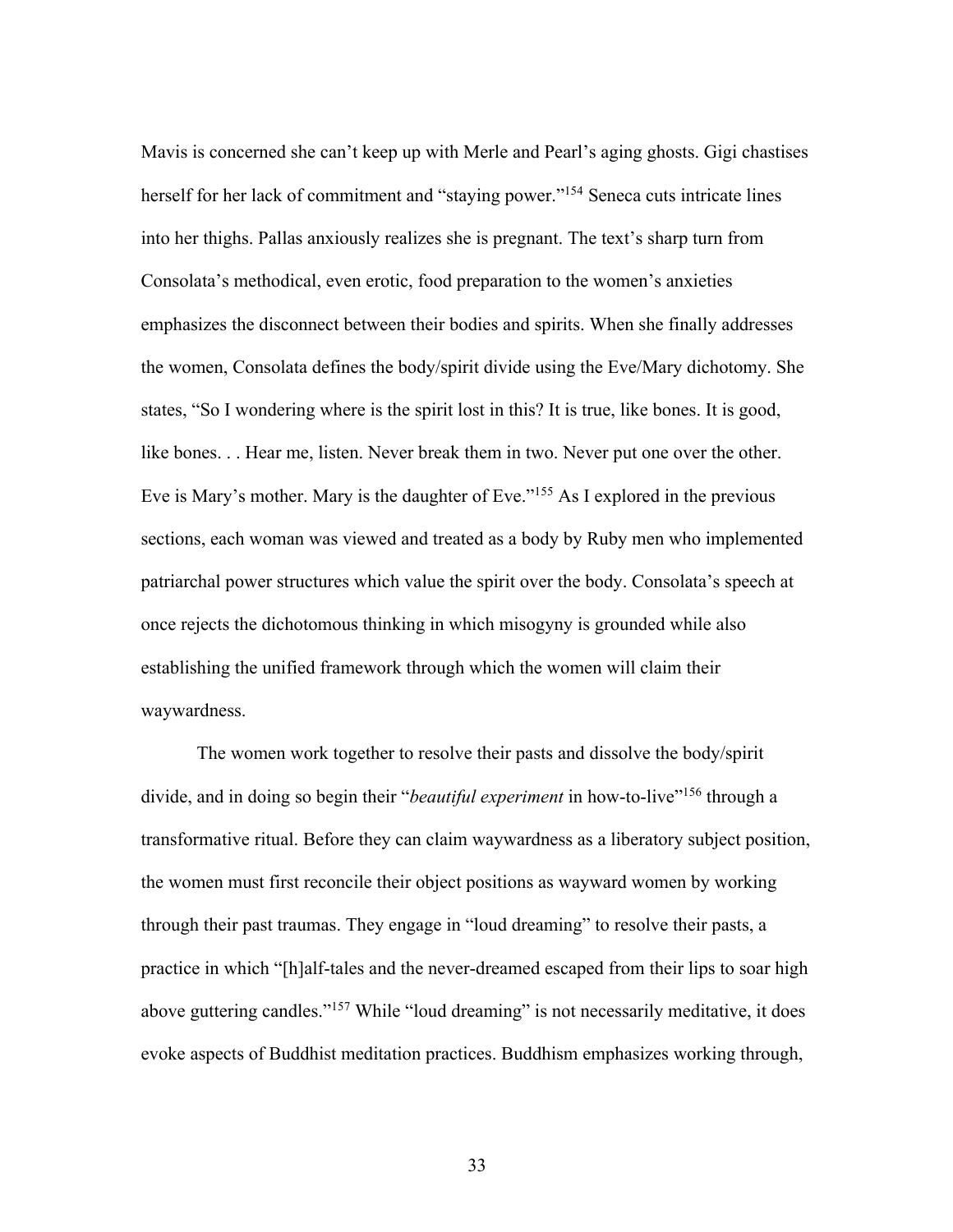Mavis is concerned she can't keep up with Merle and Pearl's aging ghosts. Gigi chastises herself for her lack of commitment and "staying power."[154] Seneca cuts intricate lines into her thighs. Pallas anxiously realizes she is pregnant. The text's sharp turn from Consolata's methodical, even erotic, food preparation to the women's anxieties emphasizes the disconnect between their bodies and spirits. When she finally addresses the women, Consolata defines the body/spirit divide using the Eve/Mary dichotomy. She states, "So I wondering where is the spirit lost in this? It is true, like bones. It is good, like bones. . . Hear me, listen. Never break them in two. Never put one over the other. Eve is Mary's mother. Mary is the daughter of Eve."[155] As I explored in the previous sections, each woman was viewed and treated as a body by Ruby men who implemented patriarchal power structures which value the spirit over the body. Consolata's speech at once rejects the dichotomous thinking in which misogyny is grounded while also establishing the unified framework through which the women will claim their waywardness.

The women work together to resolve their pasts and dissolve the body/spirit divide, and in doing so begin their "*beautiful experiment* in how-to-live"[156] through a transformative ritual. Before they can claim waywardness as a liberatory subject position, the women must first reconcile their object positions as wayward women by working through their past traumas. They engage in "loud dreaming" to resolve their pasts, a practice in which "[h]alf-tales and the never-dreamed escaped from their lips to soar high above guttering candles."[157] While "loud dreaming" is not necessarily meditative, it does evoke aspects of Buddhist meditation practices. Buddhism emphasizes working through,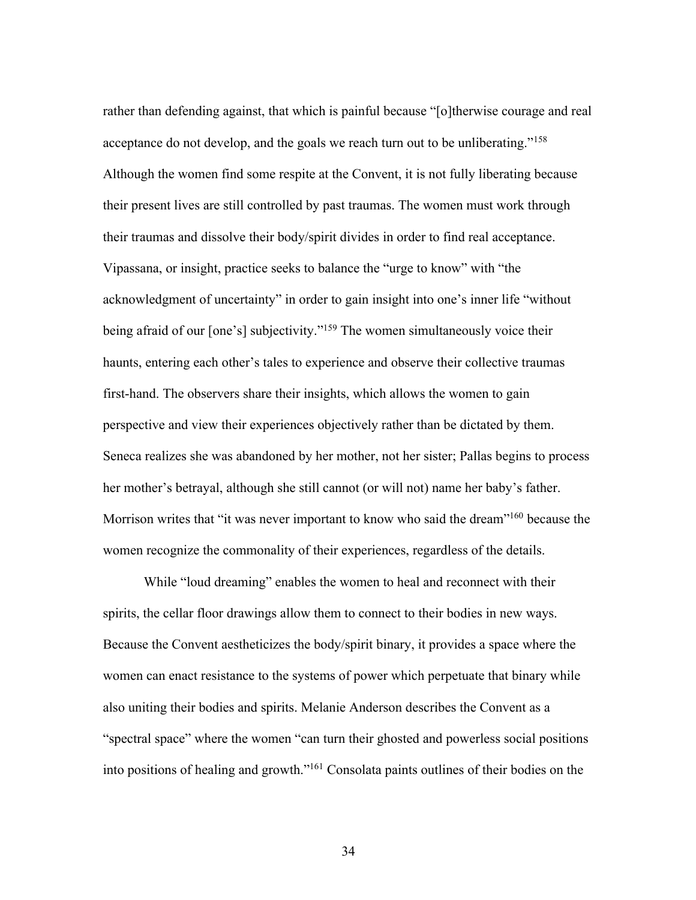rather than defending against, that which is painful because "[o]therwise courage and real acceptance do not develop, and the goals we reach turn out to be unliberating."[158] Although the women find some respite at the Convent, it is not fully liberating because their present lives are still controlled by past traumas. The women must work through their traumas and dissolve their body/spirit divides in order to find real acceptance. Vipassana, or insight, practice seeks to balance the "urge to know" with "the acknowledgment of uncertainty" in order to gain insight into one's inner life "without being afraid of our [one's] subjectivity."[159] The women simultaneously voice their haunts, entering each other's tales to experience and observe their collective traumas first-hand. The observers share their insights, which allows the women to gain perspective and view their experiences objectively rather than be dictated by them. Seneca realizes she was abandoned by her mother, not her sister; Pallas begins to process her mother's betrayal, although she still cannot (or will not) name her baby's father. Morrison writes that "it was never important to know who said the dream"[160] because the women recognize the commonality of their experiences, regardless of the details.

While "loud dreaming" enables the women to heal and reconnect with their spirits, the cellar floor drawings allow them to connect to their bodies in new ways. Because the Convent aestheticizes the body/spirit binary, it provides a space where the women can enact resistance to the systems of power which perpetuate that binary while also uniting their bodies and spirits. Melanie Anderson describes the Convent as a "spectral space" where the women "can turn their ghosted and powerless social positions into positions of healing and growth."[161] Consolata paints outlines of their bodies on the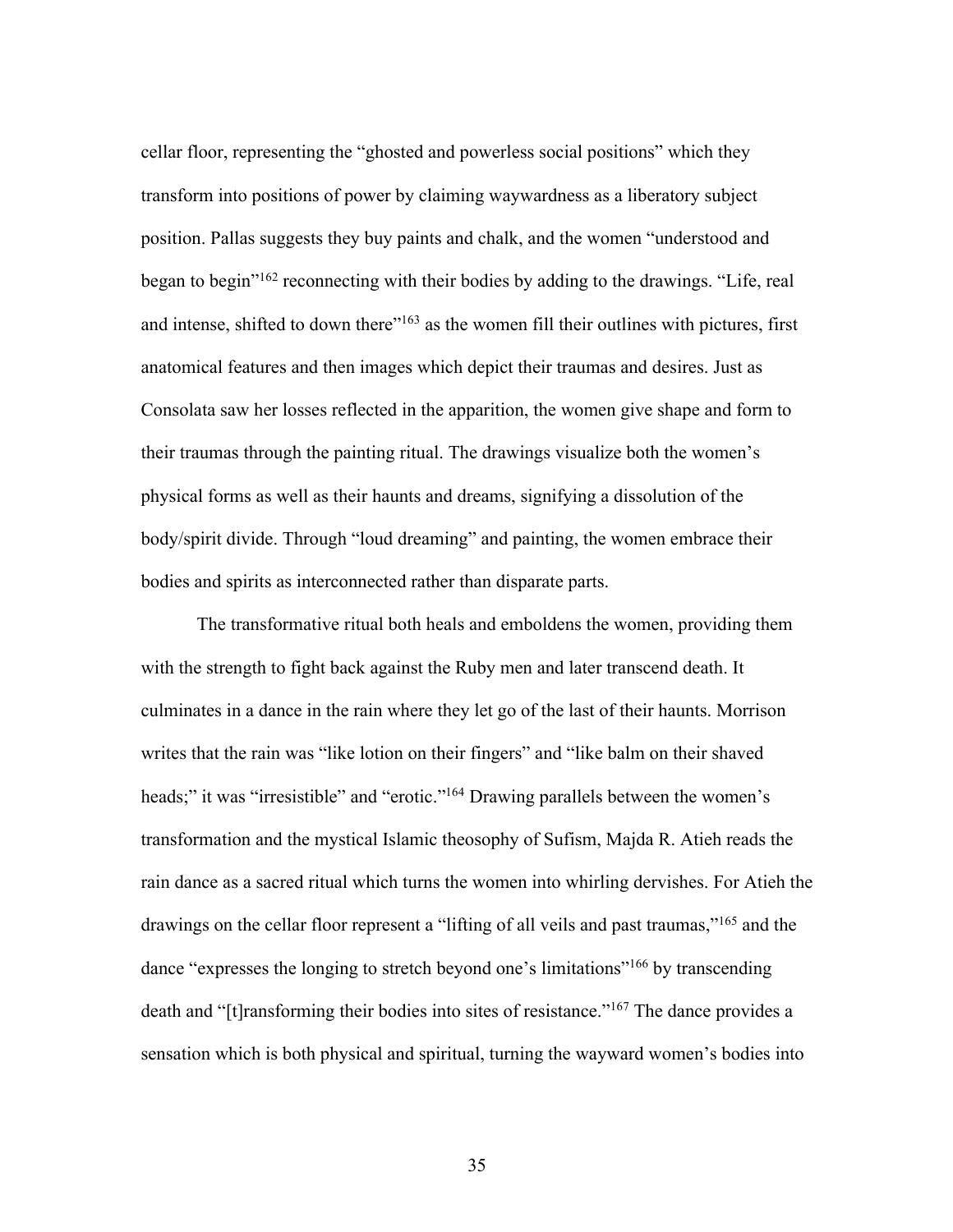cellar floor, representing the "ghosted and powerless social positions" which they transform into positions of power by claiming waywardness as a liberatory subject position. Pallas suggests they buy paints and chalk, and the women "understood and began to begin"[162] reconnecting with their bodies by adding to the drawings. "Life, real and intense, shifted to down there"[163] as the women fill their outlines with pictures, first anatomical features and then images which depict their traumas and desires. Just as Consolata saw her losses reflected in the apparition, the women give shape and form to their traumas through the painting ritual. The drawings visualize both the women's physical forms as well as their haunts and dreams, signifying a dissolution of the body/spirit divide. Through "loud dreaming" and painting, the women embrace their bodies and spirits as interconnected rather than disparate parts.

The transformative ritual both heals and emboldens the women, providing them with the strength to fight back against the Ruby men and later transcend death. It culminates in a dance in the rain where they let go of the last of their haunts. Morrison writes that the rain was "like lotion on their fingers" and "like balm on their shaved heads;" it was "irresistible" and "erotic."[164] Drawing parallels between the women's transformation and the mystical Islamic theosophy of Sufism, Majda R. Atieh reads the rain dance as a sacred ritual which turns the women into whirling dervishes. For Atieh the drawings on the cellar floor represent a "lifting of all veils and past traumas,"[165] and the dance "expresses the longing to stretch beyond one's limitations"[166] by transcending death and "[t]ransforming their bodies into sites of resistance."[167] The dance provides a sensation which is both physical and spiritual, turning the wayward women's bodies into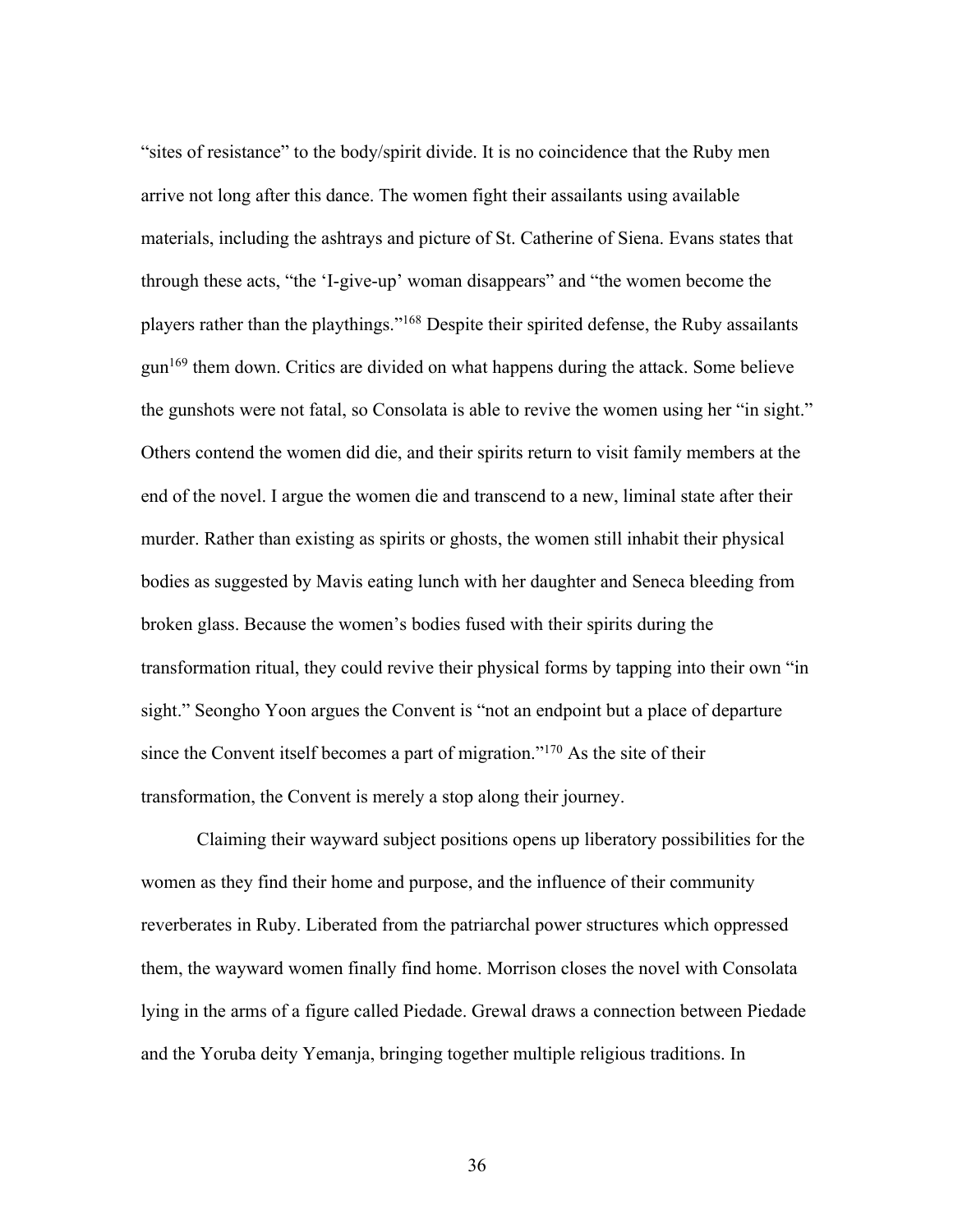"sites of resistance" to the body/spirit divide. It is no coincidence that the Ruby men arrive not long after this dance. The women fight their assailants using available materials, including the ashtrays and picture of St. Catherine of Siena. Evans states that through these acts, "the 'I-give-up' woman disappears" and "the women become the players rather than the playthings."[168] Despite their spirited defense, the Ruby assailants gun[169] them down. Critics are divided on what happens during the attack. Some believe the gunshots were not fatal, so Consolata is able to revive the women using her "in sight." Others contend the women did die, and their spirits return to visit family members at the end of the novel. I argue the women die and transcend to a new, liminal state after their murder. Rather than existing as spirits or ghosts, the women still inhabit their physical bodies as suggested by Mavis eating lunch with her daughter and Seneca bleeding from broken glass. Because the women's bodies fused with their spirits during the transformation ritual, they could revive their physical forms by tapping into their own "in sight." Seongho Yoon argues the Convent is "not an endpoint but a place of departure since the Convent itself becomes a part of migration."[170] As the site of their transformation, the Convent is merely a stop along their journey.

Claiming their wayward subject positions opens up liberatory possibilities for the women as they find their home and purpose, and the influence of their community reverberates in Ruby. Liberated from the patriarchal power structures which oppressed them, the wayward women finally find home. Morrison closes the novel with Consolata lying in the arms of a figure called Piedade. Grewal draws a connection between Piedade and the Yoruba deity Yemanja, bringing together multiple religious traditions. In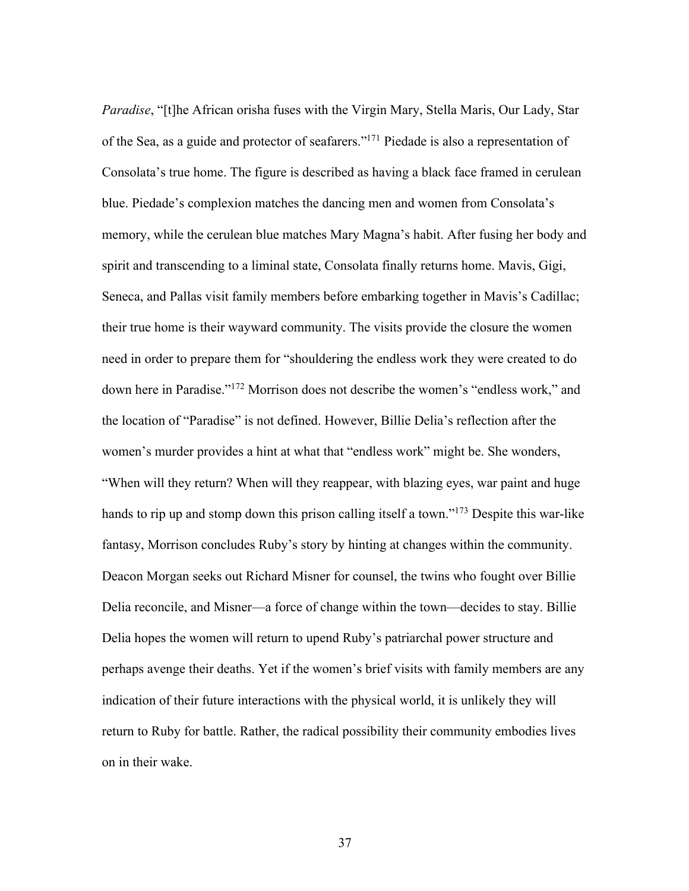*Paradise*, "[t]he African orisha fuses with the Virgin Mary, Stella Maris, Our Lady, Star of the Sea, as a guide and protector of seafarers."[171] Piedade is also a representation of Consolata's true home. The figure is described as having a black face framed in cerulean blue. Piedade's complexion matches the dancing men and women from Consolata's memory, while the cerulean blue matches Mary Magna's habit. After fusing her body and spirit and transcending to a liminal state, Consolata finally returns home. Mavis, Gigi, Seneca, and Pallas visit family members before embarking together in Mavis's Cadillac; their true home is their wayward community. The visits provide the closure the women need in order to prepare them for "shouldering the endless work they were created to do down here in Paradise."[172] Morrison does not describe the women's "endless work," and the location of "Paradise" is not defined. However, Billie Delia's reflection after the women's murder provides a hint at what that "endless work" might be. She wonders, "When will they return? When will they reappear, with blazing eyes, war paint and huge hands to rip up and stomp down this prison calling itself a town."[173] Despite this war-like fantasy, Morrison concludes Ruby's story by hinting at changes within the community. Deacon Morgan seeks out Richard Misner for counsel, the twins who fought over Billie Delia reconcile, and Misner—a force of change within the town—decides to stay. Billie Delia hopes the women will return to upend Ruby's patriarchal power structure and perhaps avenge their deaths. Yet if the women's brief visits with family members are any indication of their future interactions with the physical world, it is unlikely they will return to Ruby for battle. Rather, the radical possibility their community embodies lives on in their wake.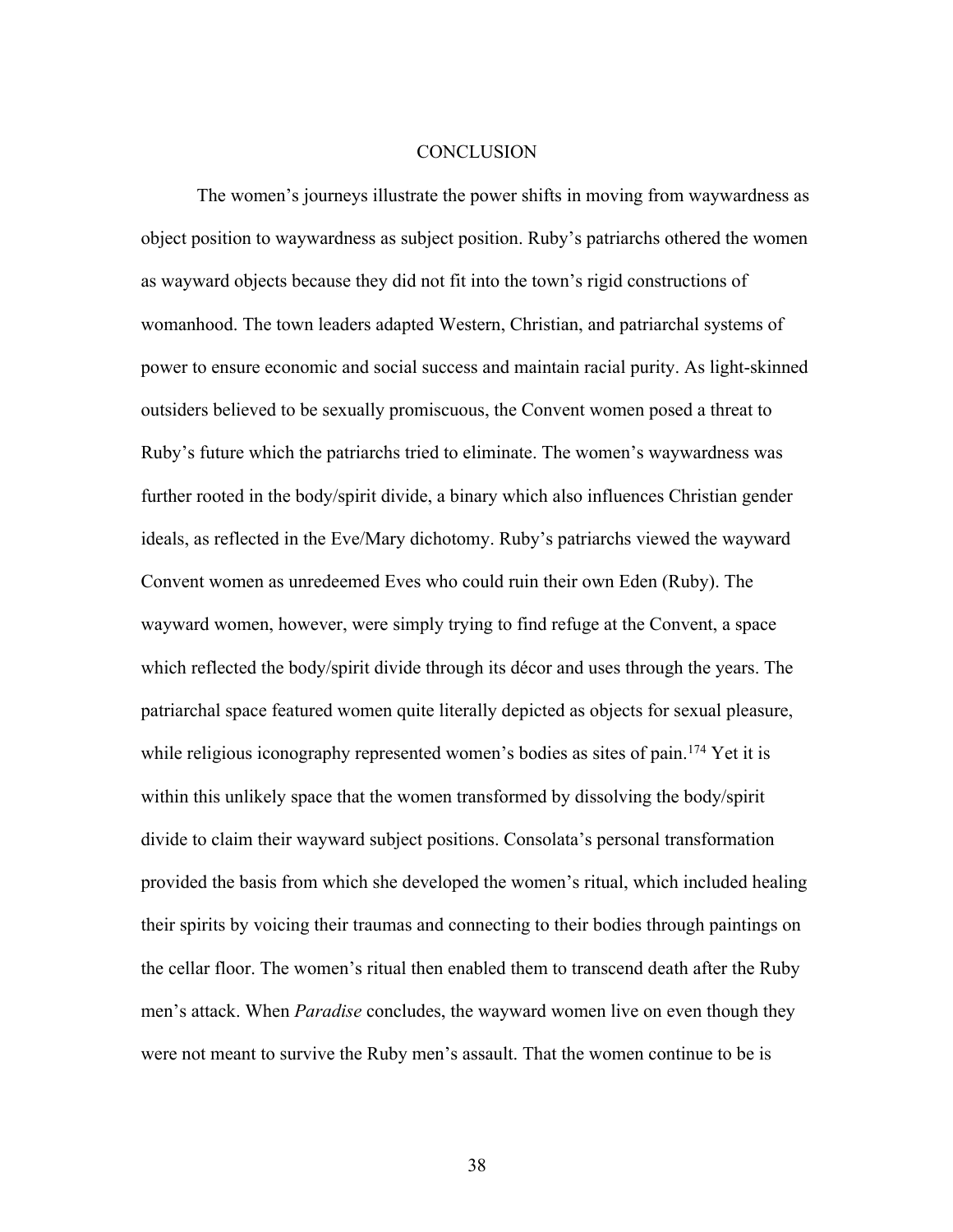# CONCLUSION

The women's journeys illustrate the power shifts in moving from waywardness as object position to waywardness as subject position. Ruby's patriarchs othered the women as wayward objects because they did not fit into the town's rigid constructions of womanhood. The town leaders adapted Western, Christian, and patriarchal systems of power to ensure economic and social success and maintain racial purity. As light-skinned outsiders believed to be sexually promiscuous, the Convent women posed a threat to Ruby's future which the patriarchs tried to eliminate. The women's waywardness was further rooted in the body/spirit divide, a binary which also influences Christian gender ideals, as reflected in the Eve/Mary dichotomy. Ruby's patriarchs viewed the wayward Convent women as unredeemed Eves who could ruin their own Eden (Ruby). The wayward women, however, were simply trying to find refuge at the Convent, a space which reflected the body/spirit divide through its décor and uses through the years. The patriarchal space featured women quite literally depicted as objects for sexual pleasure, while religious iconography represented women's bodies as sites of pain.[174] Yet it is within this unlikely space that the women transformed by dissolving the body/spirit divide to claim their wayward subject positions. Consolata's personal transformation provided the basis from which she developed the women's ritual, which included healing their spirits by voicing their traumas and connecting to their bodies through paintings on the cellar floor. The women's ritual then enabled them to transcend death after the Ruby men's attack. When *Paradise* concludes, the wayward women live on even though they were not meant to survive the Ruby men's assault. That the women continue to be is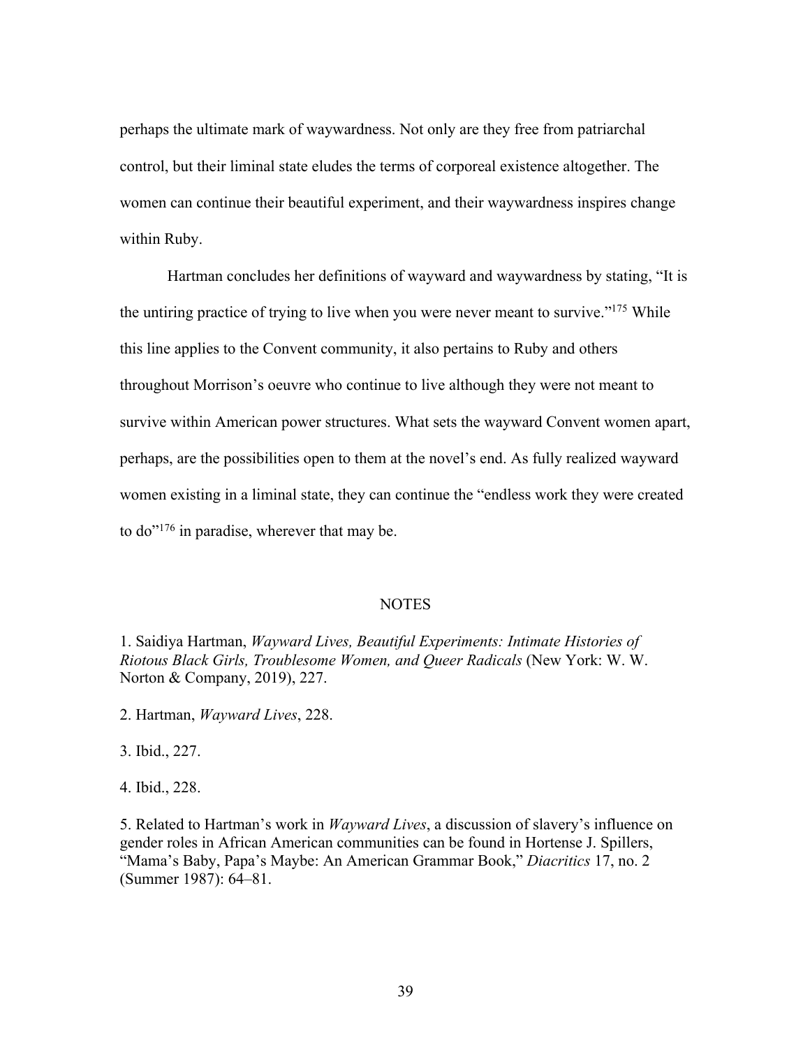perhaps the ultimate mark of waywardness. Not only are they free from patriarchal control, but their liminal state eludes the terms of corporeal existence altogether. The women can continue their beautiful experiment, and their waywardness inspires change within Ruby.

Hartman concludes her definitions of wayward and waywardness by stating, "It is the untiring practice of trying to live when you were never meant to survive."[175] While this line applies to the Convent community, it also pertains to Ruby and others throughout Morrison's oeuvre who continue to live although they were not meant to survive within American power structures. What sets the wayward Convent women apart, perhaps, are the possibilities open to them at the novel's end. As fully realized wayward women existing in a liminal state, they can continue the "endless work they were created to do"[176] in paradise, wherever that may be.

## NOTES

1. Saidiya Hartman, *Wayward Lives, Beautiful Experiments: Intimate Histories of Riotous Black Girls, Troublesome Women, and Queer Radicals* (New York: W. W. Norton & Company, 2019), 227.

2. Hartman, *Wayward Lives*, 228.

3. Ibid., 227.

4. Ibid., 228.

5. Related to Hartman's work in *Wayward Lives*, a discussion of slavery's influence on gender roles in African American communities can be found in Hortense J. Spillers, "Mama's Baby, Papa's Maybe: An American Grammar Book," *Diacritics* 17, no. 2 (Summer 1987): 64–81.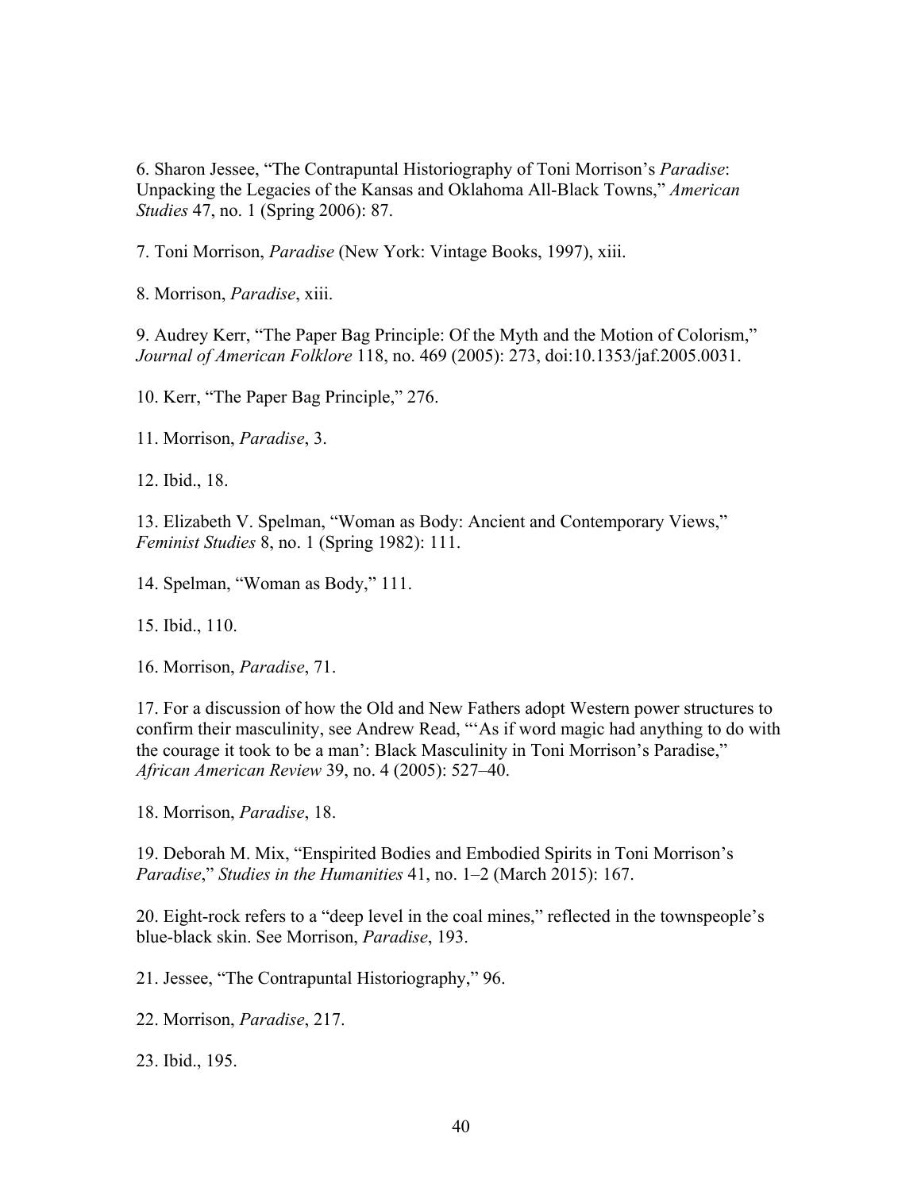6. Sharon Jessee, "The Contrapuntal Historiography of Toni Morrison's *Paradise*: Unpacking the Legacies of the Kansas and Oklahoma All-Black Towns," *American Studies* 47, no. 1 (Spring 2006): 87.

7. Toni Morrison, *Paradise* (New York: Vintage Books, 1997), xiii.

8. Morrison, *Paradise*, xiii.

9. Audrey Kerr, "The Paper Bag Principle: Of the Myth and the Motion of Colorism," *Journal of American Folklore* 118, no. 469 (2005): 273, doi:10.1353/jaf.2005.0031.

10. Kerr, "The Paper Bag Principle," 276.

11. Morrison, *Paradise*, 3.

12. Ibid., 18.

13. Elizabeth V. Spelman, "Woman as Body: Ancient and Contemporary Views," *Feminist Studies* 8, no. 1 (Spring 1982): 111.

14. Spelman, "Woman as Body," 111.

15. Ibid., 110.

16. Morrison, *Paradise*, 71.

17. For a discussion of how the Old and New Fathers adopt Western power structures to confirm their masculinity, see Andrew Read, "'As if word magic had anything to do with the courage it took to be a man': Black Masculinity in Toni Morrison's Paradise," *African American Review* 39, no. 4 (2005): 527–40.

18. Morrison, *Paradise*, 18.

19. Deborah M. Mix, "Enspirited Bodies and Embodied Spirits in Toni Morrison's *Paradise*," *Studies in the Humanities* 41, no. 1–2 (March 2015): 167.

20. Eight-rock refers to a "deep level in the coal mines," reflected in the townspeople's blue-black skin. See Morrison, *Paradise*, 193.

21. Jessee, "The Contrapuntal Historiography," 96.

22. Morrison, *Paradise*, 217.

23. Ibid., 195.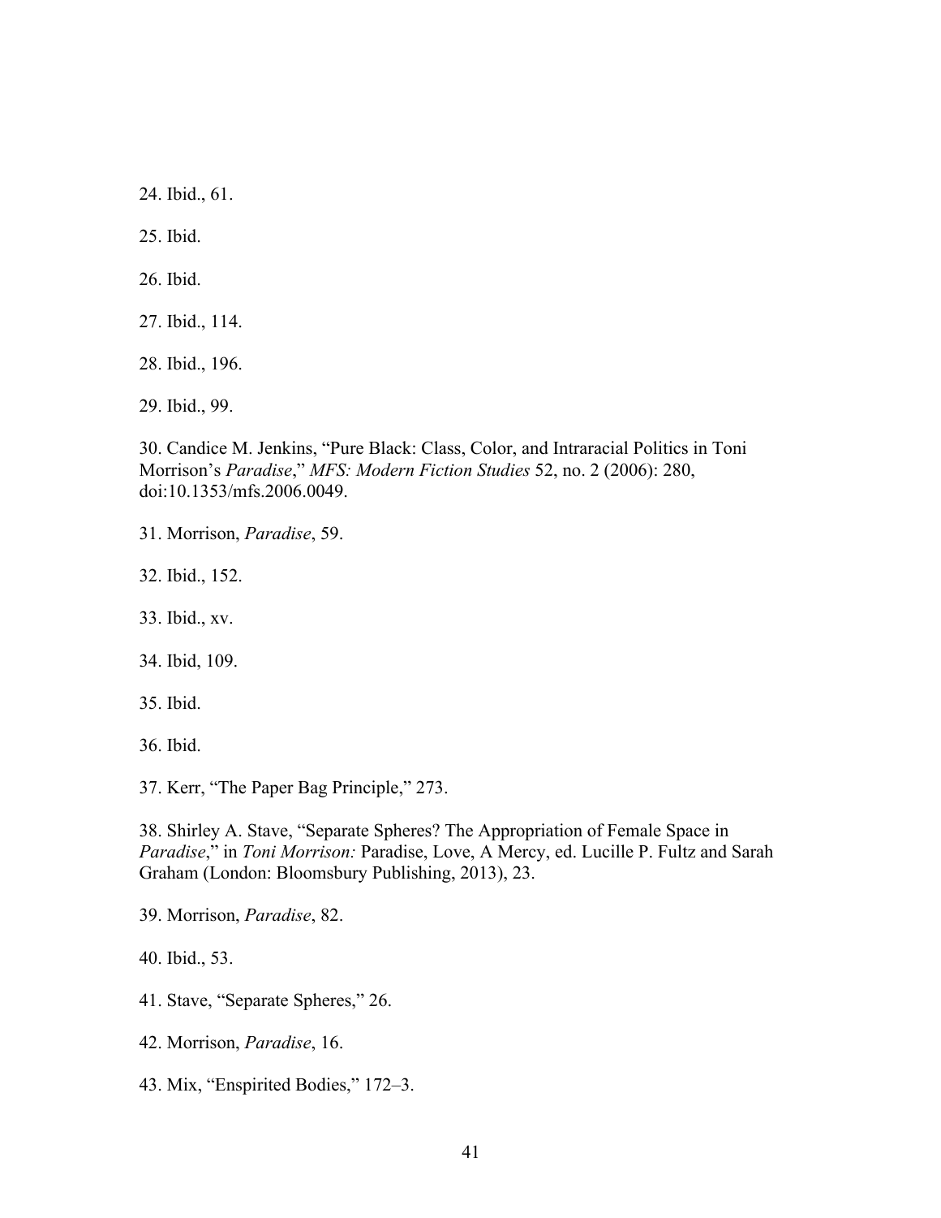24. Ibid., 61.

25. Ibid.

26. Ibid.

27. Ibid., 114.

28. Ibid., 196.

29. Ibid., 99.

30. Candice M. Jenkins, “Pure Black: Class, Color, and Intraracial Politics in Toni Morrison’s *Paradise*,” *MFS: Modern Fiction Studies* 52, no. 2 (2006): 280, doi:10.1353/mfs.2006.0049.

31. Morrison, *Paradise*, 59.

32. Ibid., 152.

33. Ibid., xv.

34. Ibid, 109.

35. Ibid.

36. Ibid.

37. Kerr, “The Paper Bag Principle,” 273.

38. Shirley A. Stave, “Separate Spheres? The Appropriation of Female Space in *Paradise*,” in *Toni Morrison:* Paradise, Love, A Mercy, ed. Lucille P. Fultz and Sarah Graham (London: Bloomsbury Publishing, 2013), 23.

39. Morrison, *Paradise*, 82.

40. Ibid., 53.

41. Stave, “Separate Spheres,” 26.

42. Morrison, *Paradise*, 16.

43. Mix, “Enspirited Bodies,” 172–3.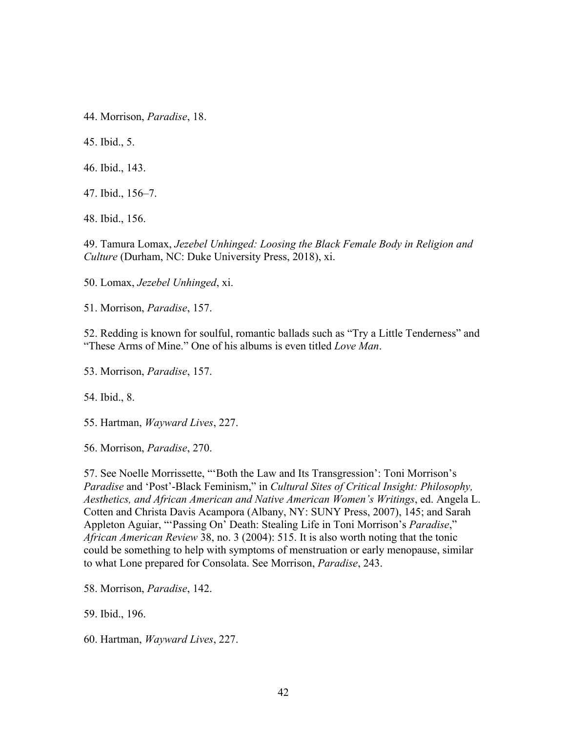44. Morrison, *Paradise*, 18.

45. Ibid., 5.

46. Ibid., 143.

47. Ibid., 156–7.

48. Ibid., 156.

49. Tamura Lomax, *Jezebel Unhinged: Loosing the Black Female Body in Religion and Culture* (Durham, NC: Duke University Press, 2018), xi.

50. Lomax, *Jezebel Unhinged*, xi.

51. Morrison, *Paradise*, 157.

52. Redding is known for soulful, romantic ballads such as "Try a Little Tenderness" and "These Arms of Mine." One of his albums is even titled *Love Man*.

53. Morrison, *Paradise*, 157.

54. Ibid., 8.

55. Hartman, *Wayward Lives*, 227.

56. Morrison, *Paradise*, 270.

57. See Noelle Morrissette, "'Both the Law and Its Transgression': Toni Morrison's *Paradise* and 'Post'-Black Feminism," in *Cultural Sites of Critical Insight: Philosophy, Aesthetics, and African American and Native American Women's Writings*, ed. Angela L. Cotten and Christa Davis Acampora (Albany, NY: SUNY Press, 2007), 145; and Sarah Appleton Aguiar, "'Passing On' Death: Stealing Life in Toni Morrison's *Paradise*," *African American Review* 38, no. 3 (2004): 515. It is also worth noting that the tonic could be something to help with symptoms of menstruation or early menopause, similar to what Lone prepared for Consolata. See Morrison, *Paradise*, 243.

58. Morrison, *Paradise*, 142.

59. Ibid., 196.

60. Hartman, *Wayward Lives*, 227.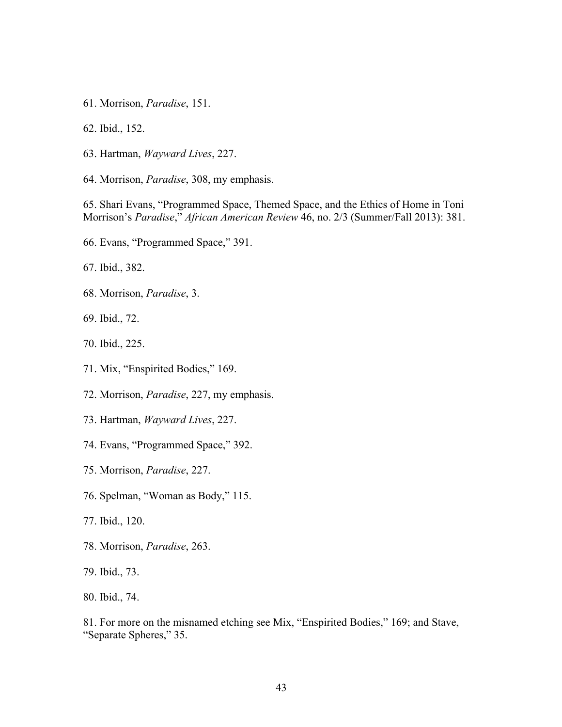61. Morrison, *Paradise*, 151.

62. Ibid., 152.

63. Hartman, *Wayward Lives*, 227.

64. Morrison, *Paradise*, 308, my emphasis.

65. Shari Evans, "Programmed Space, Themed Space, and the Ethics of Home in Toni Morrison's *Paradise*," *African American Review* 46, no. 2/3 (Summer/Fall 2013): 381.

66. Evans, "Programmed Space," 391.

67. Ibid., 382.

68. Morrison, *Paradise*, 3.

69. Ibid., 72.

70. Ibid., 225.

71. Mix, "Enspirited Bodies," 169.

72. Morrison, *Paradise*, 227, my emphasis.

73. Hartman, *Wayward Lives*, 227.

74. Evans, "Programmed Space," 392.

75. Morrison, *Paradise*, 227.

76. Spelman, "Woman as Body," 115.

77. Ibid., 120.

78. Morrison, *Paradise*, 263.

79. Ibid., 73.

80. Ibid., 74.

81. For more on the misnamed etching see Mix, "Enspirited Bodies," 169; and Stave, "Separate Spheres," 35.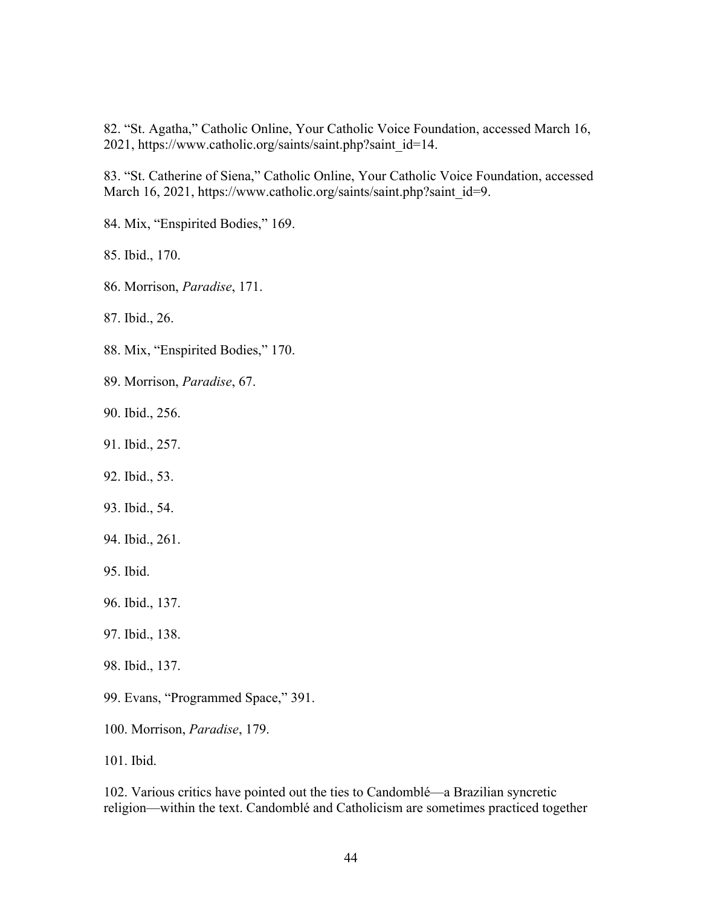82. "St. Agatha," Catholic Online, Your Catholic Voice Foundation, accessed March 16, 2021, https://www.catholic.org/saints/saint.php?saint_id=14.

83. "St. Catherine of Siena," Catholic Online, Your Catholic Voice Foundation, accessed March 16, 2021, https://www.catholic.org/saints/saint.php?saint_id=9.

84. Mix, "Enspirited Bodies," 169.

85. Ibid., 170.

86. Morrison, *Paradise*, 171.

87. Ibid., 26.

88. Mix, "Enspirited Bodies," 170.

89. Morrison, *Paradise*, 67.

90. Ibid., 256.

91. Ibid., 257.

92. Ibid., 53.

93. Ibid., 54.

94. Ibid., 261.

95. Ibid.

96. Ibid., 137.

97. Ibid., 138.

98. Ibid., 137.

99. Evans, "Programmed Space," 391.

100. Morrison, *Paradise*, 179.

101. Ibid.

102. Various critics have pointed out the ties to Candomblé—a Brazilian syncretic religion—within the text. Candomblé and Catholicism are sometimes practiced together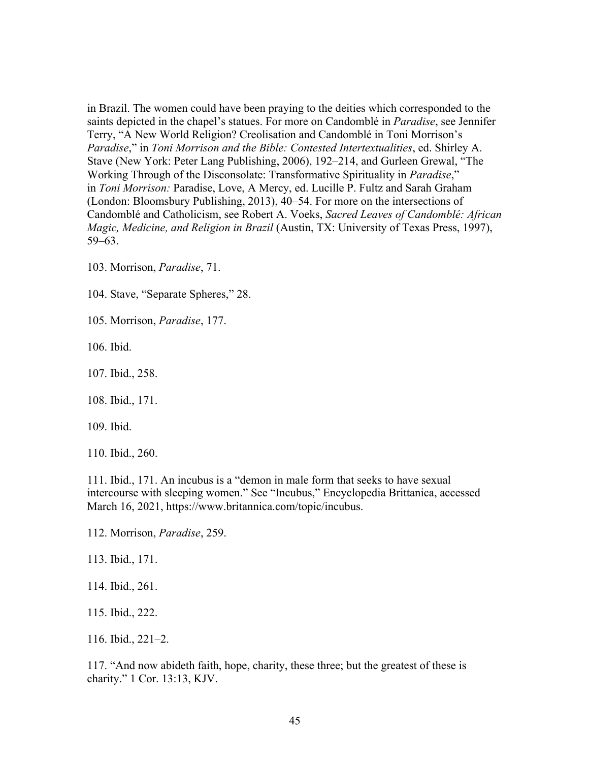in Brazil. The women could have been praying to the deities which corresponded to the saints depicted in the chapel's statues. For more on Candomblé in *Paradise*, see Jennifer Terry, "A New World Religion? Creolisation and Candomblé in Toni Morrison's *Paradise*," in *Toni Morrison and the Bible: Contested Intertextualities*, ed. Shirley A. Stave (New York: Peter Lang Publishing, 2006), 192–214, and Gurleen Grewal, "The Working Through of the Disconsolate: Transformative Spirituality in *Paradise*," in *Toni Morrison:* Paradise, Love, A Mercy, ed. Lucille P. Fultz and Sarah Graham (London: Bloomsbury Publishing, 2013), 40–54. For more on the intersections of Candomblé and Catholicism, see Robert A. Voeks, *Sacred Leaves of Candomblé: African Magic, Medicine, and Religion in Brazil* (Austin, TX: University of Texas Press, 1997), 59–63.

103. Morrison, *Paradise*, 71.

104. Stave, "Separate Spheres," 28.

105. Morrison, *Paradise*, 177.

106. Ibid.

107. Ibid., 258.

108. Ibid., 171.

109. Ibid.

110. Ibid., 260.

111. Ibid., 171. An incubus is a "demon in male form that seeks to have sexual intercourse with sleeping women." See "Incubus," Encyclopedia Brittanica, accessed March 16, 2021, https://www.britannica.com/topic/incubus.

112. Morrison, *Paradise*, 259.

113. Ibid., 171.

114. Ibid., 261.

115. Ibid., 222.

116. Ibid., 221–2.

117. "And now abideth faith, hope, charity, these three; but the greatest of these is charity." 1 Cor. 13:13, KJV.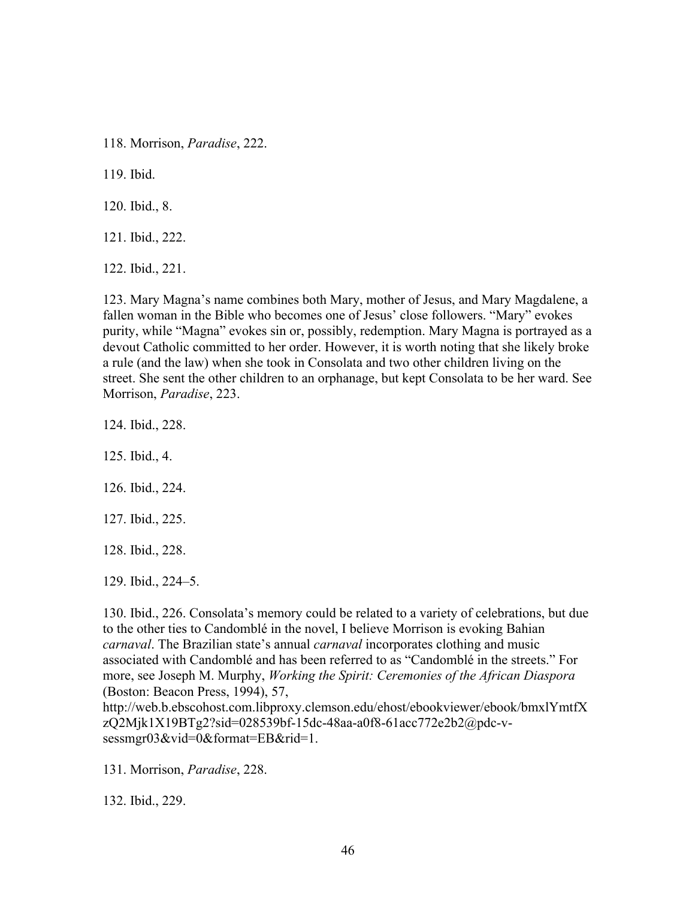118. Morrison, *Paradise*, 222.

119. Ibid.

120. Ibid., 8.

121. Ibid., 222.

122. Ibid., 221.

123. Mary Magna's name combines both Mary, mother of Jesus, and Mary Magdalene, a fallen woman in the Bible who becomes one of Jesus' close followers. "Mary" evokes purity, while "Magna" evokes sin or, possibly, redemption. Mary Magna is portrayed as a devout Catholic committed to her order. However, it is worth noting that she likely broke a rule (and the law) when she took in Consolata and two other children living on the street. She sent the other children to an orphanage, but kept Consolata to be her ward. See Morrison, *Paradise*, 223.

124. Ibid., 228.

125. Ibid., 4.

126. Ibid., 224.

127. Ibid., 225.

128. Ibid., 228.

129. Ibid., 224–5.

130. Ibid., 226. Consolata's memory could be related to a variety of celebrations, but due to the other ties to Candomblé in the novel, I believe Morrison is evoking Bahian *carnaval*. The Brazilian state's annual *carnaval* incorporates clothing and music associated with Candomblé and has been referred to as "Candomblé in the streets." For more, see Joseph M. Murphy, *Working the Spirit: Ceremonies of the African Diaspora* (Boston: Beacon Press, 1994), 57, http://web.b.ebscohost.com.libproxy.clemson.edu/ehost/ebookviewer/ebook/bmxlYmtfXzQ2Mjk1X19BTg2?sid=028539bf-15dc-48aa-a0f8-61acc772e2b2@pdc-v-sessmgr03&vid=0&format=EB&rid=1.

131. Morrison, *Paradise*, 228.

132. Ibid., 229.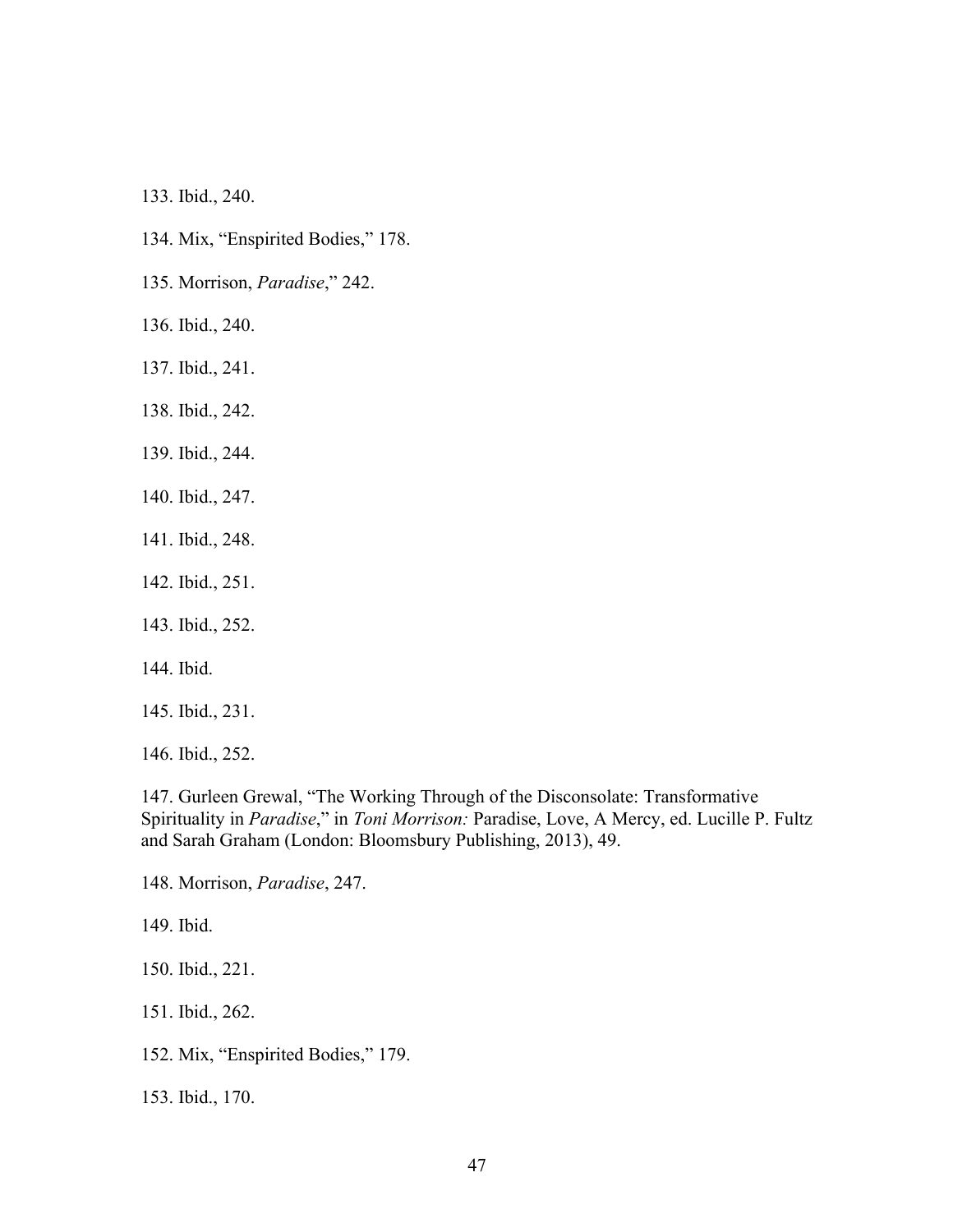133. Ibid., 240.

134. Mix, “Enspirited Bodies,” 178.

135. Morrison, *Paradise*,” 242.

136. Ibid., 240.

137. Ibid., 241.

138. Ibid., 242.

139. Ibid., 244.

140. Ibid., 247.

141. Ibid., 248.

142. Ibid., 251.

143. Ibid., 252.

144. Ibid.

145. Ibid., 231.

146. Ibid., 252.

147. Gurleen Grewal, “The Working Through of the Disconsolate: Transformative Spirituality in *Paradise*,” in *Toni Morrison:* Paradise, Love, A Mercy, ed. Lucille P. Fultz and Sarah Graham (London: Bloomsbury Publishing, 2013), 49.

148. Morrison, *Paradise*, 247.

149. Ibid.

150. Ibid., 221.

151. Ibid., 262.

152. Mix, “Enspirited Bodies,” 179.

153. Ibid., 170.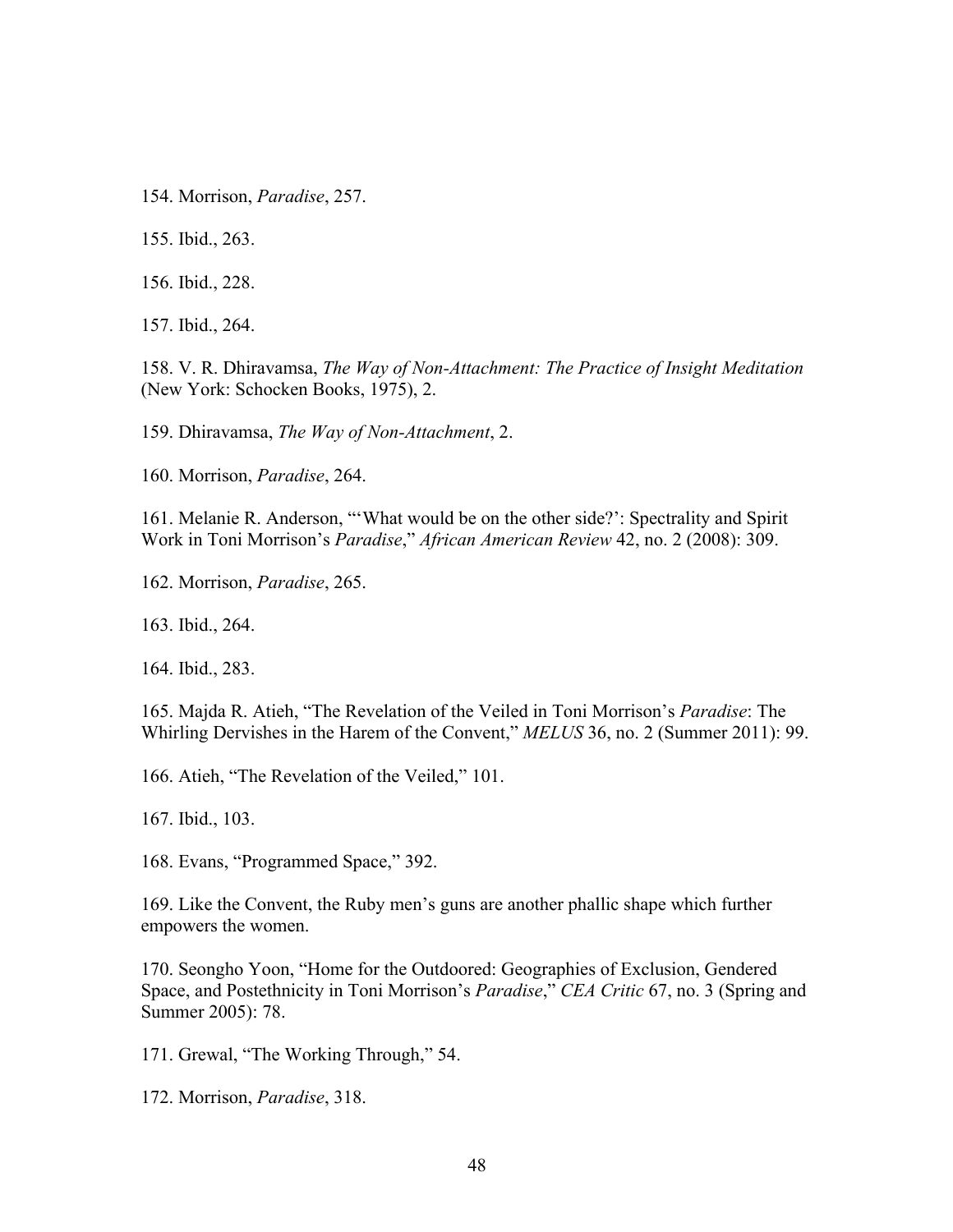154. Morrison, *Paradise*, 257.

155. Ibid., 263.

156. Ibid., 228.

157. Ibid., 264.

158. V. R. Dhiravamsa, *The Way of Non-Attachment: The Practice of Insight Meditation* (New York: Schocken Books, 1975), 2.

159. Dhiravamsa, *The Way of Non-Attachment*, 2.

160. Morrison, *Paradise*, 264.

161. Melanie R. Anderson, "'What would be on the other side?': Spectrality and Spirit Work in Toni Morrison's *Paradise*," *African American Review* 42, no. 2 (2008): 309.

162. Morrison, *Paradise*, 265.

163. Ibid., 264.

164. Ibid., 283.

165. Majda R. Atieh, "The Revelation of the Veiled in Toni Morrison's *Paradise*: The Whirling Dervishes in the Harem of the Convent," *MELUS* 36, no. 2 (Summer 2011): 99.

166. Atieh, "The Revelation of the Veiled," 101.

167. Ibid., 103.

168. Evans, "Programmed Space," 392.

169. Like the Convent, the Ruby men's guns are another phallic shape which further empowers the women.

170. Seongho Yoon, "Home for the Outdoored: Geographies of Exclusion, Gendered Space, and Postethnicity in Toni Morrison's *Paradise*," *CEA Critic* 67, no. 3 (Spring and Summer 2005): 78.

171. Grewal, "The Working Through," 54.

172. Morrison, *Paradise*, 318.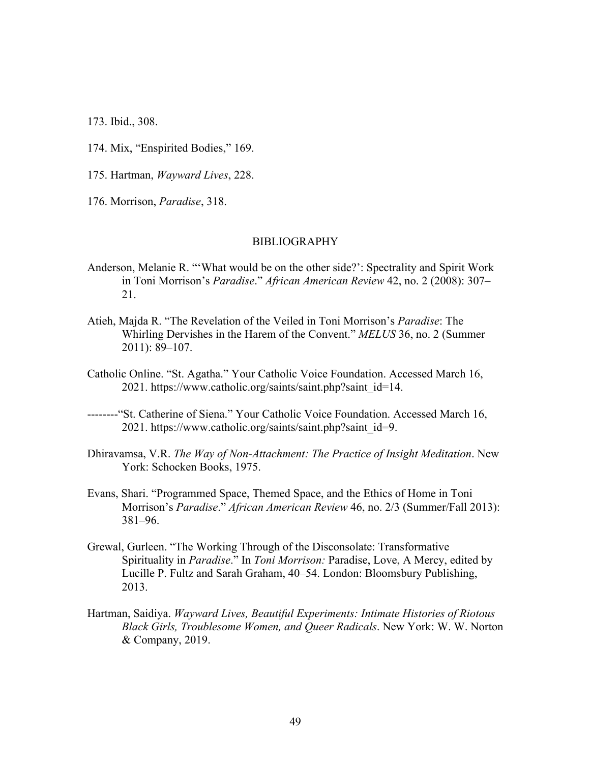173. Ibid., 308.

174. Mix, "Enspirited Bodies," 169.

175. Hartman, *Wayward Lives*, 228.

176. Morrison, *Paradise*, 318.

## BIBLIOGRAPHY

Anderson, Melanie R. "'What would be on the other side?': Spectrality and Spirit Work in Toni Morrison's *Paradise*." *African American Review* 42, no. 2 (2008): 307–21.

Atieh, Majda R. "The Revelation of the Veiled in Toni Morrison's *Paradise*: The Whirling Dervishes in the Harem of the Convent." *MELUS* 36, no. 2 (Summer 2011): 89–107.

Catholic Online. "St. Agatha." Your Catholic Voice Foundation. Accessed March 16, 2021. https://www.catholic.org/saints/saint.php?saint_id=14.

--------"St. Catherine of Siena." Your Catholic Voice Foundation. Accessed March 16, 2021. https://www.catholic.org/saints/saint.php?saint_id=9.

Dhiravamsa, V.R. *The Way of Non-Attachment: The Practice of Insight Meditation*. New York: Schocken Books, 1975.

Evans, Shari. "Programmed Space, Themed Space, and the Ethics of Home in Toni Morrison's *Paradise*." *African American Review* 46, no. 2/3 (Summer/Fall 2013): 381–96.

Grewal, Gurleen. "The Working Through of the Disconsolate: Transformative Spirituality in *Paradise*." In *Toni Morrison:* Paradise, Love, A Mercy, edited by Lucille P. Fultz and Sarah Graham, 40–54. London: Bloomsbury Publishing, 2013.

Hartman, Saidiya. *Wayward Lives, Beautiful Experiments: Intimate Histories of Riotous Black Girls, Troublesome Women, and Queer Radicals*. New York: W. W. Norton & Company, 2019.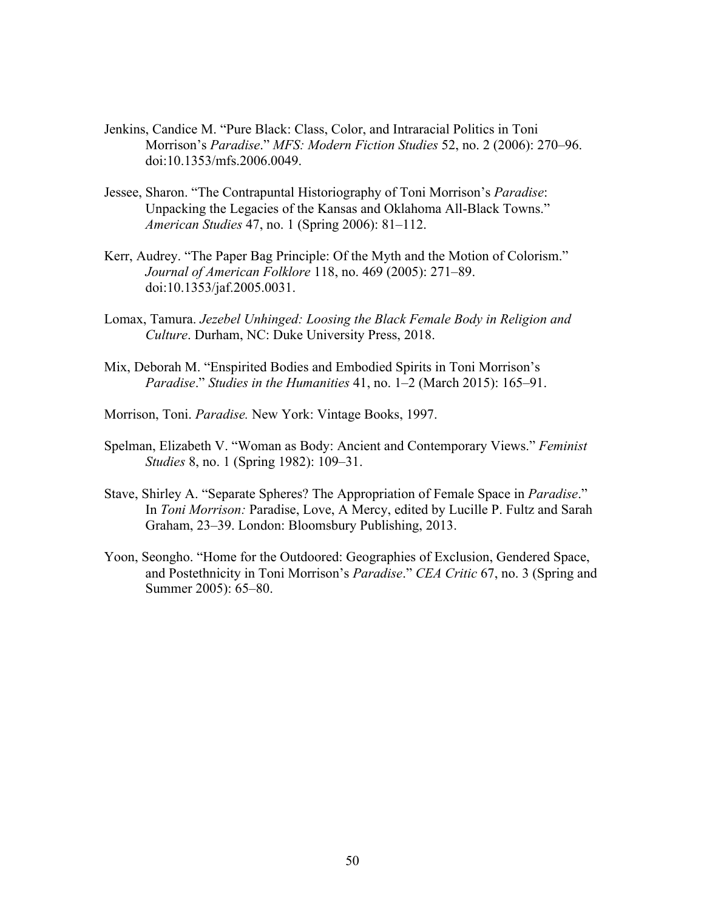Jenkins, Candice M. "Pure Black: Class, Color, and Intraracial Politics in Toni Morrison's *Paradise*." *MFS: Modern Fiction Studies* 52, no. 2 (2006): 270–96. doi:10.1353/mfs.2006.0049.

Jessee, Sharon. "The Contrapuntal Historiography of Toni Morrison's *Paradise*: Unpacking the Legacies of the Kansas and Oklahoma All-Black Towns." *American Studies* 47, no. 1 (Spring 2006): 81–112.

Kerr, Audrey. "The Paper Bag Principle: Of the Myth and the Motion of Colorism." *Journal of American Folklore* 118, no. 469 (2005): 271–89. doi:10.1353/jaf.2005.0031.

Lomax, Tamura. *Jezebel Unhinged: Loosing the Black Female Body in Religion and Culture*. Durham, NC: Duke University Press, 2018.

Mix, Deborah M. "Enspirited Bodies and Embodied Spirits in Toni Morrison's *Paradise*." *Studies in the Humanities* 41, no. 1–2 (March 2015): 165–91.

Morrison, Toni. *Paradise.* New York: Vintage Books, 1997.

Spelman, Elizabeth V. "Woman as Body: Ancient and Contemporary Views." *Feminist Studies* 8, no. 1 (Spring 1982): 109–31.

Stave, Shirley A. "Separate Spheres? The Appropriation of Female Space in *Paradise*." In *Toni Morrison:* Paradise, Love, A Mercy, edited by Lucille P. Fultz and Sarah Graham, 23–39. London: Bloomsbury Publishing, 2013.

Yoon, Seongho. "Home for the Outdoored: Geographies of Exclusion, Gendered Space, and Postethnicity in Toni Morrison's *Paradise*." *CEA Critic* 67, no. 3 (Spring and Summer 2005): 65–80.